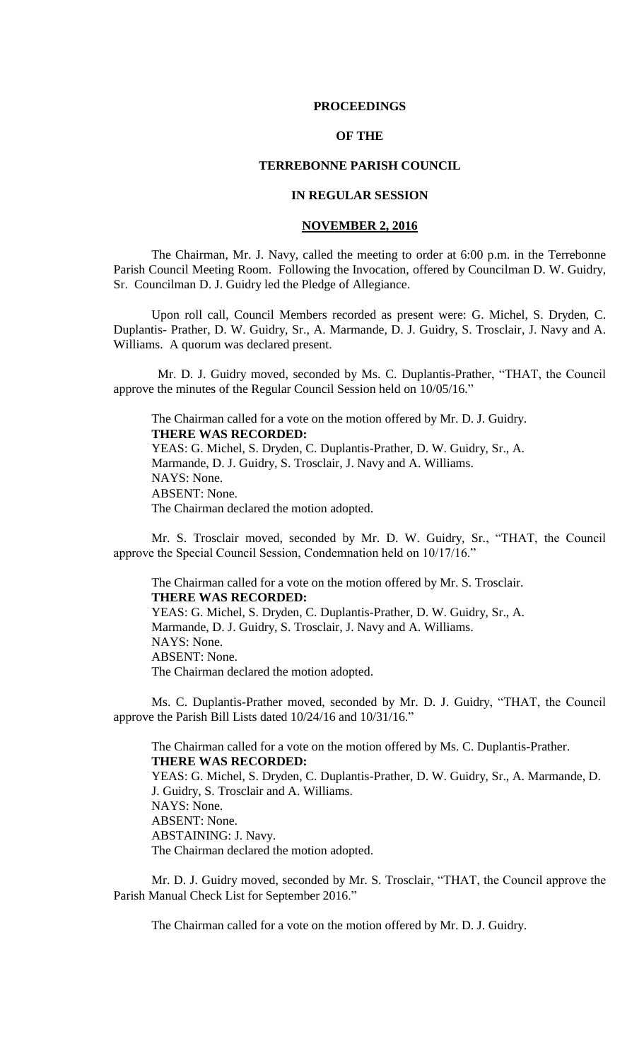**PROCEEDINGS**

**OF THE**

**TERREBONNE PARISH COUNCIL**

**IN REGULAR SESSION**

**NOVEMBER 2, 2016**

The Chairman, Mr. J. Navy, called the meeting to order at 6:00 p.m. in the Terrebonne Parish Council Meeting Room. Following the Invocation, offered by Councilman D. W. Guidry, Sr. Councilman D. J. Guidry led the Pledge of Allegiance.

Upon roll call, Council Members recorded as present were: G. Michel, S. Dryden, C. Duplantis- Prather, D. W. Guidry, Sr., A. Marmande, D. J. Guidry, S. Trosclair, J. Navy and A. Williams. A quorum was declared present.

Mr. D. J. Guidry moved, seconded by Ms. C. Duplantis-Prather, "THAT, the Council approve the minutes of the Regular Council Session held on 10/05/16."

The Chairman called for a vote on the motion offered by Mr. D. J. Guidry.
**THERE WAS RECORDED:**
YEAS: G. Michel, S. Dryden, C. Duplantis-Prather, D. W. Guidry, Sr., A. Marmande, D. J. Guidry, S. Trosclair, J. Navy and A. Williams.
NAYS: None.
ABSENT: None.
The Chairman declared the motion adopted.

Mr. S. Trosclair moved, seconded by Mr. D. W. Guidry, Sr., "THAT, the Council approve the Special Council Session, Condemnation held on 10/17/16."

The Chairman called for a vote on the motion offered by Mr. S. Trosclair.
**THERE WAS RECORDED:**
YEAS: G. Michel, S. Dryden, C. Duplantis-Prather, D. W. Guidry, Sr., A. Marmande, D. J. Guidry, S. Trosclair, J. Navy and A. Williams.
NAYS: None.
ABSENT: None.
The Chairman declared the motion adopted.

Ms. C. Duplantis-Prather moved, seconded by Mr. D. J. Guidry, "THAT, the Council approve the Parish Bill Lists dated 10/24/16 and 10/31/16."

The Chairman called for a vote on the motion offered by Ms. C. Duplantis-Prather.
**THERE WAS RECORDED:**
YEAS: G. Michel, S. Dryden, C. Duplantis-Prather, D. W. Guidry, Sr., A. Marmande, D. J. Guidry, S. Trosclair and A. Williams.
NAYS: None.
ABSENT: None.
ABSTAINING: J. Navy.
The Chairman declared the motion adopted.

Mr. D. J. Guidry moved, seconded by Mr. S. Trosclair, "THAT, the Council approve the Parish Manual Check List for September 2016."

The Chairman called for a vote on the motion offered by Mr. D. J. Guidry.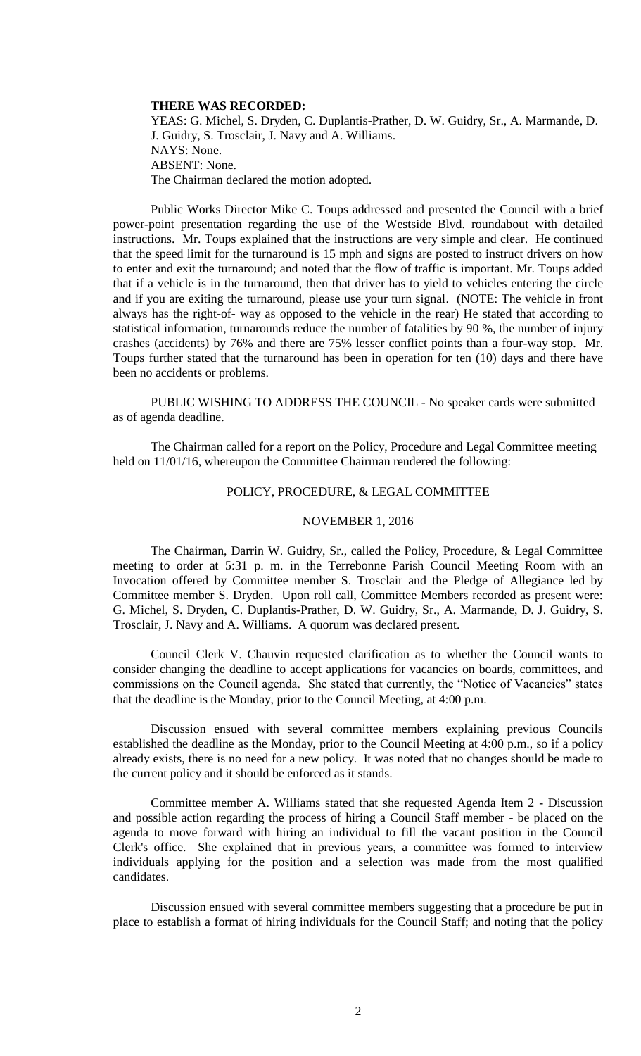**THERE WAS RECORDED:**

YEAS: G. Michel, S. Dryden, C. Duplantis-Prather, D. W. Guidry, Sr., A. Marmande, D. J. Guidry, S. Trosclair, J. Navy and A. Williams.

NAYS: None.

ABSENT: None.

The Chairman declared the motion adopted.

Public Works Director Mike C. Toups addressed and presented the Council with a brief power-point presentation regarding the use of the Westside Blvd. roundabout with detailed instructions. Mr. Toups explained that the instructions are very simple and clear. He continued that the speed limit for the turnaround is 15 mph and signs are posted to instruct drivers on how to enter and exit the turnaround; and noted that the flow of traffic is important. Mr. Toups added that if a vehicle is in the turnaround, then that driver has to yield to vehicles entering the circle and if you are exiting the turnaround, please use your turn signal. (NOTE: The vehicle in front always has the right-of- way as opposed to the vehicle in the rear) He stated that according to statistical information, turnarounds reduce the number of fatalities by 90 %, the number of injury crashes (accidents) by 76% and there are 75% lesser conflict points than a four-way stop. Mr. Toups further stated that the turnaround has been in operation for ten (10) days and there have been no accidents or problems.

PUBLIC WISHING TO ADDRESS THE COUNCIL - No speaker cards were submitted as of agenda deadline.

The Chairman called for a report on the Policy, Procedure and Legal Committee meeting held on 11/01/16, whereupon the Committee Chairman rendered the following:

POLICY, PROCEDURE, & LEGAL COMMITTEE

NOVEMBER 1, 2016

The Chairman, Darrin W. Guidry, Sr., called the Policy, Procedure, & Legal Committee meeting to order at 5:31 p. m. in the Terrebonne Parish Council Meeting Room with an Invocation offered by Committee member S. Trosclair and the Pledge of Allegiance led by Committee member S. Dryden. Upon roll call, Committee Members recorded as present were: G. Michel, S. Dryden, C. Duplantis-Prather, D. W. Guidry, Sr., A. Marmande, D. J. Guidry, S. Trosclair, J. Navy and A. Williams. A quorum was declared present.

Council Clerk V. Chauvin requested clarification as to whether the Council wants to consider changing the deadline to accept applications for vacancies on boards, committees, and commissions on the Council agenda. She stated that currently, the "Notice of Vacancies" states that the deadline is the Monday, prior to the Council Meeting, at 4:00 p.m.

Discussion ensued with several committee members explaining previous Councils established the deadline as the Monday, prior to the Council Meeting at 4:00 p.m., so if a policy already exists, there is no need for a new policy. It was noted that no changes should be made to the current policy and it should be enforced as it stands.

Committee member A. Williams stated that she requested Agenda Item 2 - Discussion and possible action regarding the process of hiring a Council Staff member - be placed on the agenda to move forward with hiring an individual to fill the vacant position in the Council Clerk's office. She explained that in previous years, a committee was formed to interview individuals applying for the position and a selection was made from the most qualified candidates.

Discussion ensued with several committee members suggesting that a procedure be put in place to establish a format of hiring individuals for the Council Staff; and noting that the policy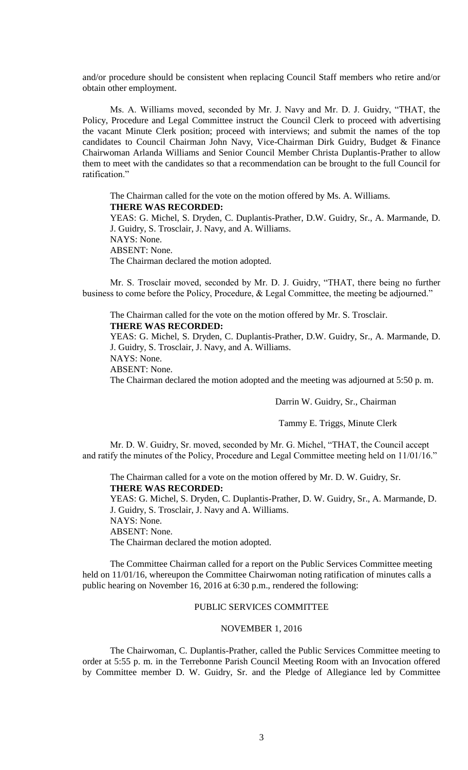and/or procedure should be consistent when replacing Council Staff members who retire and/or obtain other employment.

Ms. A. Williams moved, seconded by Mr. J. Navy and Mr. D. J. Guidry, "THAT, the Policy, Procedure and Legal Committee instruct the Council Clerk to proceed with advertising the vacant Minute Clerk position; proceed with interviews; and submit the names of the top candidates to Council Chairman John Navy, Vice-Chairman Dirk Guidry, Budget & Finance Chairwoman Arlanda Williams and Senior Council Member Christa Duplantis-Prather to allow them to meet with the candidates so that a recommendation can be brought to the full Council for ratification."

The Chairman called for the vote on the motion offered by Ms. A. Williams.
**THERE WAS RECORDED:**
YEAS: G. Michel, S. Dryden, C. Duplantis-Prather, D.W. Guidry, Sr., A. Marmande, D. J. Guidry, S. Trosclair, J. Navy, and A. Williams.
NAYS: None.
ABSENT: None.
The Chairman declared the motion adopted.

Mr. S. Trosclair moved, seconded by Mr. D. J. Guidry, "THAT, there being no further business to come before the Policy, Procedure, & Legal Committee, the meeting be adjourned."

The Chairman called for the vote on the motion offered by Mr. S. Trosclair.
**THERE WAS RECORDED:**
YEAS: G. Michel, S. Dryden, C. Duplantis-Prather, D.W. Guidry, Sr., A. Marmande, D. J. Guidry, S. Trosclair, J. Navy, and A. Williams.
NAYS: None.
ABSENT: None.
The Chairman declared the motion adopted and the meeting was adjourned at 5:50 p. m.

Darrin W. Guidry, Sr., Chairman

Tammy E. Triggs, Minute Clerk

Mr. D. W. Guidry, Sr. moved, seconded by Mr. G. Michel, "THAT, the Council accept and ratify the minutes of the Policy, Procedure and Legal Committee meeting held on 11/01/16."

The Chairman called for a vote on the motion offered by Mr. D. W. Guidry, Sr.
**THERE WAS RECORDED:**
YEAS: G. Michel, S. Dryden, C. Duplantis-Prather, D. W. Guidry, Sr., A. Marmande, D. J. Guidry, S. Trosclair, J. Navy and A. Williams.
NAYS: None.
ABSENT: None.
The Chairman declared the motion adopted.

The Committee Chairman called for a report on the Public Services Committee meeting held on 11/01/16, whereupon the Committee Chairwoman noting ratification of minutes calls a public hearing on November 16, 2016 at 6:30 p.m., rendered the following:

## PUBLIC SERVICES COMMITTEE

## NOVEMBER 1, 2016

The Chairwoman, C. Duplantis-Prather, called the Public Services Committee meeting to order at 5:55 p. m. in the Terrebonne Parish Council Meeting Room with an Invocation offered by Committee member D. W. Guidry, Sr. and the Pledge of Allegiance led by Committee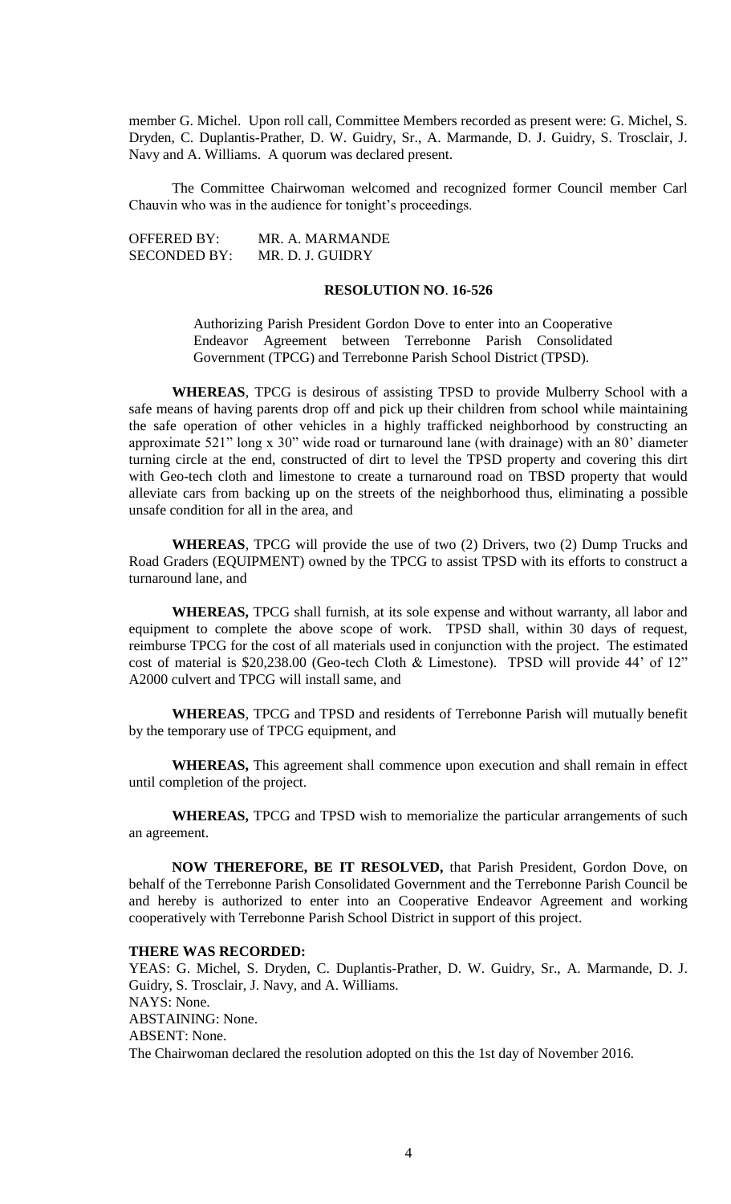member G. Michel. Upon roll call, Committee Members recorded as present were: G. Michel, S. Dryden, C. Duplantis-Prather, D. W. Guidry, Sr., A. Marmande, D. J. Guidry, S. Trosclair, J. Navy and A. Williams. A quorum was declared present.

The Committee Chairwoman welcomed and recognized former Council member Carl Chauvin who was in the audience for tonight's proceedings.

OFFERED BY: MR. A. MARMANDE
SECONDED BY: MR. D. J. GUIDRY

**RESOLUTION NO. 16-526**

Authorizing Parish President Gordon Dove to enter into an Cooperative Endeavor Agreement between Terrebonne Parish Consolidated Government (TPCG) and Terrebonne Parish School District (TPSD).

**WHEREAS**, TPCG is desirous of assisting TPSD to provide Mulberry School with a safe means of having parents drop off and pick up their children from school while maintaining the safe operation of other vehicles in a highly trafficked neighborhood by constructing an approximate 521" long x 30" wide road or turnaround lane (with drainage) with an 80' diameter turning circle at the end, constructed of dirt to level the TPSD property and covering this dirt with Geo-tech cloth and limestone to create a turnaround road on TBSD property that would alleviate cars from backing up on the streets of the neighborhood thus, eliminating a possible unsafe condition for all in the area, and

**WHEREAS**, TPCG will provide the use of two (2) Drivers, two (2) Dump Trucks and Road Graders (EQUIPMENT) owned by the TPCG to assist TPSD with its efforts to construct a turnaround lane, and

**WHEREAS,** TPCG shall furnish, at its sole expense and without warranty, all labor and equipment to complete the above scope of work. TPSD shall, within 30 days of request, reimburse TPCG for the cost of all materials used in conjunction with the project. The estimated cost of material is $20,238.00 (Geo-tech Cloth & Limestone). TPSD will provide 44' of 12" A2000 culvert and TPCG will install same, and

**WHEREAS**, TPCG and TPSD and residents of Terrebonne Parish will mutually benefit by the temporary use of TPCG equipment, and

**WHEREAS,** This agreement shall commence upon execution and shall remain in effect until completion of the project.

**WHEREAS,** TPCG and TPSD wish to memorialize the particular arrangements of such an agreement.

**NOW THEREFORE, BE IT RESOLVED,** that Parish President, Gordon Dove, on behalf of the Terrebonne Parish Consolidated Government and the Terrebonne Parish Council be and hereby is authorized to enter into an Cooperative Endeavor Agreement and working cooperatively with Terrebonne Parish School District in support of this project.

**THERE WAS RECORDED:**
YEAS: G. Michel, S. Dryden, C. Duplantis-Prather, D. W. Guidry, Sr., A. Marmande, D. J. Guidry, S. Trosclair, J. Navy, and A. Williams.
NAYS: None.
ABSTAINING: None.
ABSENT: None.
The Chairwoman declared the resolution adopted on this the 1st day of November 2016.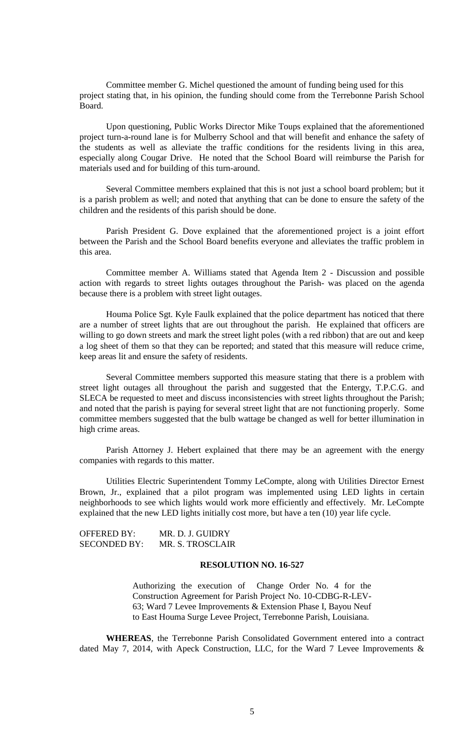Committee member G. Michel questioned the amount of funding being used for this project stating that, in his opinion, the funding should come from the Terrebonne Parish School Board.

Upon questioning, Public Works Director Mike Toups explained that the aforementioned project turn-a-round lane is for Mulberry School and that will benefit and enhance the safety of the students as well as alleviate the traffic conditions for the residents living in this area, especially along Cougar Drive. He noted that the School Board will reimburse the Parish for materials used and for building of this turn-around.

Several Committee members explained that this is not just a school board problem; but it is a parish problem as well; and noted that anything that can be done to ensure the safety of the children and the residents of this parish should be done.

Parish President G. Dove explained that the aforementioned project is a joint effort between the Parish and the School Board benefits everyone and alleviates the traffic problem in this area.

Committee member A. Williams stated that Agenda Item 2 - Discussion and possible action with regards to street lights outages throughout the Parish- was placed on the agenda because there is a problem with street light outages.

Houma Police Sgt. Kyle Faulk explained that the police department has noticed that there are a number of street lights that are out throughout the parish. He explained that officers are willing to go down streets and mark the street light poles (with a red ribbon) that are out and keep a log sheet of them so that they can be reported; and stated that this measure will reduce crime, keep areas lit and ensure the safety of residents.

Several Committee members supported this measure stating that there is a problem with street light outages all throughout the parish and suggested that the Entergy, T.P.C.G. and SLECA be requested to meet and discuss inconsistencies with street lights throughout the Parish; and noted that the parish is paying for several street light that are not functioning properly. Some committee members suggested that the bulb wattage be changed as well for better illumination in high crime areas.

Parish Attorney J. Hebert explained that there may be an agreement with the energy companies with regards to this matter.

Utilities Electric Superintendent Tommy LeCompte, along with Utilities Director Ernest Brown, Jr., explained that a pilot program was implemented using LED lights in certain neighborhoods to see which lights would work more efficiently and effectively. Mr. LeCompte explained that the new LED lights initially cost more, but have a ten (10) year life cycle.

OFFERED BY: MR. D. J. GUIDRY
SECONDED BY: MR. S. TROSCLAIR

**RESOLUTION NO. 16-527**

Authorizing the execution of Change Order No. 4 for the Construction Agreement for Parish Project No. 10-CDBG-R-LEV-63; Ward 7 Levee Improvements & Extension Phase I, Bayou Neuf to East Houma Surge Levee Project, Terrebonne Parish, Louisiana.

**WHEREAS**, the Terrebonne Parish Consolidated Government entered into a contract dated May 7, 2014, with Apeck Construction, LLC, for the Ward 7 Levee Improvements &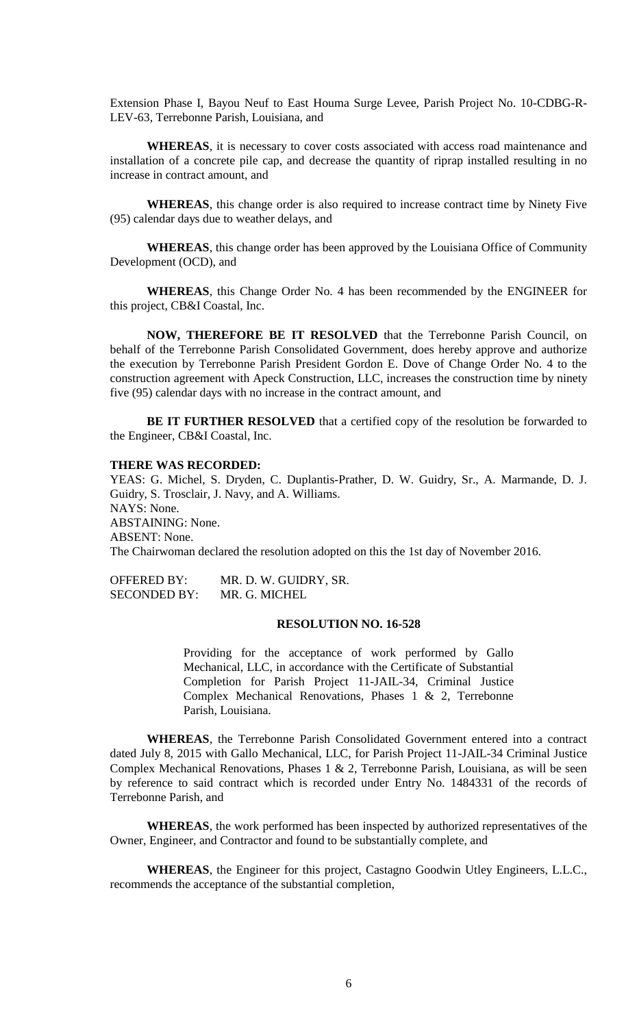Extension Phase I, Bayou Neuf to East Houma Surge Levee, Parish Project No. 10-CDBG-R-LEV-63, Terrebonne Parish, Louisiana, and

**WHEREAS**, it is necessary to cover costs associated with access road maintenance and installation of a concrete pile cap, and decrease the quantity of riprap installed resulting in no increase in contract amount, and

**WHEREAS**, this change order is also required to increase contract time by Ninety Five (95) calendar days due to weather delays, and

**WHEREAS**, this change order has been approved by the Louisiana Office of Community Development (OCD), and

**WHEREAS**, this Change Order No. 4 has been recommended by the ENGINEER for this project, CB&I Coastal, Inc.

**NOW, THEREFORE BE IT RESOLVED** that the Terrebonne Parish Council, on behalf of the Terrebonne Parish Consolidated Government, does hereby approve and authorize the execution by Terrebonne Parish President Gordon E. Dove of Change Order No. 4 to the construction agreement with Apeck Construction, LLC, increases the construction time by ninety five (95) calendar days with no increase in the contract amount, and

**BE IT FURTHER RESOLVED** that a certified copy of the resolution be forwarded to the Engineer, CB&I Coastal, Inc.

**THERE WAS RECORDED:**

YEAS: G. Michel, S. Dryden, C. Duplantis-Prather, D. W. Guidry, Sr., A. Marmande, D. J. Guidry, S. Trosclair, J. Navy, and A. Williams.
NAYS: None.
ABSTAINING: None.
ABSENT: None.
The Chairwoman declared the resolution adopted on this the 1st day of November 2016.

OFFERED BY: MR. D. W. GUIDRY, SR.
SECONDED BY: MR. G. MICHEL

**RESOLUTION NO. 16-528**

Providing for the acceptance of work performed by Gallo Mechanical, LLC, in accordance with the Certificate of Substantial Completion for Parish Project 11-JAIL-34, Criminal Justice Complex Mechanical Renovations, Phases 1 & 2, Terrebonne Parish, Louisiana.

**WHEREAS**, the Terrebonne Parish Consolidated Government entered into a contract dated July 8, 2015 with Gallo Mechanical, LLC, for Parish Project 11-JAIL-34 Criminal Justice Complex Mechanical Renovations, Phases 1 & 2, Terrebonne Parish, Louisiana, as will be seen by reference to said contract which is recorded under Entry No. 1484331 of the records of Terrebonne Parish, and

**WHEREAS**, the work performed has been inspected by authorized representatives of the Owner, Engineer, and Contractor and found to be substantially complete, and

**WHEREAS**, the Engineer for this project, Castagno Goodwin Utley Engineers, L.L.C., recommends the acceptance of the substantial completion,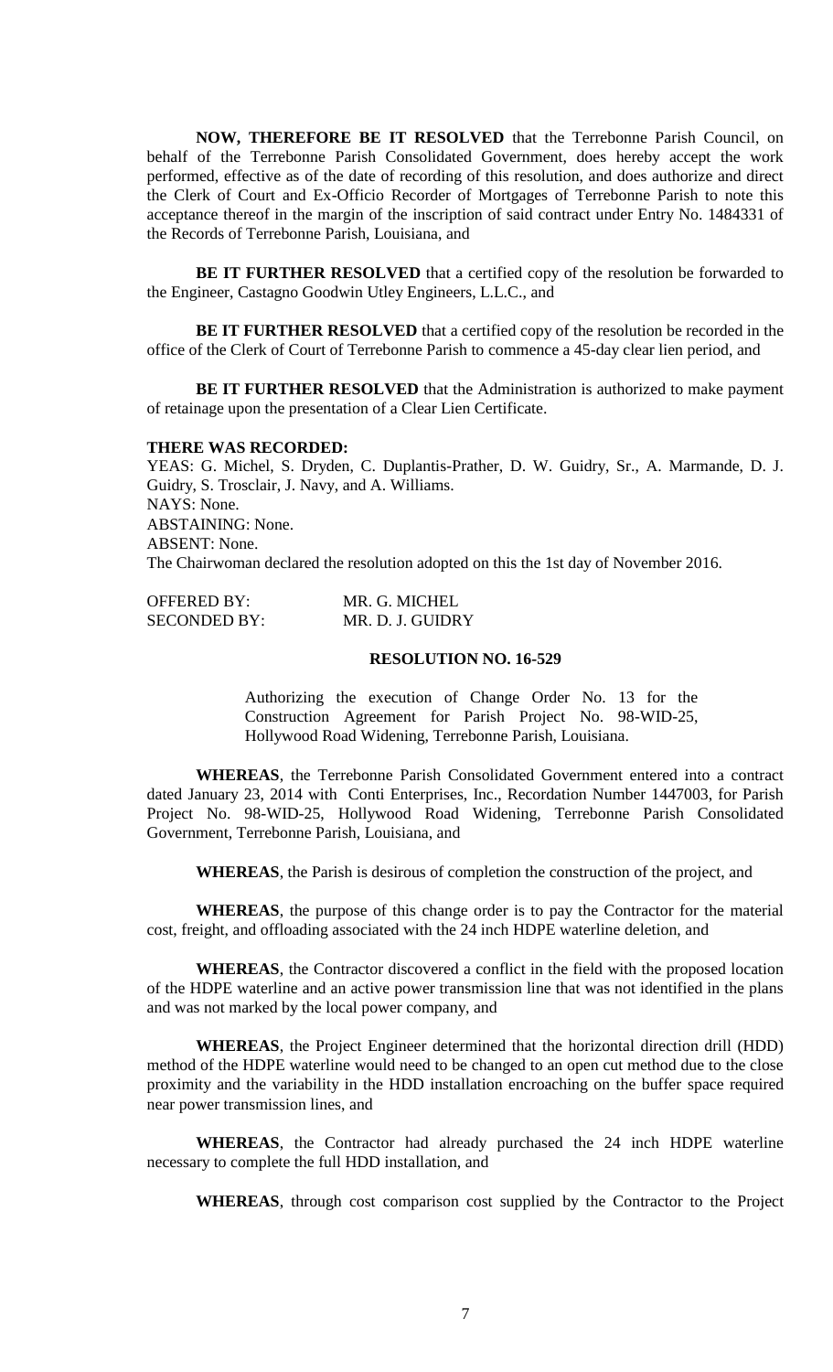**NOW, THEREFORE BE IT RESOLVED** that the Terrebonne Parish Council, on behalf of the Terrebonne Parish Consolidated Government, does hereby accept the work performed, effective as of the date of recording of this resolution, and does authorize and direct the Clerk of Court and Ex-Officio Recorder of Mortgages of Terrebonne Parish to note this acceptance thereof in the margin of the inscription of said contract under Entry No. 1484331 of the Records of Terrebonne Parish, Louisiana, and

**BE IT FURTHER RESOLVED** that a certified copy of the resolution be forwarded to the Engineer, Castagno Goodwin Utley Engineers, L.L.C., and

**BE IT FURTHER RESOLVED** that a certified copy of the resolution be recorded in the office of the Clerk of Court of Terrebonne Parish to commence a 45-day clear lien period, and

**BE IT FURTHER RESOLVED** that the Administration is authorized to make payment of retainage upon the presentation of a Clear Lien Certificate.

**THERE WAS RECORDED:**

YEAS: G. Michel, S. Dryden, C. Duplantis-Prather, D. W. Guidry, Sr., A. Marmande, D. J. Guidry, S. Trosclair, J. Navy, and A. Williams.
NAYS: None.
ABSTAINING: None.
ABSENT: None.
The Chairwoman declared the resolution adopted on this the 1st day of November 2016.

OFFERED BY: MR. G. MICHEL
SECONDED BY: MR. D. J. GUIDRY

**RESOLUTION NO. 16-529**

Authorizing the execution of Change Order No. 13 for the Construction Agreement for Parish Project No. 98-WID-25, Hollywood Road Widening, Terrebonne Parish, Louisiana.

**WHEREAS**, the Terrebonne Parish Consolidated Government entered into a contract dated January 23, 2014 with Conti Enterprises, Inc., Recordation Number 1447003, for Parish Project No. 98-WID-25, Hollywood Road Widening, Terrebonne Parish Consolidated Government, Terrebonne Parish, Louisiana, and

**WHEREAS**, the Parish is desirous of completion the construction of the project, and

**WHEREAS**, the purpose of this change order is to pay the Contractor for the material cost, freight, and offloading associated with the 24 inch HDPE waterline deletion, and

**WHEREAS**, the Contractor discovered a conflict in the field with the proposed location of the HDPE waterline and an active power transmission line that was not identified in the plans and was not marked by the local power company, and

**WHEREAS**, the Project Engineer determined that the horizontal direction drill (HDD) method of the HDPE waterline would need to be changed to an open cut method due to the close proximity and the variability in the HDD installation encroaching on the buffer space required near power transmission lines, and

**WHEREAS**, the Contractor had already purchased the 24 inch HDPE waterline necessary to complete the full HDD installation, and

**WHEREAS**, through cost comparison cost supplied by the Contractor to the Project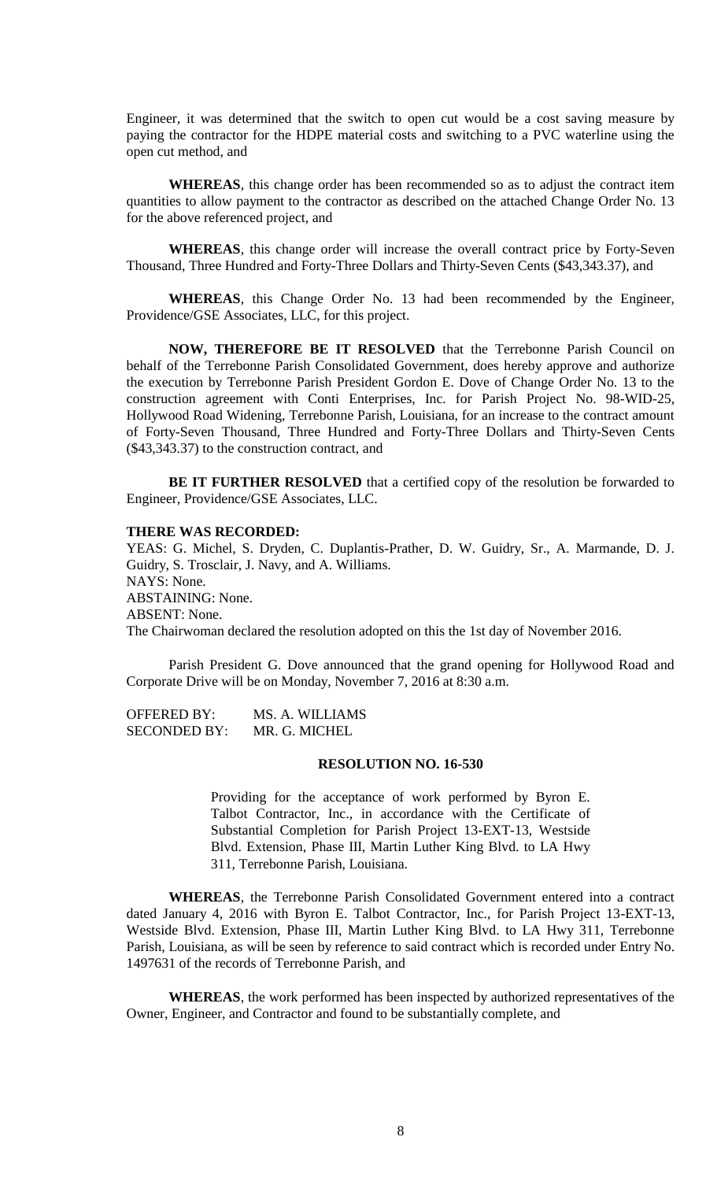Engineer, it was determined that the switch to open cut would be a cost saving measure by paying the contractor for the HDPE material costs and switching to a PVC waterline using the open cut method, and

**WHEREAS**, this change order has been recommended so as to adjust the contract item quantities to allow payment to the contractor as described on the attached Change Order No. 13 for the above referenced project, and

**WHEREAS**, this change order will increase the overall contract price by Forty-Seven Thousand, Three Hundred and Forty-Three Dollars and Thirty-Seven Cents ($43,343.37), and

**WHEREAS**, this Change Order No. 13 had been recommended by the Engineer, Providence/GSE Associates, LLC, for this project.

**NOW, THEREFORE BE IT RESOLVED** that the Terrebonne Parish Council on behalf of the Terrebonne Parish Consolidated Government, does hereby approve and authorize the execution by Terrebonne Parish President Gordon E. Dove of Change Order No. 13 to the construction agreement with Conti Enterprises, Inc. for Parish Project No. 98-WID-25, Hollywood Road Widening, Terrebonne Parish, Louisiana, for an increase to the contract amount of Forty-Seven Thousand, Three Hundred and Forty-Three Dollars and Thirty-Seven Cents ($43,343.37) to the construction contract, and

**BE IT FURTHER RESOLVED** that a certified copy of the resolution be forwarded to Engineer, Providence/GSE Associates, LLC.

**THERE WAS RECORDED:**

YEAS: G. Michel, S. Dryden, C. Duplantis-Prather, D. W. Guidry, Sr., A. Marmande, D. J. Guidry, S. Trosclair, J. Navy, and A. Williams.
NAYS: None.
ABSTAINING: None.
ABSENT: None.
The Chairwoman declared the resolution adopted on this the 1st day of November 2016.

Parish President G. Dove announced that the grand opening for Hollywood Road and Corporate Drive will be on Monday, November 7, 2016 at 8:30 a.m.

OFFERED BY: MS. A. WILLIAMS
SECONDED BY: MR. G. MICHEL

**RESOLUTION NO. 16-530**

Providing for the acceptance of work performed by Byron E. Talbot Contractor, Inc., in accordance with the Certificate of Substantial Completion for Parish Project 13-EXT-13, Westside Blvd. Extension, Phase III, Martin Luther King Blvd. to LA Hwy 311, Terrebonne Parish, Louisiana.

**WHEREAS**, the Terrebonne Parish Consolidated Government entered into a contract dated January 4, 2016 with Byron E. Talbot Contractor, Inc., for Parish Project 13-EXT-13, Westside Blvd. Extension, Phase III, Martin Luther King Blvd. to LA Hwy 311, Terrebonne Parish, Louisiana, as will be seen by reference to said contract which is recorded under Entry No. 1497631 of the records of Terrebonne Parish, and

**WHEREAS**, the work performed has been inspected by authorized representatives of the Owner, Engineer, and Contractor and found to be substantially complete, and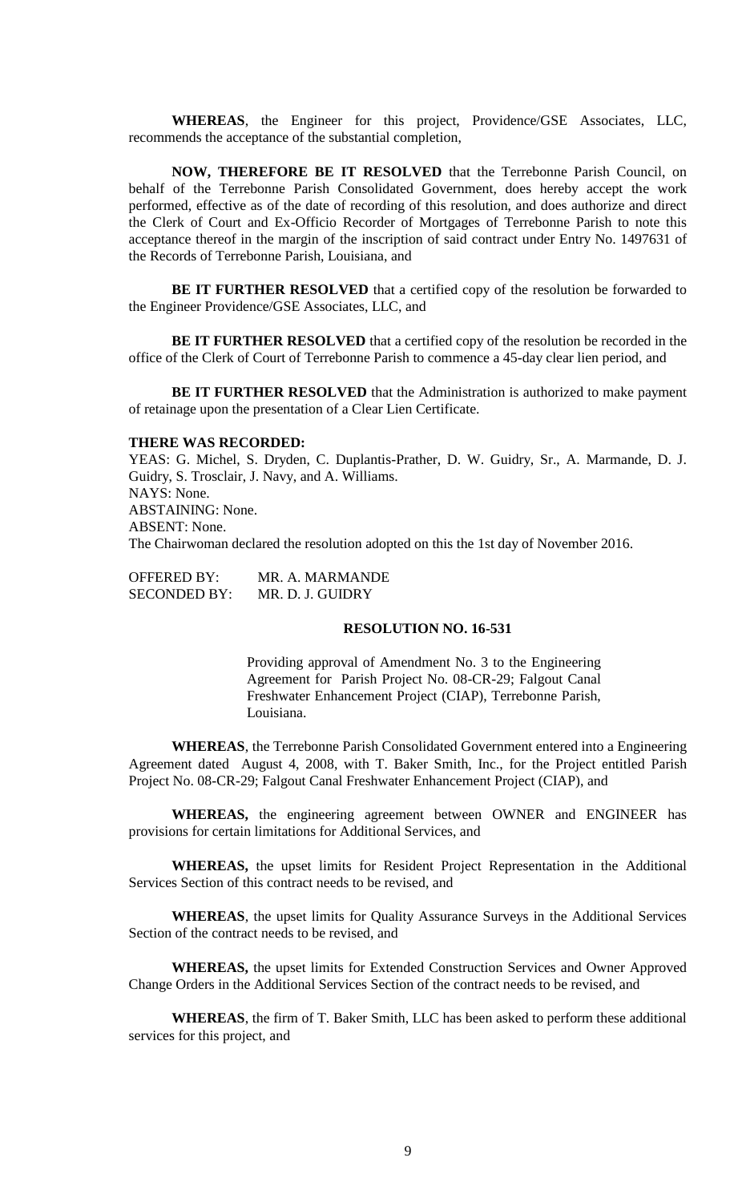**WHEREAS**, the Engineer for this project, Providence/GSE Associates, LLC, recommends the acceptance of the substantial completion,

**NOW, THEREFORE BE IT RESOLVED** that the Terrebonne Parish Council, on behalf of the Terrebonne Parish Consolidated Government, does hereby accept the work performed, effective as of the date of recording of this resolution, and does authorize and direct the Clerk of Court and Ex-Officio Recorder of Mortgages of Terrebonne Parish to note this acceptance thereof in the margin of the inscription of said contract under Entry No. 1497631 of the Records of Terrebonne Parish, Louisiana, and

**BE IT FURTHER RESOLVED** that a certified copy of the resolution be forwarded to the Engineer Providence/GSE Associates, LLC, and

**BE IT FURTHER RESOLVED** that a certified copy of the resolution be recorded in the office of the Clerk of Court of Terrebonne Parish to commence a 45-day clear lien period, and

**BE IT FURTHER RESOLVED** that the Administration is authorized to make payment of retainage upon the presentation of a Clear Lien Certificate.

**THERE WAS RECORDED:**

YEAS: G. Michel, S. Dryden, C. Duplantis-Prather, D. W. Guidry, Sr., A. Marmande, D. J. Guidry, S. Trosclair, J. Navy, and A. Williams.
NAYS: None.
ABSTAINING: None.
ABSENT: None.
The Chairwoman declared the resolution adopted on this the 1st day of November 2016.

OFFERED BY: MR. A. MARMANDE
SECONDED BY: MR. D. J. GUIDRY

**RESOLUTION NO. 16-531**

Providing approval of Amendment No. 3 to the Engineering Agreement for Parish Project No. 08-CR-29; Falgout Canal Freshwater Enhancement Project (CIAP), Terrebonne Parish, Louisiana.

**WHEREAS**, the Terrebonne Parish Consolidated Government entered into a Engineering Agreement dated August 4, 2008, with T. Baker Smith, Inc., for the Project entitled Parish Project No. 08-CR-29; Falgout Canal Freshwater Enhancement Project (CIAP), and

**WHEREAS,** the engineering agreement between OWNER and ENGINEER has provisions for certain limitations for Additional Services, and

**WHEREAS,** the upset limits for Resident Project Representation in the Additional Services Section of this contract needs to be revised, and

**WHEREAS**, the upset limits for Quality Assurance Surveys in the Additional Services Section of the contract needs to be revised, and

**WHEREAS,** the upset limits for Extended Construction Services and Owner Approved Change Orders in the Additional Services Section of the contract needs to be revised, and

**WHEREAS**, the firm of T. Baker Smith, LLC has been asked to perform these additional services for this project, and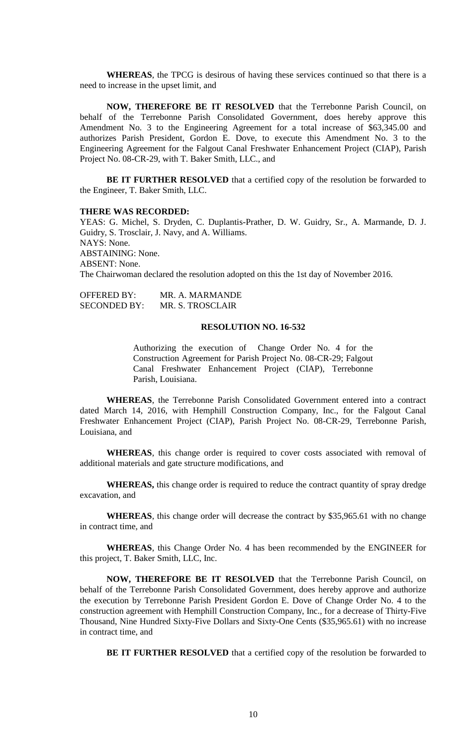**WHEREAS**, the TPCG is desirous of having these services continued so that there is a need to increase in the upset limit, and

**NOW, THEREFORE BE IT RESOLVED** that the Terrebonne Parish Council, on behalf of the Terrebonne Parish Consolidated Government, does hereby approve this Amendment No. 3 to the Engineering Agreement for a total increase of $63,345.00 and authorizes Parish President, Gordon E. Dove, to execute this Amendment No. 3 to the Engineering Agreement for the Falgout Canal Freshwater Enhancement Project (CIAP), Parish Project No. 08-CR-29, with T. Baker Smith, LLC., and

**BE IT FURTHER RESOLVED** that a certified copy of the resolution be forwarded to the Engineer, T. Baker Smith, LLC.

**THERE WAS RECORDED:**

YEAS: G. Michel, S. Dryden, C. Duplantis-Prather, D. W. Guidry, Sr., A. Marmande, D. J. Guidry, S. Trosclair, J. Navy, and A. Williams.
NAYS: None.
ABSTAINING: None.
ABSENT: None.
The Chairwoman declared the resolution adopted on this the 1st day of November 2016.

OFFERED BY: MR. A. MARMANDE
SECONDED BY: MR. S. TROSCLAIR

**RESOLUTION NO. 16-532**

Authorizing the execution of Change Order No. 4 for the Construction Agreement for Parish Project No. 08-CR-29; Falgout Canal Freshwater Enhancement Project (CIAP), Terrebonne Parish, Louisiana.

**WHEREAS**, the Terrebonne Parish Consolidated Government entered into a contract dated March 14, 2016, with Hemphill Construction Company, Inc., for the Falgout Canal Freshwater Enhancement Project (CIAP), Parish Project No. 08-CR-29, Terrebonne Parish, Louisiana, and

**WHEREAS**, this change order is required to cover costs associated with removal of additional materials and gate structure modifications, and

**WHEREAS,** this change order is required to reduce the contract quantity of spray dredge excavation, and

**WHEREAS**, this change order will decrease the contract by $35,965.61 with no change in contract time, and

**WHEREAS**, this Change Order No. 4 has been recommended by the ENGINEER for this project, T. Baker Smith, LLC, Inc.

**NOW, THEREFORE BE IT RESOLVED** that the Terrebonne Parish Council, on behalf of the Terrebonne Parish Consolidated Government, does hereby approve and authorize the execution by Terrebonne Parish President Gordon E. Dove of Change Order No. 4 to the construction agreement with Hemphill Construction Company, Inc., for a decrease of Thirty-Five Thousand, Nine Hundred Sixty-Five Dollars and Sixty-One Cents ($35,965.61) with no increase in contract time, and

**BE IT FURTHER RESOLVED** that a certified copy of the resolution be forwarded to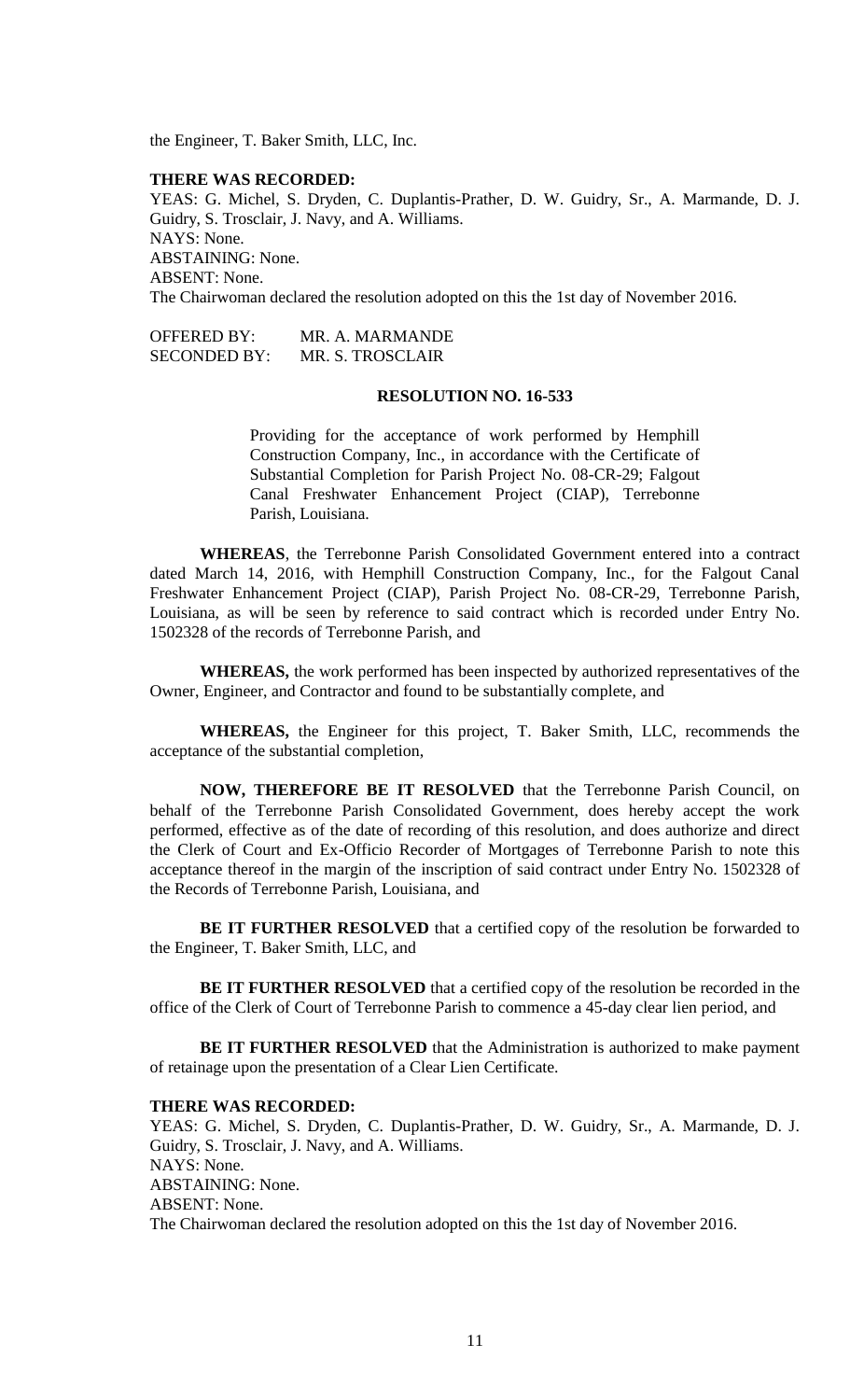the Engineer, T. Baker Smith, LLC, Inc.

**THERE WAS RECORDED:**

YEAS: G. Michel, S. Dryden, C. Duplantis-Prather, D. W. Guidry, Sr., A. Marmande, D. J. Guidry, S. Trosclair, J. Navy, and A. Williams.
NAYS: None.
ABSTAINING: None.
ABSENT: None.
The Chairwoman declared the resolution adopted on this the 1st day of November 2016.

OFFERED BY: MR. A. MARMANDE
SECONDED BY: MR. S. TROSCLAIR

**RESOLUTION NO. 16-533**

Providing for the acceptance of work performed by Hemphill Construction Company, Inc., in accordance with the Certificate of Substantial Completion for Parish Project No. 08-CR-29; Falgout Canal Freshwater Enhancement Project (CIAP), Terrebonne Parish, Louisiana.

**WHEREAS**, the Terrebonne Parish Consolidated Government entered into a contract dated March 14, 2016, with Hemphill Construction Company, Inc., for the Falgout Canal Freshwater Enhancement Project (CIAP), Parish Project No. 08-CR-29, Terrebonne Parish, Louisiana, as will be seen by reference to said contract which is recorded under Entry No. 1502328 of the records of Terrebonne Parish, and

**WHEREAS,** the work performed has been inspected by authorized representatives of the Owner, Engineer, and Contractor and found to be substantially complete, and

**WHEREAS,** the Engineer for this project, T. Baker Smith, LLC, recommends the acceptance of the substantial completion,

**NOW, THEREFORE BE IT RESOLVED** that the Terrebonne Parish Council, on behalf of the Terrebonne Parish Consolidated Government, does hereby accept the work performed, effective as of the date of recording of this resolution, and does authorize and direct the Clerk of Court and Ex-Officio Recorder of Mortgages of Terrebonne Parish to note this acceptance thereof in the margin of the inscription of said contract under Entry No. 1502328 of the Records of Terrebonne Parish, Louisiana, and

**BE IT FURTHER RESOLVED** that a certified copy of the resolution be forwarded to the Engineer, T. Baker Smith, LLC, and

**BE IT FURTHER RESOLVED** that a certified copy of the resolution be recorded in the office of the Clerk of Court of Terrebonne Parish to commence a 45-day clear lien period, and

**BE IT FURTHER RESOLVED** that the Administration is authorized to make payment of retainage upon the presentation of a Clear Lien Certificate.

**THERE WAS RECORDED:**

YEAS: G. Michel, S. Dryden, C. Duplantis-Prather, D. W. Guidry, Sr., A. Marmande, D. J. Guidry, S. Trosclair, J. Navy, and A. Williams.
NAYS: None.
ABSTAINING: None.
ABSENT: None.
The Chairwoman declared the resolution adopted on this the 1st day of November 2016.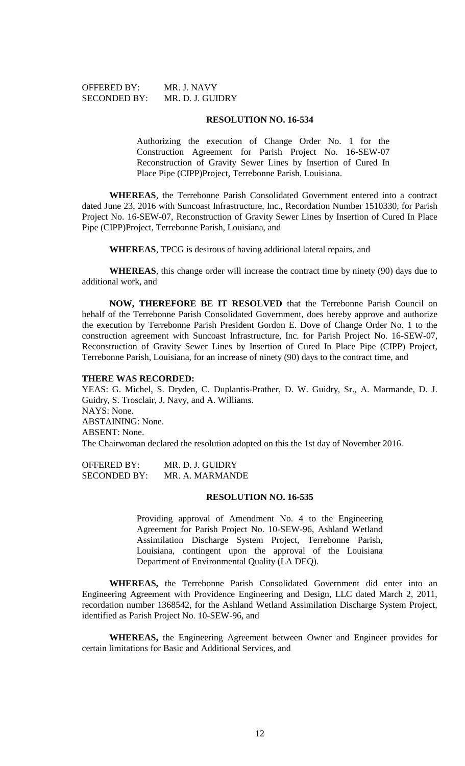OFFERED BY: MR. J. NAVY
SECONDED BY: MR. D. J. GUIDRY

**RESOLUTION NO. 16-534**

Authorizing the execution of Change Order No. 1 for the Construction Agreement for Parish Project No. 16-SEW-07 Reconstruction of Gravity Sewer Lines by Insertion of Cured In Place Pipe (CIPP)Project, Terrebonne Parish, Louisiana.

**WHEREAS**, the Terrebonne Parish Consolidated Government entered into a contract dated June 23, 2016 with Suncoast Infrastructure, Inc., Recordation Number 1510330, for Parish Project No. 16-SEW-07, Reconstruction of Gravity Sewer Lines by Insertion of Cured In Place Pipe (CIPP)Project, Terrebonne Parish, Louisiana, and

**WHEREAS**, TPCG is desirous of having additional lateral repairs, and

**WHEREAS**, this change order will increase the contract time by ninety (90) days due to additional work, and

**NOW, THEREFORE BE IT RESOLVED** that the Terrebonne Parish Council on behalf of the Terrebonne Parish Consolidated Government, does hereby approve and authorize the execution by Terrebonne Parish President Gordon E. Dove of Change Order No. 1 to the construction agreement with Suncoast Infrastructure, Inc. for Parish Project No. 16-SEW-07, Reconstruction of Gravity Sewer Lines by Insertion of Cured In Place Pipe (CIPP) Project, Terrebonne Parish, Louisiana, for an increase of ninety (90) days to the contract time, and

**THERE WAS RECORDED:**

YEAS: G. Michel, S. Dryden, C. Duplantis-Prather, D. W. Guidry, Sr., A. Marmande, D. J. Guidry, S. Trosclair, J. Navy, and A. Williams.
NAYS: None.
ABSTAINING: None.
ABSENT: None.
The Chairwoman declared the resolution adopted on this the 1st day of November 2016.

OFFERED BY: MR. D. J. GUIDRY
SECONDED BY: MR. A. MARMANDE

**RESOLUTION NO. 16-535**

Providing approval of Amendment No. 4 to the Engineering Agreement for Parish Project No. 10-SEW-96, Ashland Wetland Assimilation Discharge System Project, Terrebonne Parish, Louisiana, contingent upon the approval of the Louisiana Department of Environmental Quality (LA DEQ).

**WHEREAS,** the Terrebonne Parish Consolidated Government did enter into an Engineering Agreement with Providence Engineering and Design, LLC dated March 2, 2011, recordation number 1368542, for the Ashland Wetland Assimilation Discharge System Project, identified as Parish Project No. 10-SEW-96, and

**WHEREAS,** the Engineering Agreement between Owner and Engineer provides for certain limitations for Basic and Additional Services, and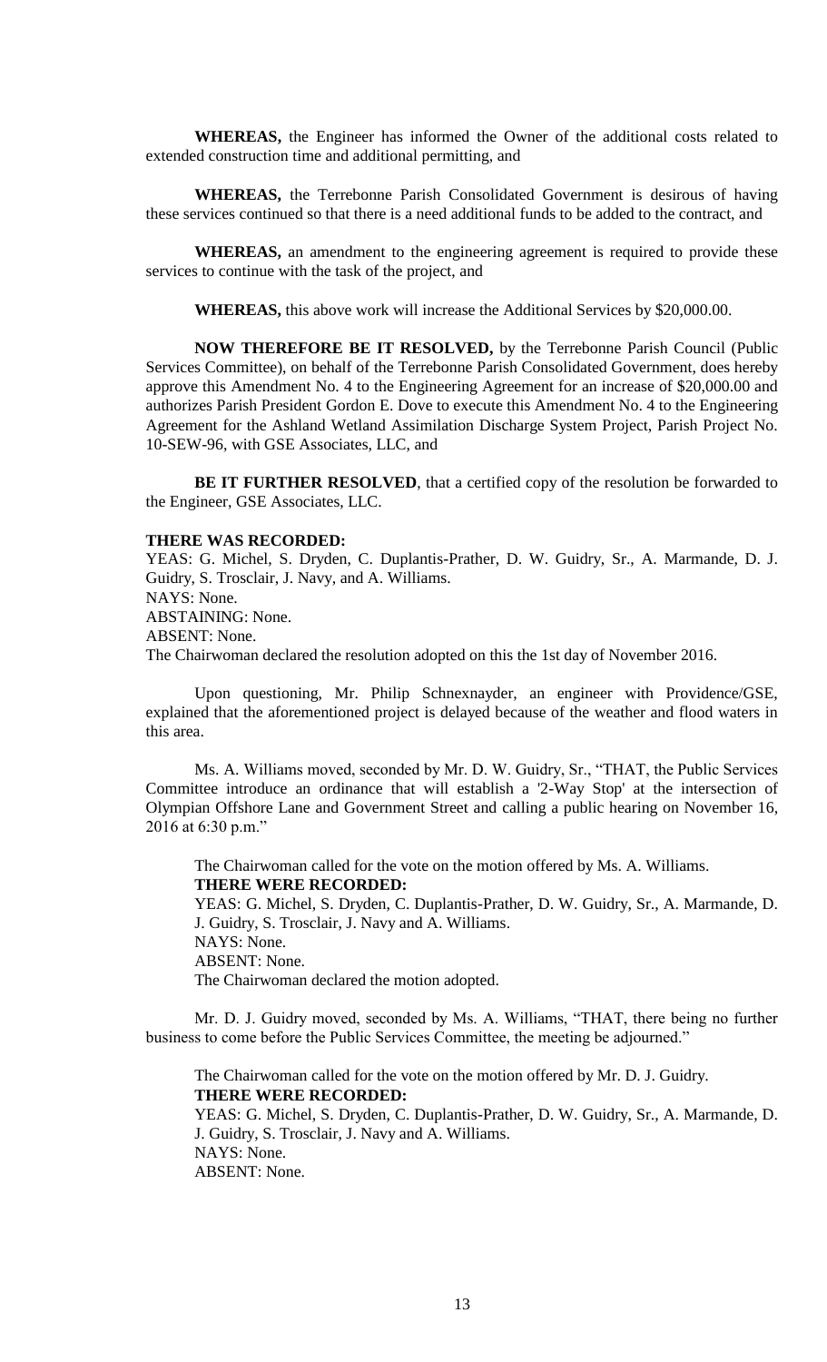**WHEREAS,** the Engineer has informed the Owner of the additional costs related to extended construction time and additional permitting, and

**WHEREAS,** the Terrebonne Parish Consolidated Government is desirous of having these services continued so that there is a need additional funds to be added to the contract, and

**WHEREAS,** an amendment to the engineering agreement is required to provide these services to continue with the task of the project, and

**WHEREAS,** this above work will increase the Additional Services by $20,000.00.

**NOW THEREFORE BE IT RESOLVED,** by the Terrebonne Parish Council (Public Services Committee), on behalf of the Terrebonne Parish Consolidated Government, does hereby approve this Amendment No. 4 to the Engineering Agreement for an increase of $20,000.00 and authorizes Parish President Gordon E. Dove to execute this Amendment No. 4 to the Engineering Agreement for the Ashland Wetland Assimilation Discharge System Project, Parish Project No. 10-SEW-96, with GSE Associates, LLC, and

**BE IT FURTHER RESOLVED**, that a certified copy of the resolution be forwarded to the Engineer, GSE Associates, LLC.

**THERE WAS RECORDED:**
YEAS: G. Michel, S. Dryden, C. Duplantis-Prather, D. W. Guidry, Sr., A. Marmande, D. J. Guidry, S. Trosclair, J. Navy, and A. Williams.
NAYS: None.
ABSTAINING: None.
ABSENT: None.
The Chairwoman declared the resolution adopted on this the 1st day of November 2016.

Upon questioning, Mr. Philip Schnexnayder, an engineer with Providence/GSE, explained that the aforementioned project is delayed because of the weather and flood waters in this area.

Ms. A. Williams moved, seconded by Mr. D. W. Guidry, Sr., "THAT, the Public Services Committee introduce an ordinance that will establish a '2-Way Stop' at the intersection of Olympian Offshore Lane and Government Street and calling a public hearing on November 16, 2016 at 6:30 p.m."

The Chairwoman called for the vote on the motion offered by Ms. A. Williams.
**THERE WERE RECORDED:**
YEAS: G. Michel, S. Dryden, C. Duplantis-Prather, D. W. Guidry, Sr., A. Marmande, D. J. Guidry, S. Trosclair, J. Navy and A. Williams.
NAYS: None.
ABSENT: None.
The Chairwoman declared the motion adopted.

Mr. D. J. Guidry moved, seconded by Ms. A. Williams, "THAT, there being no further business to come before the Public Services Committee, the meeting be adjourned."

The Chairwoman called for the vote on the motion offered by Mr. D. J. Guidry.
**THERE WERE RECORDED:**
YEAS: G. Michel, S. Dryden, C. Duplantis-Prather, D. W. Guidry, Sr., A. Marmande, D. J. Guidry, S. Trosclair, J. Navy and A. Williams.
NAYS: None.
ABSENT: None.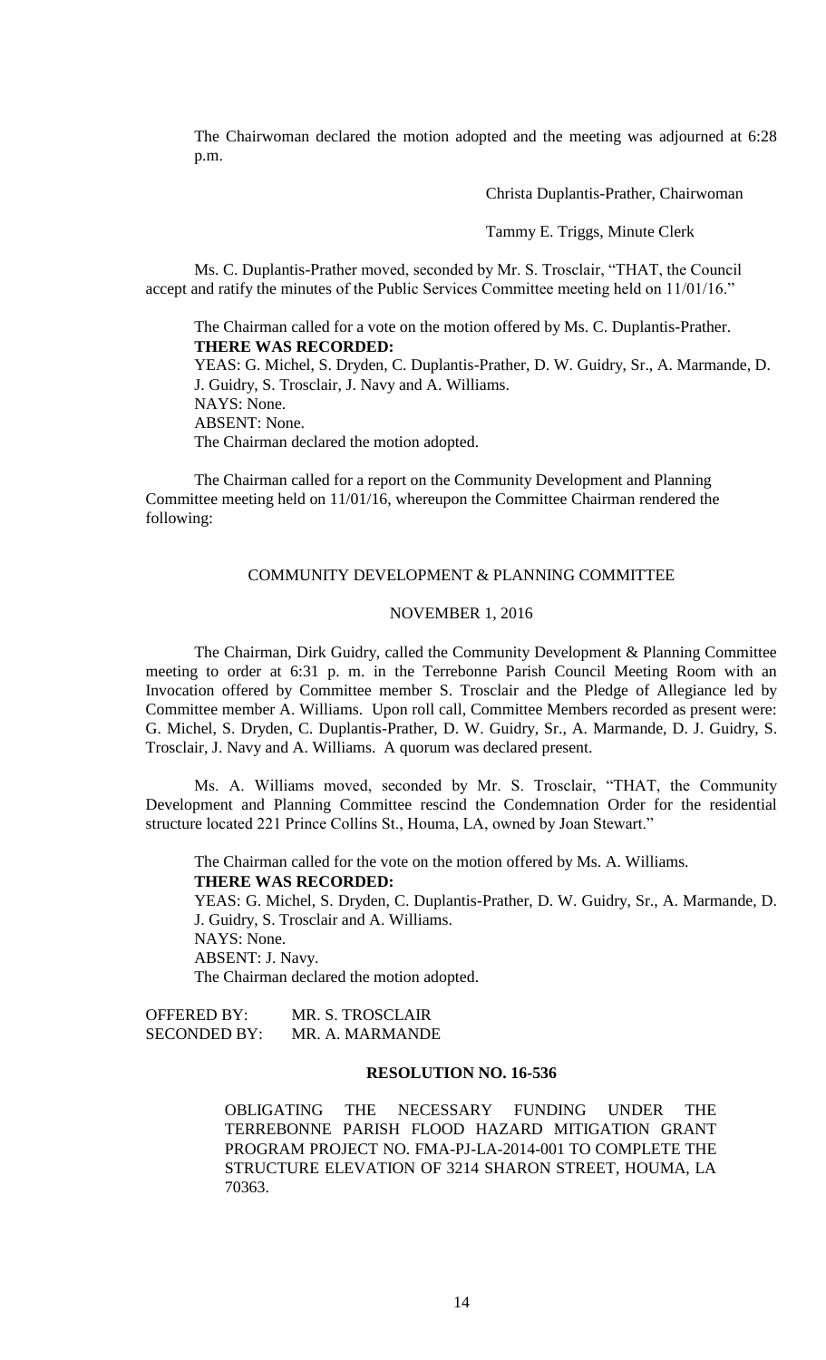The Chairwoman declared the motion adopted and the meeting was adjourned at 6:28 p.m.

Christa Duplantis-Prather, Chairwoman

Tammy E. Triggs, Minute Clerk

Ms. C. Duplantis-Prather moved, seconded by Mr. S. Trosclair, "THAT, the Council accept and ratify the minutes of the Public Services Committee meeting held on 11/01/16."

The Chairman called for a vote on the motion offered by Ms. C. Duplantis-Prather.
**THERE WAS RECORDED:**
YEAS: G. Michel, S. Dryden, C. Duplantis-Prather, D. W. Guidry, Sr., A. Marmande, D. J. Guidry, S. Trosclair, J. Navy and A. Williams.
NAYS: None.
ABSENT: None.
The Chairman declared the motion adopted.

The Chairman called for a report on the Community Development and Planning Committee meeting held on 11/01/16, whereupon the Committee Chairman rendered the following:

COMMUNITY DEVELOPMENT & PLANNING COMMITTEE

NOVEMBER 1, 2016

The Chairman, Dirk Guidry, called the Community Development & Planning Committee meeting to order at 6:31 p. m. in the Terrebonne Parish Council Meeting Room with an Invocation offered by Committee member S. Trosclair and the Pledge of Allegiance led by Committee member A. Williams. Upon roll call, Committee Members recorded as present were: G. Michel, S. Dryden, C. Duplantis-Prather, D. W. Guidry, Sr., A. Marmande, D. J. Guidry, S. Trosclair, J. Navy and A. Williams. A quorum was declared present.

Ms. A. Williams moved, seconded by Mr. S. Trosclair, "THAT, the Community Development and Planning Committee rescind the Condemnation Order for the residential structure located 221 Prince Collins St., Houma, LA, owned by Joan Stewart."

The Chairman called for the vote on the motion offered by Ms. A. Williams.
**THERE WAS RECORDED:**
YEAS: G. Michel, S. Dryden, C. Duplantis-Prather, D. W. Guidry, Sr., A. Marmande, D. J. Guidry, S. Trosclair and A. Williams.
NAYS: None.
ABSENT: J. Navy.
The Chairman declared the motion adopted.

OFFERED BY: MR. S. TROSCLAIR
SECONDED BY: MR. A. MARMANDE

**RESOLUTION NO. 16-536**

OBLIGATING THE NECESSARY FUNDING UNDER THE TERREBONNE PARISH FLOOD HAZARD MITIGATION GRANT PROGRAM PROJECT NO. FMA-PJ-LA-2014-001 TO COMPLETE THE STRUCTURE ELEVATION OF 3214 SHARON STREET, HOUMA, LA 70363.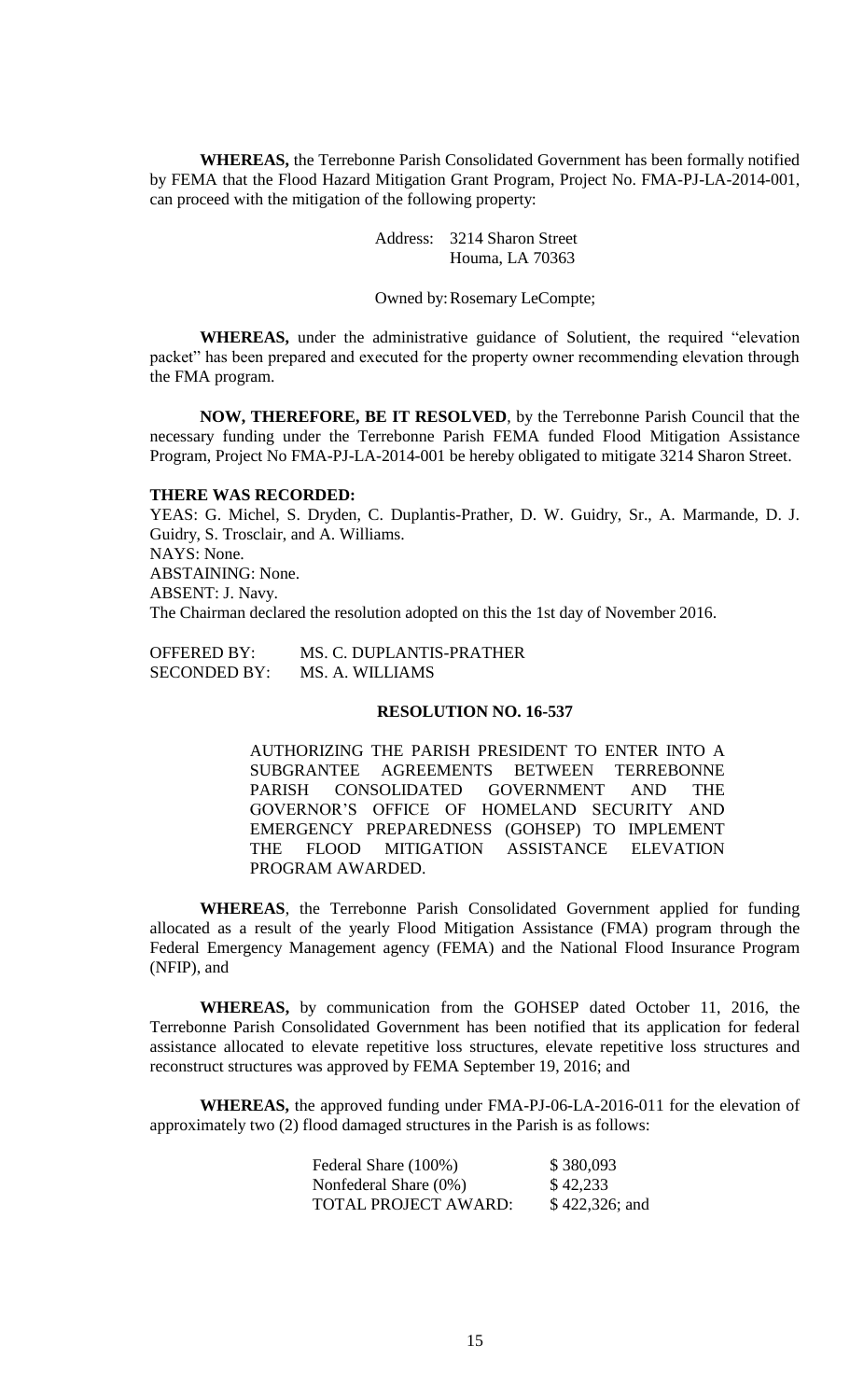**WHEREAS,** the Terrebonne Parish Consolidated Government has been formally notified by FEMA that the Flood Hazard Mitigation Grant Program, Project No. FMA-PJ-LA-2014-001, can proceed with the mitigation of the following property:

Address: 3214 Sharon Street
Houma, LA 70363

Owned by: Rosemary LeCompte;

**WHEREAS,** under the administrative guidance of Solutient, the required "elevation packet" has been prepared and executed for the property owner recommending elevation through the FMA program.

**NOW, THEREFORE, BE IT RESOLVED**, by the Terrebonne Parish Council that the necessary funding under the Terrebonne Parish FEMA funded Flood Mitigation Assistance Program, Project No FMA-PJ-LA-2014-001 be hereby obligated to mitigate 3214 Sharon Street.

**THERE WAS RECORDED:**

YEAS: G. Michel, S. Dryden, C. Duplantis-Prather, D. W. Guidry, Sr., A. Marmande, D. J. Guidry, S. Trosclair, and A. Williams.
NAYS: None.
ABSTAINING: None.
ABSENT: J. Navy.
The Chairman declared the resolution adopted on this the 1st day of November 2016.

OFFERED BY: MS. C. DUPLANTIS-PRATHER
SECONDED BY: MS. A. WILLIAMS

**RESOLUTION NO. 16-537**

AUTHORIZING THE PARISH PRESIDENT TO ENTER INTO A SUBGRANTEE AGREEMENTS BETWEEN TERREBONNE PARISH CONSOLIDATED GOVERNMENT AND THE GOVERNOR'S OFFICE OF HOMELAND SECURITY AND EMERGENCY PREPAREDNESS (GOHSEP) TO IMPLEMENT THE FLOOD MITIGATION ASSISTANCE ELEVATION PROGRAM AWARDED.

**WHEREAS**, the Terrebonne Parish Consolidated Government applied for funding allocated as a result of the yearly Flood Mitigation Assistance (FMA) program through the Federal Emergency Management agency (FEMA) and the National Flood Insurance Program (NFIP), and

**WHEREAS,** by communication from the GOHSEP dated October 11, 2016, the Terrebonne Parish Consolidated Government has been notified that its application for federal assistance allocated to elevate repetitive loss structures, elevate repetitive loss structures and reconstruct structures was approved by FEMA September 19, 2016; and

**WHEREAS,** the approved funding under FMA-PJ-06-LA-2016-011 for the elevation of approximately two (2) flood damaged structures in the Parish is as follows:

| | |
|---|---|
| Federal Share (100%) | $ 380,093 |
| Nonfederal Share (0%) | $ 42,233 |
| TOTAL PROJECT AWARD: | $ 422,326; and |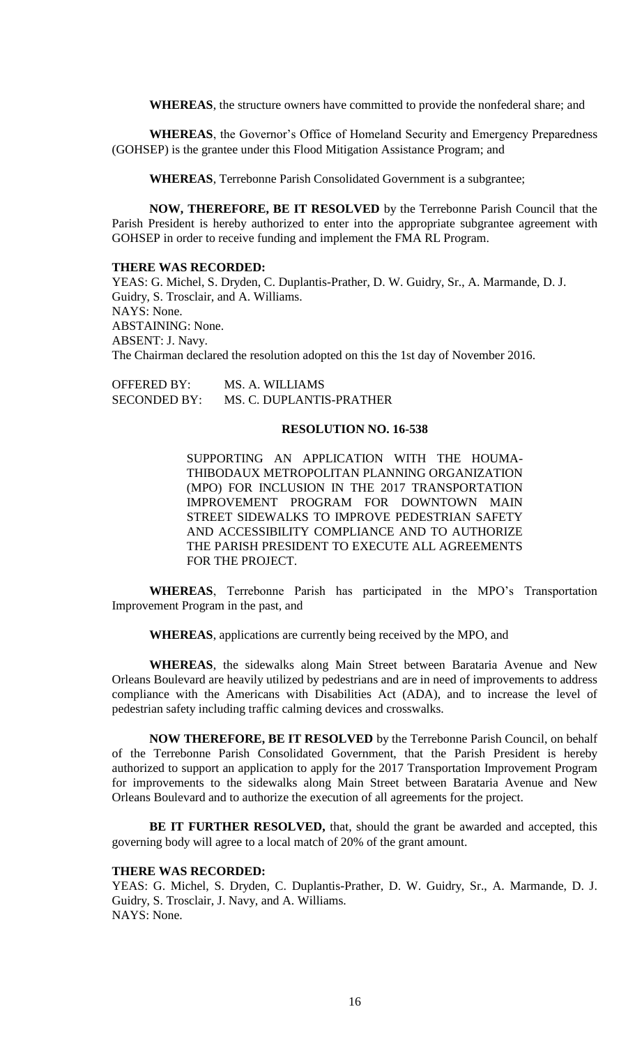**WHEREAS**, the structure owners have committed to provide the nonfederal share; and

**WHEREAS**, the Governor's Office of Homeland Security and Emergency Preparedness (GOHSEP) is the grantee under this Flood Mitigation Assistance Program; and

**WHEREAS**, Terrebonne Parish Consolidated Government is a subgrantee;

**NOW, THEREFORE, BE IT RESOLVED** by the Terrebonne Parish Council that the Parish President is hereby authorized to enter into the appropriate subgrantee agreement with GOHSEP in order to receive funding and implement the FMA RL Program.

**THERE WAS RECORDED:**
YEAS: G. Michel, S. Dryden, C. Duplantis-Prather, D. W. Guidry, Sr., A. Marmande, D. J. Guidry, S. Trosclair, and A. Williams.
NAYS: None.
ABSTAINING: None.
ABSENT: J. Navy.
The Chairman declared the resolution adopted on this the 1st day of November 2016.

OFFERED BY: MS. A. WILLIAMS
SECONDED BY: MS. C. DUPLANTIS-PRATHER

**RESOLUTION NO. 16-538**

SUPPORTING AN APPLICATION WITH THE HOUMA-THIBODAUX METROPOLITAN PLANNING ORGANIZATION (MPO) FOR INCLUSION IN THE 2017 TRANSPORTATION IMPROVEMENT PROGRAM FOR DOWNTOWN MAIN STREET SIDEWALKS TO IMPROVE PEDESTRIAN SAFETY AND ACCESSIBILITY COMPLIANCE AND TO AUTHORIZE THE PARISH PRESIDENT TO EXECUTE ALL AGREEMENTS FOR THE PROJECT.

**WHEREAS**, Terrebonne Parish has participated in the MPO's Transportation Improvement Program in the past, and

**WHEREAS**, applications are currently being received by the MPO, and

**WHEREAS**, the sidewalks along Main Street between Barataria Avenue and New Orleans Boulevard are heavily utilized by pedestrians and are in need of improvements to address compliance with the Americans with Disabilities Act (ADA), and to increase the level of pedestrian safety including traffic calming devices and crosswalks.

**NOW THEREFORE, BE IT RESOLVED** by the Terrebonne Parish Council, on behalf of the Terrebonne Parish Consolidated Government, that the Parish President is hereby authorized to support an application to apply for the 2017 Transportation Improvement Program for improvements to the sidewalks along Main Street between Barataria Avenue and New Orleans Boulevard and to authorize the execution of all agreements for the project.

**BE IT FURTHER RESOLVED,** that, should the grant be awarded and accepted, this governing body will agree to a local match of 20% of the grant amount.

**THERE WAS RECORDED:**
YEAS: G. Michel, S. Dryden, C. Duplantis-Prather, D. W. Guidry, Sr., A. Marmande, D. J. Guidry, S. Trosclair, J. Navy, and A. Williams.
NAYS: None.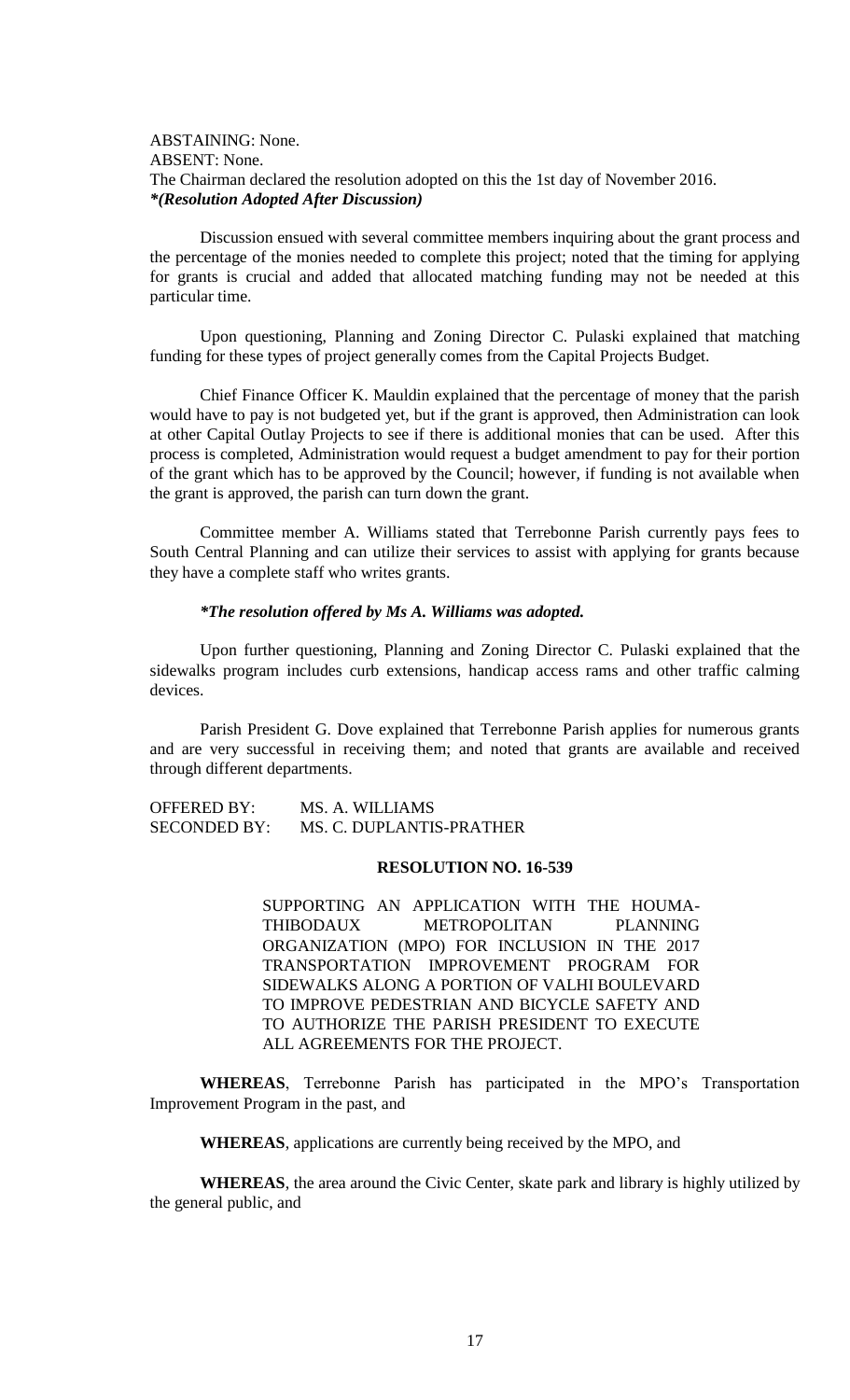ABSTAINING: None.
ABSENT: None.
The Chairman declared the resolution adopted on this the 1st day of November 2016.
***(Resolution Adopted After Discussion)***

Discussion ensued with several committee members inquiring about the grant process and the percentage of the monies needed to complete this project; noted that the timing for applying for grants is crucial and added that allocated matching funding may not be needed at this particular time.

Upon questioning, Planning and Zoning Director C. Pulaski explained that matching funding for these types of project generally comes from the Capital Projects Budget.

Chief Finance Officer K. Mauldin explained that the percentage of money that the parish would have to pay is not budgeted yet, but if the grant is approved, then Administration can look at other Capital Outlay Projects to see if there is additional monies that can be used. After this process is completed, Administration would request a budget amendment to pay for their portion of the grant which has to be approved by the Council; however, if funding is not available when the grant is approved, the parish can turn down the grant.

Committee member A. Williams stated that Terrebonne Parish currently pays fees to South Central Planning and can utilize their services to assist with applying for grants because they have a complete staff who writes grants.

***The resolution offered by Ms A. Williams was adopted.***

Upon further questioning, Planning and Zoning Director C. Pulaski explained that the sidewalks program includes curb extensions, handicap access rams and other traffic calming devices.

Parish President G. Dove explained that Terrebonne Parish applies for numerous grants and are very successful in receiving them; and noted that grants are available and received through different departments.

OFFERED BY: MS. A. WILLIAMS
SECONDED BY: MS. C. DUPLANTIS-PRATHER

**RESOLUTION NO. 16-539**

SUPPORTING AN APPLICATION WITH THE HOUMA-THIBODAUX METROPOLITAN PLANNING ORGANIZATION (MPO) FOR INCLUSION IN THE 2017 TRANSPORTATION IMPROVEMENT PROGRAM FOR SIDEWALKS ALONG A PORTION OF VALHI BOULEVARD TO IMPROVE PEDESTRIAN AND BICYCLE SAFETY AND TO AUTHORIZE THE PARISH PRESIDENT TO EXECUTE ALL AGREEMENTS FOR THE PROJECT.

**WHEREAS**, Terrebonne Parish has participated in the MPO's Transportation Improvement Program in the past, and

**WHEREAS**, applications are currently being received by the MPO, and

**WHEREAS**, the area around the Civic Center, skate park and library is highly utilized by the general public, and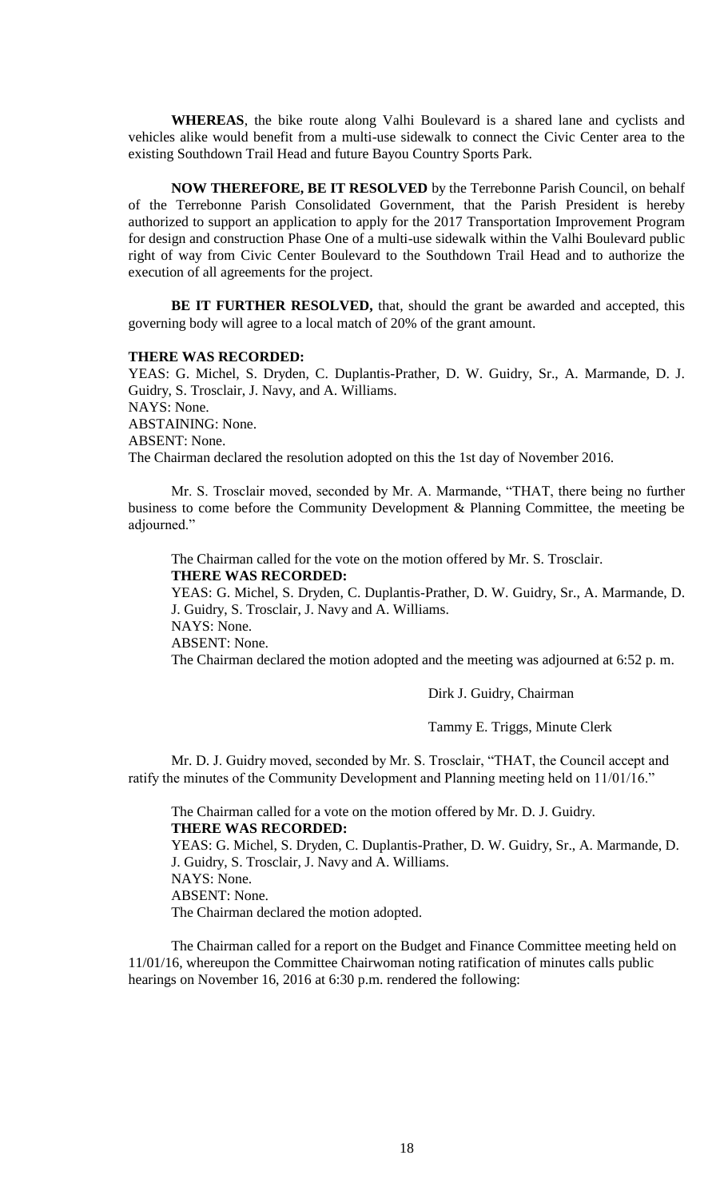**WHEREAS**, the bike route along Valhi Boulevard is a shared lane and cyclists and vehicles alike would benefit from a multi-use sidewalk to connect the Civic Center area to the existing Southdown Trail Head and future Bayou Country Sports Park.

**NOW THEREFORE, BE IT RESOLVED** by the Terrebonne Parish Council, on behalf of the Terrebonne Parish Consolidated Government, that the Parish President is hereby authorized to support an application to apply for the 2017 Transportation Improvement Program for design and construction Phase One of a multi-use sidewalk within the Valhi Boulevard public right of way from Civic Center Boulevard to the Southdown Trail Head and to authorize the execution of all agreements for the project.

**BE IT FURTHER RESOLVED,** that, should the grant be awarded and accepted, this governing body will agree to a local match of 20% of the grant amount.

**THERE WAS RECORDED:**
YEAS: G. Michel, S. Dryden, C. Duplantis-Prather, D. W. Guidry, Sr., A. Marmande, D. J. Guidry, S. Trosclair, J. Navy, and A. Williams.
NAYS: None.
ABSTAINING: None.
ABSENT: None.
The Chairman declared the resolution adopted on this the 1st day of November 2016.

Mr. S. Trosclair moved, seconded by Mr. A. Marmande, "THAT, there being no further business to come before the Community Development & Planning Committee, the meeting be adjourned."

The Chairman called for the vote on the motion offered by Mr. S. Trosclair.
**THERE WAS RECORDED:**
YEAS: G. Michel, S. Dryden, C. Duplantis-Prather, D. W. Guidry, Sr., A. Marmande, D. J. Guidry, S. Trosclair, J. Navy and A. Williams.
NAYS: None.
ABSENT: None.
The Chairman declared the motion adopted and the meeting was adjourned at 6:52 p. m.

Dirk J. Guidry, Chairman

Tammy E. Triggs, Minute Clerk

Mr. D. J. Guidry moved, seconded by Mr. S. Trosclair, "THAT, the Council accept and ratify the minutes of the Community Development and Planning meeting held on 11/01/16."

The Chairman called for a vote on the motion offered by Mr. D. J. Guidry.
**THERE WAS RECORDED:**
YEAS: G. Michel, S. Dryden, C. Duplantis-Prather, D. W. Guidry, Sr., A. Marmande, D. J. Guidry, S. Trosclair, J. Navy and A. Williams.
NAYS: None.
ABSENT: None.
The Chairman declared the motion adopted.

The Chairman called for a report on the Budget and Finance Committee meeting held on 11/01/16, whereupon the Committee Chairwoman noting ratification of minutes calls public hearings on November 16, 2016 at 6:30 p.m. rendered the following: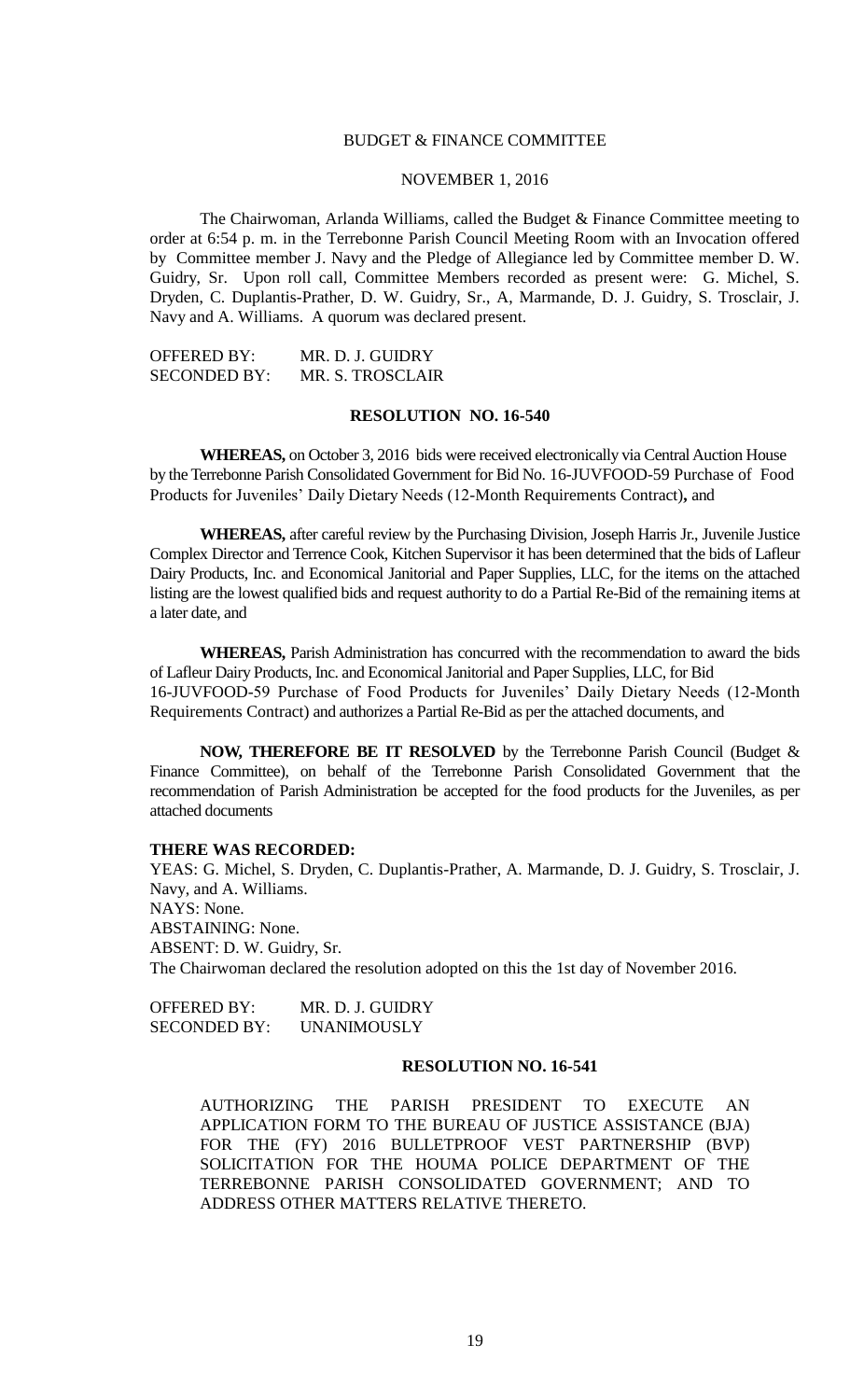BUDGET & FINANCE COMMITTEE

NOVEMBER 1, 2016

The Chairwoman, Arlanda Williams, called the Budget & Finance Committee meeting to order at 6:54 p. m. in the Terrebonne Parish Council Meeting Room with an Invocation offered by Committee member J. Navy and the Pledge of Allegiance led by Committee member D. W. Guidry, Sr. Upon roll call, Committee Members recorded as present were: G. Michel, S. Dryden, C. Duplantis-Prather, D. W. Guidry, Sr., A, Marmande, D. J. Guidry, S. Trosclair, J. Navy and A. Williams. A quorum was declared present.

OFFERED BY: MR. D. J. GUIDRY
SECONDED BY: MR. S. TROSCLAIR

**RESOLUTION NO. 16-540**

**WHEREAS,** on October 3, 2016 bids were received electronically via Central Auction House by the Terrebonne Parish Consolidated Government for Bid No. 16-JUVFOOD-59 Purchase of Food Products for Juveniles' Daily Dietary Needs (12-Month Requirements Contract)**,** and

**WHEREAS,** after careful review by the Purchasing Division, Joseph Harris Jr., Juvenile Justice Complex Director and Terrence Cook, Kitchen Supervisor it has been determined that the bids of Lafleur Dairy Products, Inc. and Economical Janitorial and Paper Supplies, LLC, for the items on the attached listing are the lowest qualified bids and request authority to do a Partial Re-Bid of the remaining items at a later date, and

**WHEREAS,** Parish Administration has concurred with the recommendation to award the bids of Lafleur Dairy Products, Inc. and Economical Janitorial and Paper Supplies, LLC, for Bid 16-JUVFOOD-59 Purchase of Food Products for Juveniles' Daily Dietary Needs (12-Month Requirements Contract) and authorizes a Partial Re-Bid as per the attached documents, and

**NOW, THEREFORE BE IT RESOLVED** by the Terrebonne Parish Council (Budget & Finance Committee), on behalf of the Terrebonne Parish Consolidated Government that the recommendation of Parish Administration be accepted for the food products for the Juveniles, as per attached documents

**THERE WAS RECORDED:**
YEAS: G. Michel, S. Dryden, C. Duplantis-Prather, A. Marmande, D. J. Guidry, S. Trosclair, J. Navy, and A. Williams.
NAYS: None.
ABSTAINING: None.
ABSENT: D. W. Guidry, Sr.
The Chairwoman declared the resolution adopted on this the 1st day of November 2016.

OFFERED BY: MR. D. J. GUIDRY
SECONDED BY: UNANIMOUSLY

**RESOLUTION NO. 16-541**

AUTHORIZING THE PARISH PRESIDENT TO EXECUTE AN APPLICATION FORM TO THE BUREAU OF JUSTICE ASSISTANCE (BJA) FOR THE (FY) 2016 BULLETPROOF VEST PARTNERSHIP (BVP) SOLICITATION FOR THE HOUMA POLICE DEPARTMENT OF THE TERREBONNE PARISH CONSOLIDATED GOVERNMENT; AND TO ADDRESS OTHER MATTERS RELATIVE THERETO.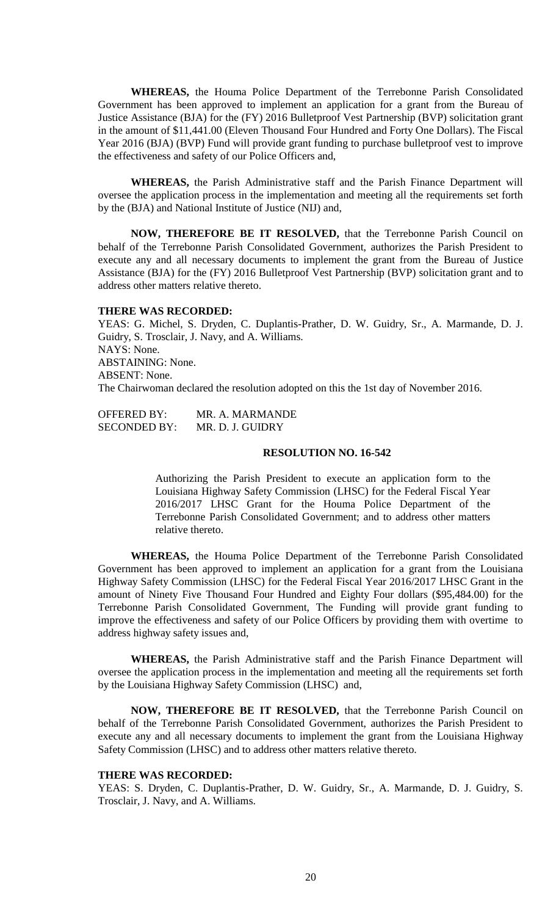**WHEREAS,** the Houma Police Department of the Terrebonne Parish Consolidated Government has been approved to implement an application for a grant from the Bureau of Justice Assistance (BJA) for the (FY) 2016 Bulletproof Vest Partnership (BVP) solicitation grant in the amount of $11,441.00 (Eleven Thousand Four Hundred and Forty One Dollars). The Fiscal Year 2016 (BJA) (BVP) Fund will provide grant funding to purchase bulletproof vest to improve the effectiveness and safety of our Police Officers and,

**WHEREAS,** the Parish Administrative staff and the Parish Finance Department will oversee the application process in the implementation and meeting all the requirements set forth by the (BJA) and National Institute of Justice (NIJ) and,

**NOW, THEREFORE BE IT RESOLVED,** that the Terrebonne Parish Council on behalf of the Terrebonne Parish Consolidated Government, authorizes the Parish President to execute any and all necessary documents to implement the grant from the Bureau of Justice Assistance (BJA) for the (FY) 2016 Bulletproof Vest Partnership (BVP) solicitation grant and to address other matters relative thereto.

**THERE WAS RECORDED:**

YEAS: G. Michel, S. Dryden, C. Duplantis-Prather, D. W. Guidry, Sr., A. Marmande, D. J. Guidry, S. Trosclair, J. Navy, and A. Williams.
NAYS: None.
ABSTAINING: None.
ABSENT: None.
The Chairwoman declared the resolution adopted on this the 1st day of November 2016.

OFFERED BY: MR. A. MARMANDE
SECONDED BY: MR. D. J. GUIDRY

**RESOLUTION NO. 16-542**

Authorizing the Parish President to execute an application form to the Louisiana Highway Safety Commission (LHSC) for the Federal Fiscal Year 2016/2017 LHSC Grant for the Houma Police Department of the Terrebonne Parish Consolidated Government; and to address other matters relative thereto.

**WHEREAS,** the Houma Police Department of the Terrebonne Parish Consolidated Government has been approved to implement an application for a grant from the Louisiana Highway Safety Commission (LHSC) for the Federal Fiscal Year 2016/2017 LHSC Grant in the amount of Ninety Five Thousand Four Hundred and Eighty Four dollars ($95,484.00) for the Terrebonne Parish Consolidated Government, The Funding will provide grant funding to improve the effectiveness and safety of our Police Officers by providing them with overtime to address highway safety issues and,

**WHEREAS,** the Parish Administrative staff and the Parish Finance Department will oversee the application process in the implementation and meeting all the requirements set forth by the Louisiana Highway Safety Commission (LHSC) and,

**NOW, THEREFORE BE IT RESOLVED,** that the Terrebonne Parish Council on behalf of the Terrebonne Parish Consolidated Government, authorizes the Parish President to execute any and all necessary documents to implement the grant from the Louisiana Highway Safety Commission (LHSC) and to address other matters relative thereto.

**THERE WAS RECORDED:**

YEAS: S. Dryden, C. Duplantis-Prather, D. W. Guidry, Sr., A. Marmande, D. J. Guidry, S. Trosclair, J. Navy, and A. Williams.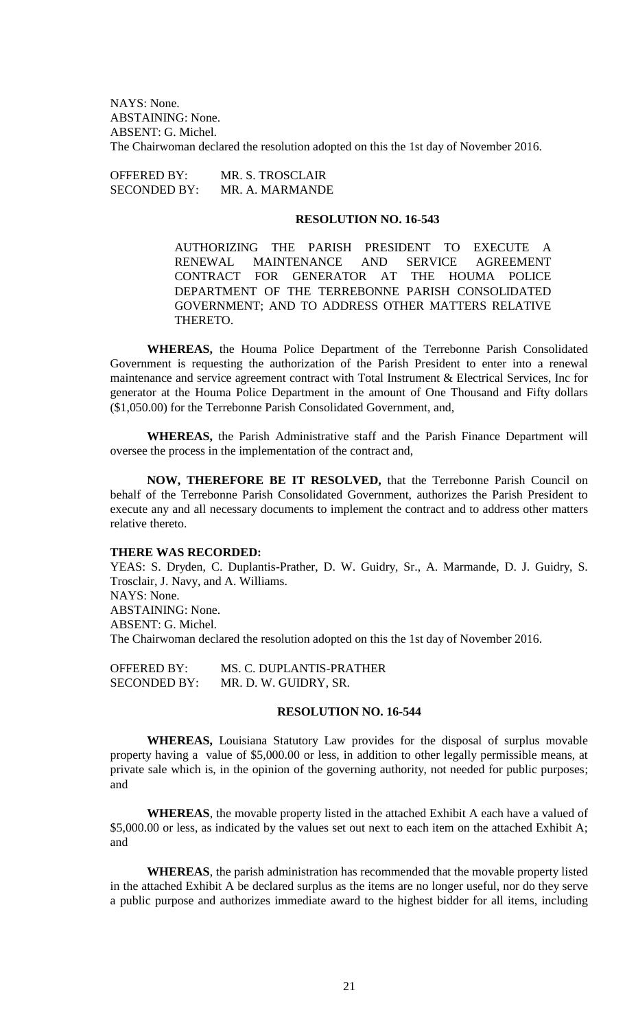NAYS: None.
ABSTAINING: None.
ABSENT: G. Michel.
The Chairwoman declared the resolution adopted on this the 1st day of November 2016.

OFFERED BY: MR. S. TROSCLAIR
SECONDED BY: MR. A. MARMANDE

**RESOLUTION NO. 16-543**

AUTHORIZING THE PARISH PRESIDENT TO EXECUTE A RENEWAL MAINTENANCE AND SERVICE AGREEMENT CONTRACT FOR GENERATOR AT THE HOUMA POLICE DEPARTMENT OF THE TERREBONNE PARISH CONSOLIDATED GOVERNMENT; AND TO ADDRESS OTHER MATTERS RELATIVE THERETO.

**WHEREAS,** the Houma Police Department of the Terrebonne Parish Consolidated Government is requesting the authorization of the Parish President to enter into a renewal maintenance and service agreement contract with Total Instrument & Electrical Services, Inc for generator at the Houma Police Department in the amount of One Thousand and Fifty dollars ($1,050.00) for the Terrebonne Parish Consolidated Government, and,

**WHEREAS,** the Parish Administrative staff and the Parish Finance Department will oversee the process in the implementation of the contract and,

**NOW, THEREFORE BE IT RESOLVED,** that the Terrebonne Parish Council on behalf of the Terrebonne Parish Consolidated Government, authorizes the Parish President to execute any and all necessary documents to implement the contract and to address other matters relative thereto.

**THERE WAS RECORDED:**
YEAS: S. Dryden, C. Duplantis-Prather, D. W. Guidry, Sr., A. Marmande, D. J. Guidry, S. Trosclair, J. Navy, and A. Williams.
NAYS: None.
ABSTAINING: None.
ABSENT: G. Michel.
The Chairwoman declared the resolution adopted on this the 1st day of November 2016.

OFFERED BY: MS. C. DUPLANTIS-PRATHER
SECONDED BY: MR. D. W. GUIDRY, SR.

**RESOLUTION NO. 16-544**

**WHEREAS,** Louisiana Statutory Law provides for the disposal of surplus movable property having a value of $5,000.00 or less, in addition to other legally permissible means, at private sale which is, in the opinion of the governing authority, not needed for public purposes; and

**WHEREAS**, the movable property listed in the attached Exhibit A each have a valued of $5,000.00 or less, as indicated by the values set out next to each item on the attached Exhibit A; and

**WHEREAS**, the parish administration has recommended that the movable property listed in the attached Exhibit A be declared surplus as the items are no longer useful, nor do they serve a public purpose and authorizes immediate award to the highest bidder for all items, including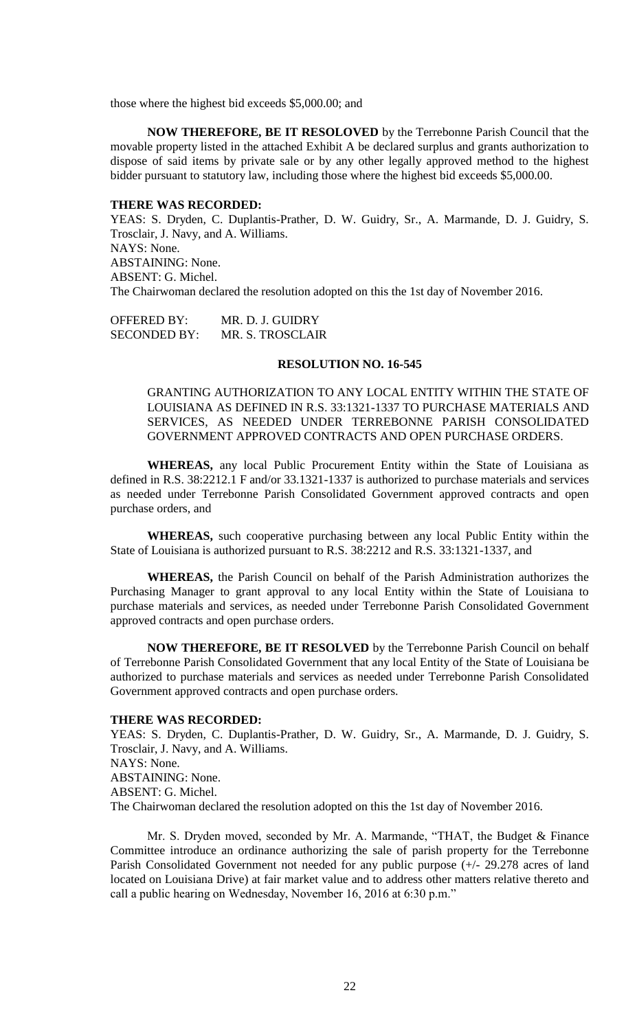those where the highest bid exceeds $5,000.00; and

**NOW THEREFORE, BE IT RESOLOVED** by the Terrebonne Parish Council that the movable property listed in the attached Exhibit A be declared surplus and grants authorization to dispose of said items by private sale or by any other legally approved method to the highest bidder pursuant to statutory law, including those where the highest bid exceeds $5,000.00.

**THERE WAS RECORDED:**

YEAS: S. Dryden, C. Duplantis-Prather, D. W. Guidry, Sr., A. Marmande, D. J. Guidry, S. Trosclair, J. Navy, and A. Williams.
NAYS: None.
ABSTAINING: None.
ABSENT: G. Michel.
The Chairwoman declared the resolution adopted on this the 1st day of November 2016.

OFFERED BY: MR. D. J. GUIDRY
SECONDED BY: MR. S. TROSCLAIR

**RESOLUTION NO. 16-545**

GRANTING AUTHORIZATION TO ANY LOCAL ENTITY WITHIN THE STATE OF LOUISIANA AS DEFINED IN R.S. 33:1321-1337 TO PURCHASE MATERIALS AND SERVICES, AS NEEDED UNDER TERREBONNE PARISH CONSOLIDATED GOVERNMENT APPROVED CONTRACTS AND OPEN PURCHASE ORDERS.

**WHEREAS,** any local Public Procurement Entity within the State of Louisiana as defined in R.S. 38:2212.1 F and/or 33.1321-1337 is authorized to purchase materials and services as needed under Terrebonne Parish Consolidated Government approved contracts and open purchase orders, and

**WHEREAS,** such cooperative purchasing between any local Public Entity within the State of Louisiana is authorized pursuant to R.S. 38:2212 and R.S. 33:1321-1337, and

**WHEREAS,** the Parish Council on behalf of the Parish Administration authorizes the Purchasing Manager to grant approval to any local Entity within the State of Louisiana to purchase materials and services, as needed under Terrebonne Parish Consolidated Government approved contracts and open purchase orders.

**NOW THEREFORE, BE IT RESOLVED** by the Terrebonne Parish Council on behalf of Terrebonne Parish Consolidated Government that any local Entity of the State of Louisiana be authorized to purchase materials and services as needed under Terrebonne Parish Consolidated Government approved contracts and open purchase orders.

**THERE WAS RECORDED:**

YEAS: S. Dryden, C. Duplantis-Prather, D. W. Guidry, Sr., A. Marmande, D. J. Guidry, S. Trosclair, J. Navy, and A. Williams.
NAYS: None.
ABSTAINING: None.
ABSENT: G. Michel.
The Chairwoman declared the resolution adopted on this the 1st day of November 2016.

Mr. S. Dryden moved, seconded by Mr. A. Marmande, "THAT, the Budget & Finance Committee introduce an ordinance authorizing the sale of parish property for the Terrebonne Parish Consolidated Government not needed for any public purpose (+/- 29.278 acres of land located on Louisiana Drive) at fair market value and to address other matters relative thereto and call a public hearing on Wednesday, November 16, 2016 at 6:30 p.m."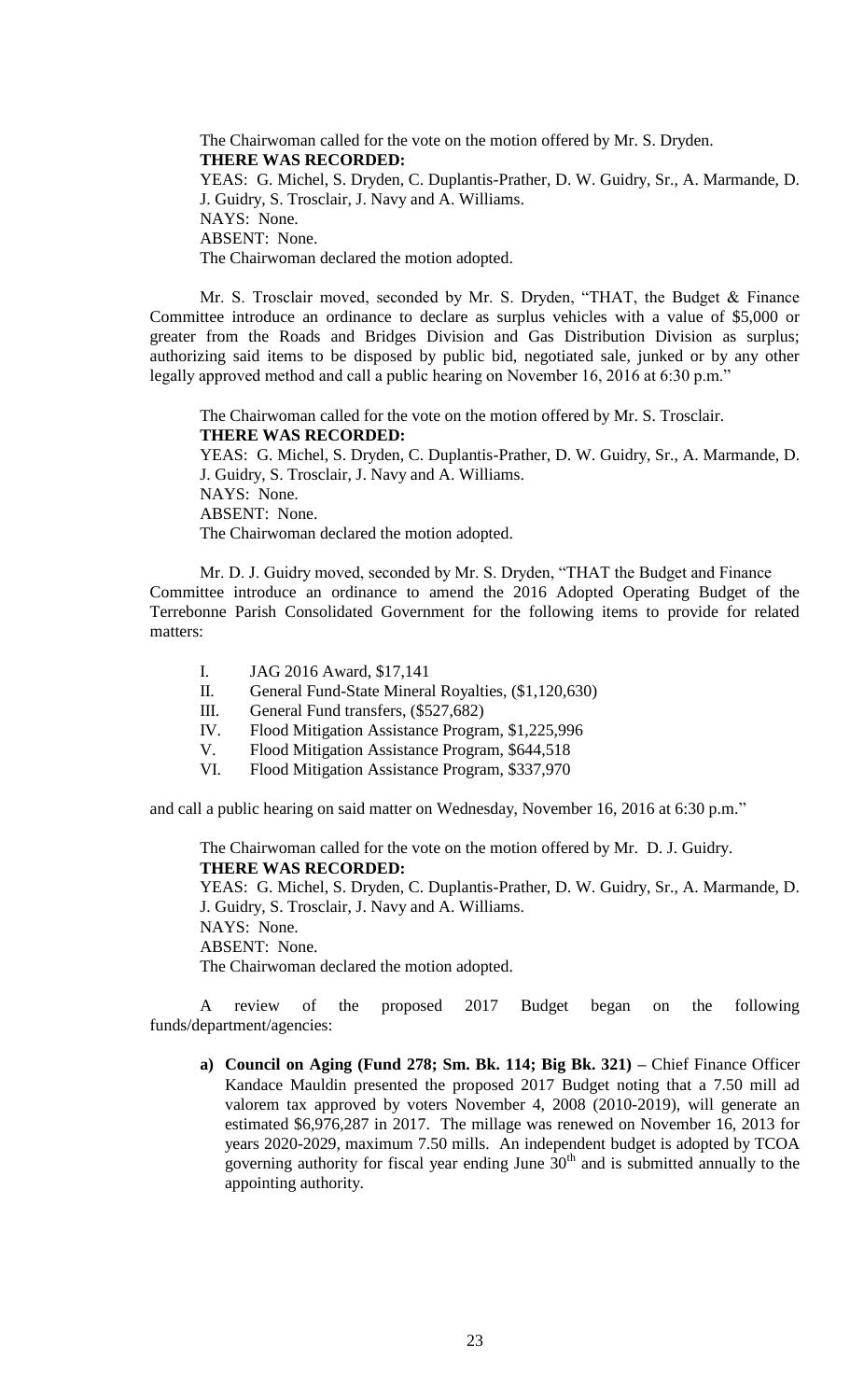The Chairwoman called for the vote on the motion offered by Mr. S. Dryden.

**THERE WAS RECORDED:**

YEAS: G. Michel, S. Dryden, C. Duplantis-Prather, D. W. Guidry, Sr., A. Marmande, D. J. Guidry, S. Trosclair, J. Navy and A. Williams.

NAYS: None.

ABSENT: None.

The Chairwoman declared the motion adopted.

Mr. S. Trosclair moved, seconded by Mr. S. Dryden, "THAT, the Budget & Finance Committee introduce an ordinance to declare as surplus vehicles with a value of $5,000 or greater from the Roads and Bridges Division and Gas Distribution Division as surplus; authorizing said items to be disposed by public bid, negotiated sale, junked or by any other legally approved method and call a public hearing on November 16, 2016 at 6:30 p.m."

The Chairwoman called for the vote on the motion offered by Mr. S. Trosclair.

**THERE WAS RECORDED:**

YEAS: G. Michel, S. Dryden, C. Duplantis-Prather, D. W. Guidry, Sr., A. Marmande, D. J. Guidry, S. Trosclair, J. Navy and A. Williams.

NAYS: None.

ABSENT: None.

The Chairwoman declared the motion adopted.

Mr. D. J. Guidry moved, seconded by Mr. S. Dryden, "THAT the Budget and Finance Committee introduce an ordinance to amend the 2016 Adopted Operating Budget of the Terrebonne Parish Consolidated Government for the following items to provide for related matters:

- I. JAG 2016 Award, $17,141
- II. General Fund-State Mineral Royalties, ($1,120,630)
- III. General Fund transfers, ($527,682)
- IV. Flood Mitigation Assistance Program, $1,225,996
- V. Flood Mitigation Assistance Program, $644,518
- VI. Flood Mitigation Assistance Program, $337,970

and call a public hearing on said matter on Wednesday, November 16, 2016 at 6:30 p.m."

The Chairwoman called for the vote on the motion offered by Mr. D. J. Guidry.

**THERE WAS RECORDED:**

YEAS: G. Michel, S. Dryden, C. Duplantis-Prather, D. W. Guidry, Sr., A. Marmande, D. J. Guidry, S. Trosclair, J. Navy and A. Williams.

NAYS: None.

ABSENT: None.

The Chairwoman declared the motion adopted.

A review of the proposed 2017 Budget began on the following funds/department/agencies:

a) **Council on Aging (Fund 278; Sm. Bk. 114; Big Bk. 321) –** Chief Finance Officer Kandace Mauldin presented the proposed 2017 Budget noting that a 7.50 mill ad valorem tax approved by voters November 4, 2008 (2010-2019), will generate an estimated $6,976,287 in 2017. The millage was renewed on November 16, 2013 for years 2020-2029, maximum 7.50 mills. An independent budget is adopted by TCOA governing authority for fiscal year ending June 30th and is submitted annually to the appointing authority.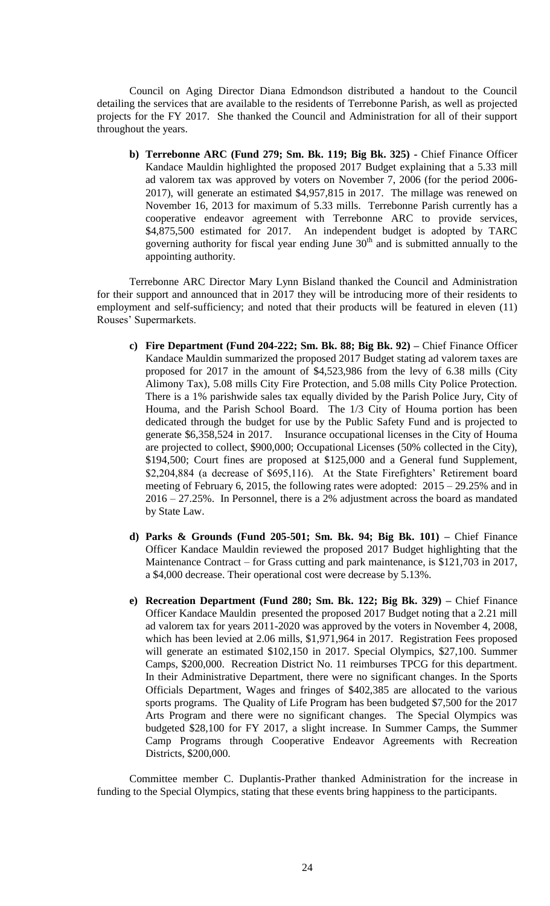Council on Aging Director Diana Edmondson distributed a handout to the Council detailing the services that are available to the residents of Terrebonne Parish, as well as projected projects for the FY 2017. She thanked the Council and Administration for all of their support throughout the years.

b) **Terrebonne ARC (Fund 279; Sm. Bk. 119; Big Bk. 325) -** Chief Finance Officer Kandace Mauldin highlighted the proposed 2017 Budget explaining that a 5.33 mill ad valorem tax was approved by voters on November 7, 2006 (for the period 2006-2017), will generate an estimated $4,957,815 in 2017. The millage was renewed on November 16, 2013 for maximum of 5.33 mills. Terrebonne Parish currently has a cooperative endeavor agreement with Terrebonne ARC to provide services, $4,875,500 estimated for 2017. An independent budget is adopted by TARC governing authority for fiscal year ending June 30th and is submitted annually to the appointing authority.

Terrebonne ARC Director Mary Lynn Bisland thanked the Council and Administration for their support and announced that in 2017 they will be introducing more of their residents to employment and self-sufficiency; and noted that their products will be featured in eleven (11) Rouses' Supermarkets.

c) **Fire Department (Fund 204-222; Sm. Bk. 88; Big Bk. 92) –** Chief Finance Officer Kandace Mauldin summarized the proposed 2017 Budget stating ad valorem taxes are proposed for 2017 in the amount of $4,523,986 from the levy of 6.38 mills (City Alimony Tax), 5.08 mills City Fire Protection, and 5.08 mills City Police Protection. There is a 1% parishwide sales tax equally divided by the Parish Police Jury, City of Houma, and the Parish School Board. The 1/3 City of Houma portion has been dedicated through the budget for use by the Public Safety Fund and is projected to generate $6,358,524 in 2017. Insurance occupational licenses in the City of Houma are projected to collect, $900,000; Occupational Licenses (50% collected in the City), $194,500; Court fines are proposed at $125,000 and a General fund Supplement, $2,204,884 (a decrease of $695,116). At the State Firefighters' Retirement board meeting of February 6, 2015, the following rates were adopted: 2015 – 29.25% and in 2016 – 27.25%. In Personnel, there is a 2% adjustment across the board as mandated by State Law.

d) **Parks & Grounds (Fund 205-501; Sm. Bk. 94; Big Bk. 101) –** Chief Finance Officer Kandace Mauldin reviewed the proposed 2017 Budget highlighting that the Maintenance Contract – for Grass cutting and park maintenance, is $121,703 in 2017, a $4,000 decrease. Their operational cost were decrease by 5.13%.

e) **Recreation Department (Fund 280; Sm. Bk. 122; Big Bk. 329) –** Chief Finance Officer Kandace Mauldin presented the proposed 2017 Budget noting that a 2.21 mill ad valorem tax for years 2011-2020 was approved by the voters in November 4, 2008, which has been levied at 2.06 mills, $1,971,964 in 2017. Registration Fees proposed will generate an estimated $102,150 in 2017. Special Olympics, $27,100. Summer Camps, $200,000. Recreation District No. 11 reimburses TPCG for this department. In their Administrative Department, there were no significant changes. In the Sports Officials Department, Wages and fringes of $402,385 are allocated to the various sports programs. The Quality of Life Program has been budgeted $7,500 for the 2017 Arts Program and there were no significant changes. The Special Olympics was budgeted $28,100 for FY 2017, a slight increase. In Summer Camps, the Summer Camp Programs through Cooperative Endeavor Agreements with Recreation Districts, $200,000.

Committee member C. Duplantis-Prather thanked Administration for the increase in funding to the Special Olympics, stating that these events bring happiness to the participants.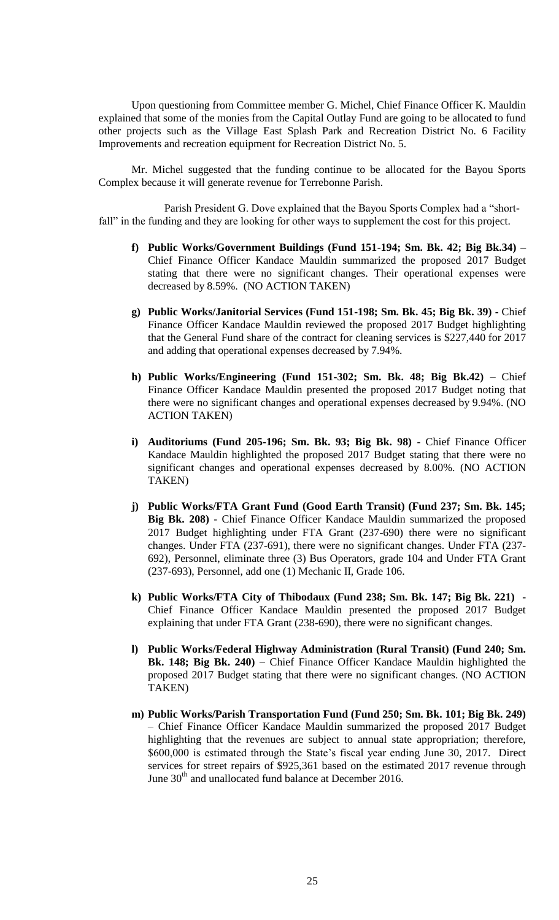Upon questioning from Committee member G. Michel, Chief Finance Officer K. Mauldin explained that some of the monies from the Capital Outlay Fund are going to be allocated to fund other projects such as the Village East Splash Park and Recreation District No. 6 Facility Improvements and recreation equipment for Recreation District No. 5.

Mr. Michel suggested that the funding continue to be allocated for the Bayou Sports Complex because it will generate revenue for Terrebonne Parish.

Parish President G. Dove explained that the Bayou Sports Complex had a "short-fall" in the funding and they are looking for other ways to supplement the cost for this project.

f) **Public Works/Government Buildings (Fund 151-194; Sm. Bk. 42; Big Bk.34) –** Chief Finance Officer Kandace Mauldin summarized the proposed 2017 Budget stating that there were no significant changes. Their operational expenses were decreased by 8.59%. (NO ACTION TAKEN)

g) **Public Works/Janitorial Services (Fund 151-198; Sm. Bk. 45; Big Bk. 39) -** Chief Finance Officer Kandace Mauldin reviewed the proposed 2017 Budget highlighting that the General Fund share of the contract for cleaning services is $227,440 for 2017 and adding that operational expenses decreased by 7.94%.

h) **Public Works/Engineering (Fund 151-302; Sm. Bk. 48; Big Bk.42)** – Chief Finance Officer Kandace Mauldin presented the proposed 2017 Budget noting that there were no significant changes and operational expenses decreased by 9.94%. (NO ACTION TAKEN)

i) **Auditoriums (Fund 205-196; Sm. Bk. 93; Big Bk. 98)** - Chief Finance Officer Kandace Mauldin highlighted the proposed 2017 Budget stating that there were no significant changes and operational expenses decreased by 8.00%. (NO ACTION TAKEN)

j) **Public Works/FTA Grant Fund (Good Earth Transit) (Fund 237; Sm. Bk. 145; Big Bk. 208)** - Chief Finance Officer Kandace Mauldin summarized the proposed 2017 Budget highlighting under FTA Grant (237-690) there were no significant changes. Under FTA (237-691), there were no significant changes. Under FTA (237-692), Personnel, eliminate three (3) Bus Operators, grade 104 and Under FTA Grant (237-693), Personnel, add one (1) Mechanic II, Grade 106.

k) **Public Works/FTA City of Thibodaux (Fund 238; Sm. Bk. 147; Big Bk. 221)** - Chief Finance Officer Kandace Mauldin presented the proposed 2017 Budget explaining that under FTA Grant (238-690), there were no significant changes.

l) **Public Works/Federal Highway Administration (Rural Transit) (Fund 240; Sm. Bk. 148; Big Bk. 240)** – Chief Finance Officer Kandace Mauldin highlighted the proposed 2017 Budget stating that there were no significant changes. (NO ACTION TAKEN)

m) **Public Works/Parish Transportation Fund (Fund 250; Sm. Bk. 101; Big Bk. 249)** – Chief Finance Officer Kandace Mauldin summarized the proposed 2017 Budget highlighting that the revenues are subject to annual state appropriation; therefore, $600,000 is estimated through the State's fiscal year ending June 30, 2017. Direct services for street repairs of $925,361 based on the estimated 2017 revenue through June 30th and unallocated fund balance at December 2016.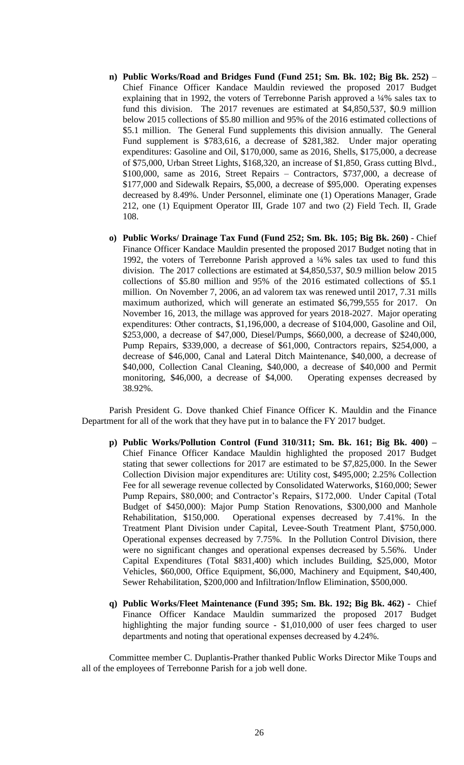n) **Public Works/Road and Bridges Fund (Fund 251; Sm. Bk. 102; Big Bk. 252)** – Chief Finance Officer Kandace Mauldin reviewed the proposed 2017 Budget explaining that in 1992, the voters of Terrebonne Parish approved a ¼% sales tax to fund this division. The 2017 revenues are estimated at $4,850,537, $0.9 million below 2015 collections of $5.80 million and 95% of the 2016 estimated collections of $5.1 million. The General Fund supplements this division annually. The General Fund supplement is $783,616, a decrease of $281,382. Under major operating expenditures: Gasoline and Oil, $170,000, same as 2016, Shells, $175,000, a decrease of $75,000, Urban Street Lights, $168,320, an increase of $1,850, Grass cutting Blvd., $100,000, same as 2016, Street Repairs – Contractors, $737,000, a decrease of $177,000 and Sidewalk Repairs, $5,000, a decrease of $95,000. Operating expenses decreased by 8.49%. Under Personnel, eliminate one (1) Operations Manager, Grade 212, one (1) Equipment Operator III, Grade 107 and two (2) Field Tech. II, Grade 108.

o) **Public Works/ Drainage Tax Fund (Fund 252; Sm. Bk. 105; Big Bk. 260)** - Chief Finance Officer Kandace Mauldin presented the proposed 2017 Budget noting that in 1992, the voters of Terrebonne Parish approved a ¼% sales tax used to fund this division. The 2017 collections are estimated at $4,850,537, $0.9 million below 2015 collections of $5.80 million and 95% of the 2016 estimated collections of $5.1 million. On November 7, 2006, an ad valorem tax was renewed until 2017, 7.31 mills maximum authorized, which will generate an estimated $6,799,555 for 2017. On November 16, 2013, the millage was approved for years 2018-2027. Major operating expenditures: Other contracts, $1,196,000, a decrease of $104,000, Gasoline and Oil, $253,000, a decrease of $47,000, Diesel/Pumps, $660,000, a decrease of $240,000, Pump Repairs, $339,000, a decrease of $61,000, Contractors repairs, $254,000, a decrease of $46,000, Canal and Lateral Ditch Maintenance, $40,000, a decrease of $40,000, Collection Canal Cleaning, $40,000, a decrease of $40,000 and Permit monitoring, $46,000, a decrease of $4,000. Operating expenses decreased by 38.92%.

Parish President G. Dove thanked Chief Finance Officer K. Mauldin and the Finance Department for all of the work that they have put in to balance the FY 2017 budget.

p) **Public Works/Pollution Control (Fund 310/311; Sm. Bk. 161; Big Bk. 400) –** Chief Finance Officer Kandace Mauldin highlighted the proposed 2017 Budget stating that sewer collections for 2017 are estimated to be $7,825,000. In the Sewer Collection Division major expenditures are: Utility cost, $495,000; 2.25% Collection Fee for all sewerage revenue collected by Consolidated Waterworks, $160,000; Sewer Pump Repairs, $80,000; and Contractor's Repairs, $172,000. Under Capital (Total Budget of $450,000): Major Pump Station Renovations, $300,000 and Manhole Rehabilitation, $150,000. Operational expenses decreased by 7.41%. In the Treatment Plant Division under Capital, Levee-South Treatment Plant, $750,000. Operational expenses decreased by 7.75%. In the Pollution Control Division, there were no significant changes and operational expenses decreased by 5.56%. Under Capital Expenditures (Total $831,400) which includes Building, $25,000, Motor Vehicles, $60,000, Office Equipment, $6,000, Machinery and Equipment, $40,400, Sewer Rehabilitation, $200,000 and Infiltration/Inflow Elimination, $500,000.

q) **Public Works/Fleet Maintenance (Fund 395; Sm. Bk. 192; Big Bk. 462) -** Chief Finance Officer Kandace Mauldin summarized the proposed 2017 Budget highlighting the major funding source - $1,010,000 of user fees charged to user departments and noting that operational expenses decreased by 4.24%.

Committee member C. Duplantis-Prather thanked Public Works Director Mike Toups and all of the employees of Terrebonne Parish for a job well done.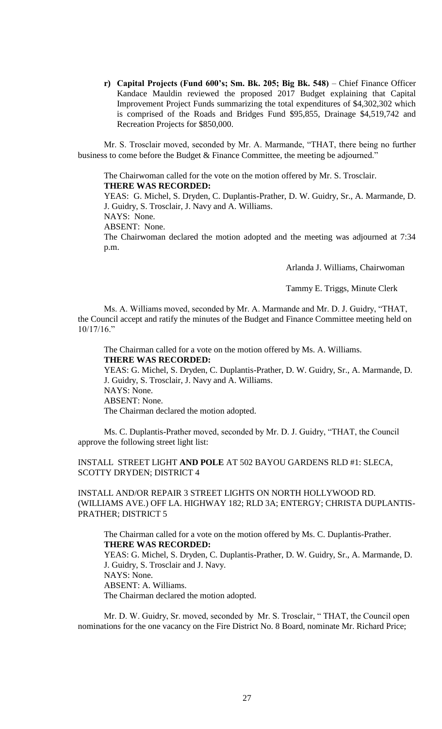**r) Capital Projects (Fund 600's; Sm. Bk. 205; Big Bk. 548)** – Chief Finance Officer Kandace Mauldin reviewed the proposed 2017 Budget explaining that Capital Improvement Project Funds summarizing the total expenditures of $4,302,302 which is comprised of the Roads and Bridges Fund $95,855, Drainage $4,519,742 and Recreation Projects for $850,000.

Mr. S. Trosclair moved, seconded by Mr. A. Marmande, "THAT, there being no further business to come before the Budget & Finance Committee, the meeting be adjourned."

The Chairwoman called for the vote on the motion offered by Mr. S. Trosclair.

**THERE WAS RECORDED:**

YEAS: G. Michel, S. Dryden, C. Duplantis-Prather, D. W. Guidry, Sr., A. Marmande, D. J. Guidry, S. Trosclair, J. Navy and A. Williams.

NAYS: None.

ABSENT: None.

The Chairwoman declared the motion adopted and the meeting was adjourned at 7:34 p.m.

Arlanda J. Williams, Chairwoman

Tammy E. Triggs, Minute Clerk

Ms. A. Williams moved, seconded by Mr. A. Marmande and Mr. D. J. Guidry, "THAT, the Council accept and ratify the minutes of the Budget and Finance Committee meeting held on 10/17/16."

The Chairman called for a vote on the motion offered by Ms. A. Williams.

**THERE WAS RECORDED:**

YEAS: G. Michel, S. Dryden, C. Duplantis-Prather, D. W. Guidry, Sr., A. Marmande, D. J. Guidry, S. Trosclair, J. Navy and A. Williams.

NAYS: None.

ABSENT: None.

The Chairman declared the motion adopted.

Ms. C. Duplantis-Prather moved, seconded by Mr. D. J. Guidry, "THAT, the Council approve the following street light list:

INSTALL STREET LIGHT **AND POLE** AT 502 BAYOU GARDENS RLD #1: SLECA, SCOTTY DRYDEN; DISTRICT 4

INSTALL AND/OR REPAIR 3 STREET LIGHTS ON NORTH HOLLYWOOD RD. (WILLIAMS AVE.) OFF LA. HIGHWAY 182; RLD 3A; ENTERGY; CHRISTA DUPLANTIS-PRATHER; DISTRICT 5

The Chairman called for a vote on the motion offered by Ms. C. Duplantis-Prather.

**THERE WAS RECORDED:**

YEAS: G. Michel, S. Dryden, C. Duplantis-Prather, D. W. Guidry, Sr., A. Marmande, D. J. Guidry, S. Trosclair and J. Navy.

NAYS: None.

ABSENT: A. Williams.

The Chairman declared the motion adopted.

Mr. D. W. Guidry, Sr. moved, seconded by Mr. S. Trosclair, " THAT, the Council open nominations for the one vacancy on the Fire District No. 8 Board, nominate Mr. Richard Price;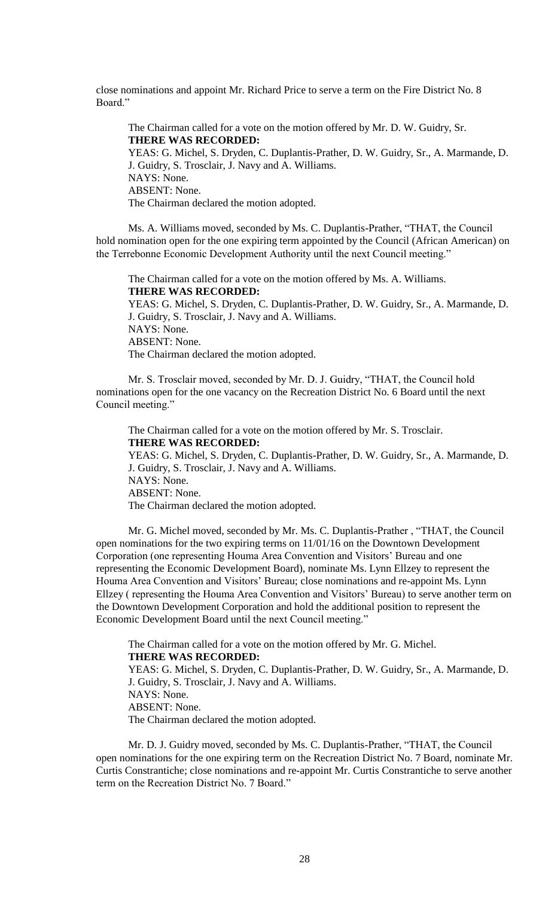close nominations and appoint Mr. Richard Price to serve a term on the Fire District No. 8 Board."

The Chairman called for a vote on the motion offered by Mr. D. W. Guidry, Sr.
**THERE WAS RECORDED:**
YEAS: G. Michel, S. Dryden, C. Duplantis-Prather, D. W. Guidry, Sr., A. Marmande, D. J. Guidry, S. Trosclair, J. Navy and A. Williams.
NAYS: None.
ABSENT: None.
The Chairman declared the motion adopted.

Ms. A. Williams moved, seconded by Ms. C. Duplantis-Prather, "THAT, the Council hold nomination open for the one expiring term appointed by the Council (African American) on the Terrebonne Economic Development Authority until the next Council meeting."

The Chairman called for a vote on the motion offered by Ms. A. Williams.
**THERE WAS RECORDED:**
YEAS: G. Michel, S. Dryden, C. Duplantis-Prather, D. W. Guidry, Sr., A. Marmande, D. J. Guidry, S. Trosclair, J. Navy and A. Williams.
NAYS: None.
ABSENT: None.
The Chairman declared the motion adopted.

Mr. S. Trosclair moved, seconded by Mr. D. J. Guidry, "THAT, the Council hold nominations open for the one vacancy on the Recreation District No. 6 Board until the next Council meeting."

The Chairman called for a vote on the motion offered by Mr. S. Trosclair.
**THERE WAS RECORDED:**
YEAS: G. Michel, S. Dryden, C. Duplantis-Prather, D. W. Guidry, Sr., A. Marmande, D. J. Guidry, S. Trosclair, J. Navy and A. Williams.
NAYS: None.
ABSENT: None.
The Chairman declared the motion adopted.

Mr. G. Michel moved, seconded by Mr. Ms. C. Duplantis-Prather , "THAT, the Council open nominations for the two expiring terms on 11/01/16 on the Downtown Development Corporation (one representing Houma Area Convention and Visitors' Bureau and one representing the Economic Development Board), nominate Ms. Lynn Ellzey to represent the Houma Area Convention and Visitors' Bureau; close nominations and re-appoint Ms. Lynn Ellzey ( representing the Houma Area Convention and Visitors' Bureau) to serve another term on the Downtown Development Corporation and hold the additional position to represent the Economic Development Board until the next Council meeting."

The Chairman called for a vote on the motion offered by Mr. G. Michel.
**THERE WAS RECORDED:**
YEAS: G. Michel, S. Dryden, C. Duplantis-Prather, D. W. Guidry, Sr., A. Marmande, D. J. Guidry, S. Trosclair, J. Navy and A. Williams.
NAYS: None.
ABSENT: None.
The Chairman declared the motion adopted.

Mr. D. J. Guidry moved, seconded by Ms. C. Duplantis-Prather, "THAT, the Council open nominations for the one expiring term on the Recreation District No. 7 Board, nominate Mr. Curtis Constrantiche; close nominations and re-appoint Mr. Curtis Constrantiche to serve another term on the Recreation District No. 7 Board."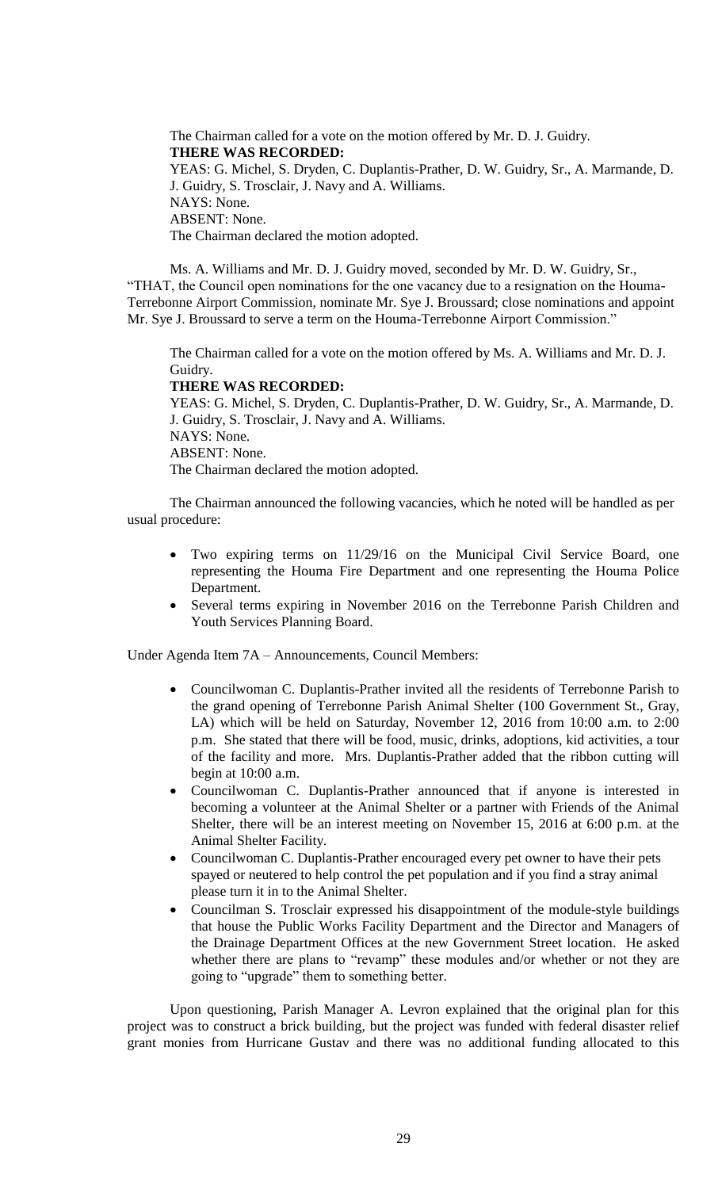The Chairman called for a vote on the motion offered by Mr. D. J. Guidry.

**THERE WAS RECORDED:**

YEAS: G. Michel, S. Dryden, C. Duplantis-Prather, D. W. Guidry, Sr., A. Marmande, D. J. Guidry, S. Trosclair, J. Navy and A. Williams.

NAYS: None.

ABSENT: None.

The Chairman declared the motion adopted.

Ms. A. Williams and Mr. D. J. Guidry moved, seconded by Mr. D. W. Guidry, Sr., "THAT, the Council open nominations for the one vacancy due to a resignation on the Houma-Terrebonne Airport Commission, nominate Mr. Sye J. Broussard; close nominations and appoint Mr. Sye J. Broussard to serve a term on the Houma-Terrebonne Airport Commission."

The Chairman called for a vote on the motion offered by Ms. A. Williams and Mr. D. J. Guidry.

**THERE WAS RECORDED:**

YEAS: G. Michel, S. Dryden, C. Duplantis-Prather, D. W. Guidry, Sr., A. Marmande, D. J. Guidry, S. Trosclair, J. Navy and A. Williams.

NAYS: None.

ABSENT: None.

The Chairman declared the motion adopted.

The Chairman announced the following vacancies, which he noted will be handled as per usual procedure:

- Two expiring terms on 11/29/16 on the Municipal Civil Service Board, one representing the Houma Fire Department and one representing the Houma Police Department.
- Several terms expiring in November 2016 on the Terrebonne Parish Children and Youth Services Planning Board.

Under Agenda Item 7A – Announcements, Council Members:

- Councilwoman C. Duplantis-Prather invited all the residents of Terrebonne Parish to the grand opening of Terrebonne Parish Animal Shelter (100 Government St., Gray, LA) which will be held on Saturday, November 12, 2016 from 10:00 a.m. to 2:00 p.m. She stated that there will be food, music, drinks, adoptions, kid activities, a tour of the facility and more. Mrs. Duplantis-Prather added that the ribbon cutting will begin at 10:00 a.m.
- Councilwoman C. Duplantis-Prather announced that if anyone is interested in becoming a volunteer at the Animal Shelter or a partner with Friends of the Animal Shelter, there will be an interest meeting on November 15, 2016 at 6:00 p.m. at the Animal Shelter Facility.
- Councilwoman C. Duplantis-Prather encouraged every pet owner to have their pets spayed or neutered to help control the pet population and if you find a stray animal please turn it in to the Animal Shelter.
- Councilman S. Trosclair expressed his disappointment of the module-style buildings that house the Public Works Facility Department and the Director and Managers of the Drainage Department Offices at the new Government Street location. He asked whether there are plans to "revamp" these modules and/or whether or not they are going to "upgrade" them to something better.

Upon questioning, Parish Manager A. Levron explained that the original plan for this project was to construct a brick building, but the project was funded with federal disaster relief grant monies from Hurricane Gustav and there was no additional funding allocated to this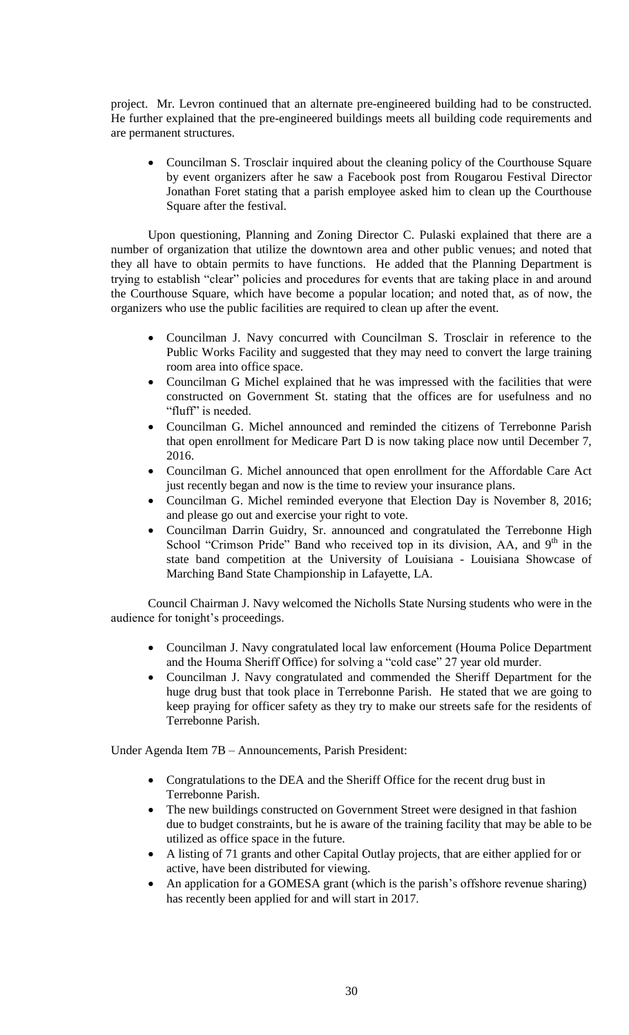project. Mr. Levron continued that an alternate pre-engineered building had to be constructed. He further explained that the pre-engineered buildings meets all building code requirements and are permanent structures.

- Councilman S. Trosclair inquired about the cleaning policy of the Courthouse Square by event organizers after he saw a Facebook post from Rougarou Festival Director Jonathan Foret stating that a parish employee asked him to clean up the Courthouse Square after the festival.

Upon questioning, Planning and Zoning Director C. Pulaski explained that there are a number of organization that utilize the downtown area and other public venues; and noted that they all have to obtain permits to have functions. He added that the Planning Department is trying to establish "clear" policies and procedures for events that are taking place in and around the Courthouse Square, which have become a popular location; and noted that, as of now, the organizers who use the public facilities are required to clean up after the event.

- Councilman J. Navy concurred with Councilman S. Trosclair in reference to the Public Works Facility and suggested that they may need to convert the large training room area into office space.
- Councilman G Michel explained that he was impressed with the facilities that were constructed on Government St. stating that the offices are for usefulness and no "fluff" is needed.
- Councilman G. Michel announced and reminded the citizens of Terrebonne Parish that open enrollment for Medicare Part D is now taking place now until December 7, 2016.
- Councilman G. Michel announced that open enrollment for the Affordable Care Act just recently began and now is the time to review your insurance plans.
- Councilman G. Michel reminded everyone that Election Day is November 8, 2016; and please go out and exercise your right to vote.
- Councilman Darrin Guidry, Sr. announced and congratulated the Terrebonne High School "Crimson Pride" Band who received top in its division, AA, and 9th in the state band competition at the University of Louisiana - Louisiana Showcase of Marching Band State Championship in Lafayette, LA.

Council Chairman J. Navy welcomed the Nicholls State Nursing students who were in the audience for tonight's proceedings.

- Councilman J. Navy congratulated local law enforcement (Houma Police Department and the Houma Sheriff Office) for solving a "cold case" 27 year old murder.
- Councilman J. Navy congratulated and commended the Sheriff Department for the huge drug bust that took place in Terrebonne Parish. He stated that we are going to keep praying for officer safety as they try to make our streets safe for the residents of Terrebonne Parish.

Under Agenda Item 7B – Announcements, Parish President:

- Congratulations to the DEA and the Sheriff Office for the recent drug bust in Terrebonne Parish.
- The new buildings constructed on Government Street were designed in that fashion due to budget constraints, but he is aware of the training facility that may be able to be utilized as office space in the future.
- A listing of 71 grants and other Capital Outlay projects, that are either applied for or active, have been distributed for viewing.
- An application for a GOMESA grant (which is the parish's offshore revenue sharing) has recently been applied for and will start in 2017.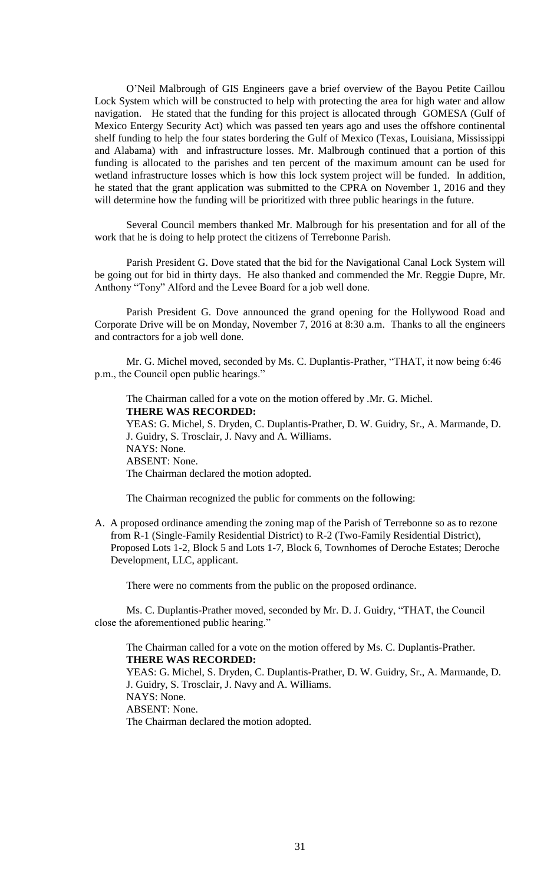O'Neil Malbrough of GIS Engineers gave a brief overview of the Bayou Petite Caillou Lock System which will be constructed to help with protecting the area for high water and allow navigation. He stated that the funding for this project is allocated through GOMESA (Gulf of Mexico Entergy Security Act) which was passed ten years ago and uses the offshore continental shelf funding to help the four states bordering the Gulf of Mexico (Texas, Louisiana, Mississippi and Alabama) with and infrastructure losses. Mr. Malbrough continued that a portion of this funding is allocated to the parishes and ten percent of the maximum amount can be used for wetland infrastructure losses which is how this lock system project will be funded. In addition, he stated that the grant application was submitted to the CPRA on November 1, 2016 and they will determine how the funding will be prioritized with three public hearings in the future.

Several Council members thanked Mr. Malbrough for his presentation and for all of the work that he is doing to help protect the citizens of Terrebonne Parish.

Parish President G. Dove stated that the bid for the Navigational Canal Lock System will be going out for bid in thirty days. He also thanked and commended the Mr. Reggie Dupre, Mr. Anthony "Tony" Alford and the Levee Board for a job well done.

Parish President G. Dove announced the grand opening for the Hollywood Road and Corporate Drive will be on Monday, November 7, 2016 at 8:30 a.m. Thanks to all the engineers and contractors for a job well done.

Mr. G. Michel moved, seconded by Ms. C. Duplantis-Prather, "THAT, it now being 6:46 p.m., the Council open public hearings."

The Chairman called for a vote on the motion offered by .Mr. G. Michel.
**THERE WAS RECORDED:**
YEAS: G. Michel, S. Dryden, C. Duplantis-Prather, D. W. Guidry, Sr., A. Marmande, D. J. Guidry, S. Trosclair, J. Navy and A. Williams.
NAYS: None.
ABSENT: None.
The Chairman declared the motion adopted.

The Chairman recognized the public for comments on the following:

A. A proposed ordinance amending the zoning map of the Parish of Terrebonne so as to rezone from R-1 (Single-Family Residential District) to R-2 (Two-Family Residential District), Proposed Lots 1-2, Block 5 and Lots 1-7, Block 6, Townhomes of Deroche Estates; Deroche Development, LLC, applicant.

There were no comments from the public on the proposed ordinance.

Ms. C. Duplantis-Prather moved, seconded by Mr. D. J. Guidry, "THAT, the Council close the aforementioned public hearing."

The Chairman called for a vote on the motion offered by Ms. C. Duplantis-Prather.
**THERE WAS RECORDED:**
YEAS: G. Michel, S. Dryden, C. Duplantis-Prather, D. W. Guidry, Sr., A. Marmande, D. J. Guidry, S. Trosclair, J. Navy and A. Williams.
NAYS: None.
ABSENT: None.
The Chairman declared the motion adopted.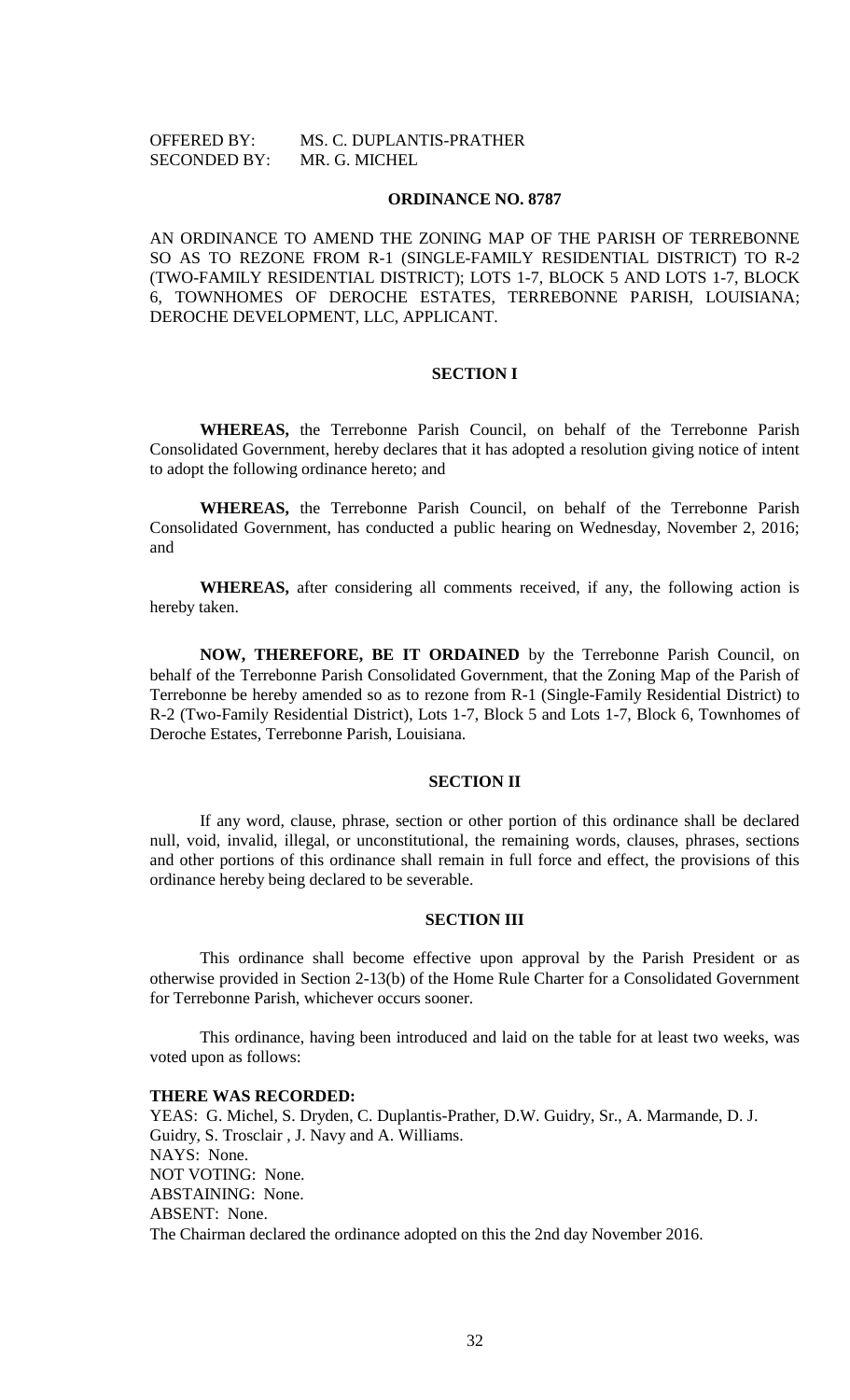OFFERED BY: MS. C. DUPLANTIS-PRATHER
SECONDED BY: MR. G. MICHEL

**ORDINANCE NO. 8787**

AN ORDINANCE TO AMEND THE ZONING MAP OF THE PARISH OF TERREBONNE SO AS TO REZONE FROM R-1 (SINGLE-FAMILY RESIDENTIAL DISTRICT) TO R-2 (TWO-FAMILY RESIDENTIAL DISTRICT); LOTS 1-7, BLOCK 5 AND LOTS 1-7, BLOCK 6, TOWNHOMES OF DEROCHE ESTATES, TERREBONNE PARISH, LOUISIANA; DEROCHE DEVELOPMENT, LLC, APPLICANT.

**SECTION I**

**WHEREAS,** the Terrebonne Parish Council, on behalf of the Terrebonne Parish Consolidated Government, hereby declares that it has adopted a resolution giving notice of intent to adopt the following ordinance hereto; and

**WHEREAS,** the Terrebonne Parish Council, on behalf of the Terrebonne Parish Consolidated Government, has conducted a public hearing on Wednesday, November 2, 2016; and

**WHEREAS,** after considering all comments received, if any, the following action is hereby taken.

**NOW, THEREFORE, BE IT ORDAINED** by the Terrebonne Parish Council, on behalf of the Terrebonne Parish Consolidated Government, that the Zoning Map of the Parish of Terrebonne be hereby amended so as to rezone from R-1 (Single-Family Residential District) to R-2 (Two-Family Residential District), Lots 1-7, Block 5 and Lots 1-7, Block 6, Townhomes of Deroche Estates, Terrebonne Parish, Louisiana.

**SECTION II**

If any word, clause, phrase, section or other portion of this ordinance shall be declared null, void, invalid, illegal, or unconstitutional, the remaining words, clauses, phrases, sections and other portions of this ordinance shall remain in full force and effect, the provisions of this ordinance hereby being declared to be severable.

**SECTION III**

This ordinance shall become effective upon approval by the Parish President or as otherwise provided in Section 2-13(b) of the Home Rule Charter for a Consolidated Government for Terrebonne Parish, whichever occurs sooner.

This ordinance, having been introduced and laid on the table for at least two weeks, was voted upon as follows:

**THERE WAS RECORDED:**
YEAS: G. Michel, S. Dryden, C. Duplantis-Prather, D.W. Guidry, Sr., A. Marmande, D. J. Guidry, S. Trosclair , J. Navy and A. Williams.
NAYS: None.
NOT VOTING: None.
ABSTAINING: None.
ABSENT: None.
The Chairman declared the ordinance adopted on this the 2nd day November 2016.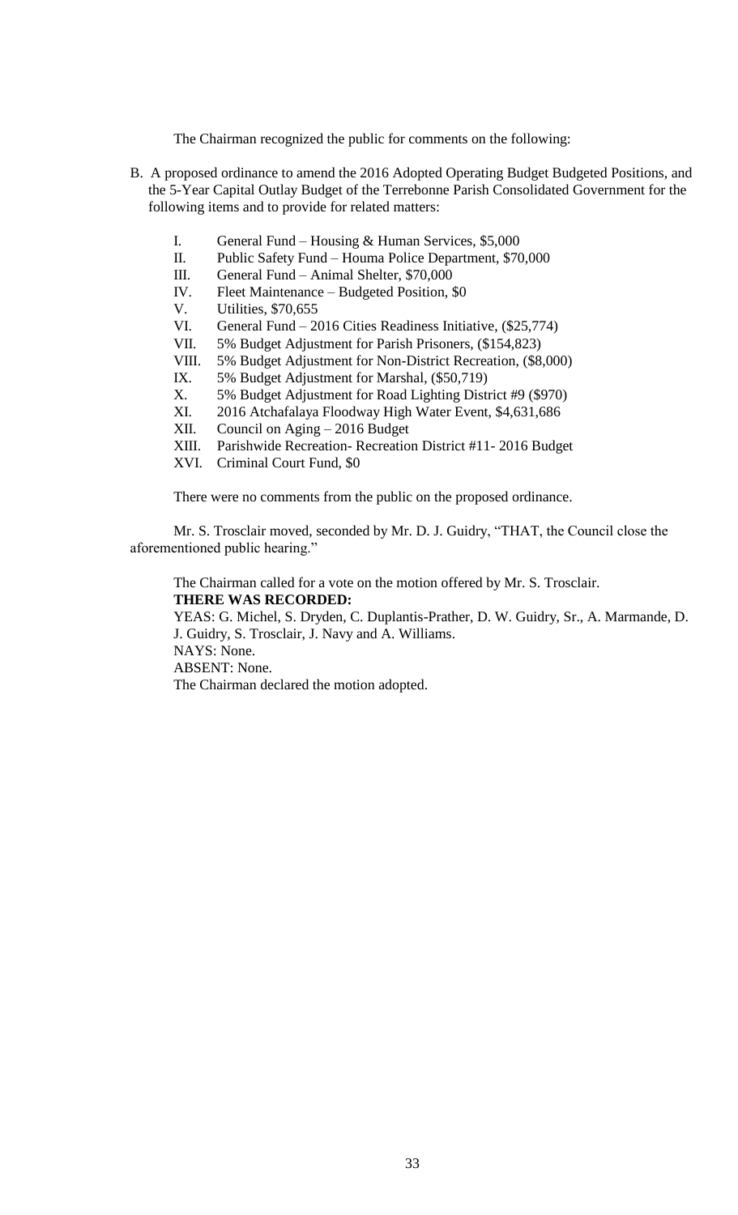The Chairman recognized the public for comments on the following:

B. A proposed ordinance to amend the 2016 Adopted Operating Budget Budgeted Positions, and the 5-Year Capital Outlay Budget of the Terrebonne Parish Consolidated Government for the following items and to provide for related matters:

   I. General Fund – Housing & Human Services, $5,000
   II. Public Safety Fund – Houma Police Department, $70,000
   III. General Fund – Animal Shelter, $70,000
   IV. Fleet Maintenance – Budgeted Position, $0
   V. Utilities, $70,655
   VI. General Fund – 2016 Cities Readiness Initiative, ($25,774)
   VII. 5% Budget Adjustment for Parish Prisoners, ($154,823)
   VIII. 5% Budget Adjustment for Non-District Recreation, ($8,000)
   IX. 5% Budget Adjustment for Marshal, ($50,719)
   X. 5% Budget Adjustment for Road Lighting District #9 ($970)
   XI. 2016 Atchafalaya Floodway High Water Event, $4,631,686
   XII. Council on Aging – 2016 Budget
   XIII. Parishwide Recreation- Recreation District #11- 2016 Budget
   XVI. Criminal Court Fund, $0

There were no comments from the public on the proposed ordinance.

Mr. S. Trosclair moved, seconded by Mr. D. J. Guidry, "THAT, the Council close the aforementioned public hearing."

The Chairman called for a vote on the motion offered by Mr. S. Trosclair.

**THERE WAS RECORDED:**

YEAS: G. Michel, S. Dryden, C. Duplantis-Prather, D. W. Guidry, Sr., A. Marmande, D. J. Guidry, S. Trosclair, J. Navy and A. Williams.

NAYS: None.

ABSENT: None.

The Chairman declared the motion adopted.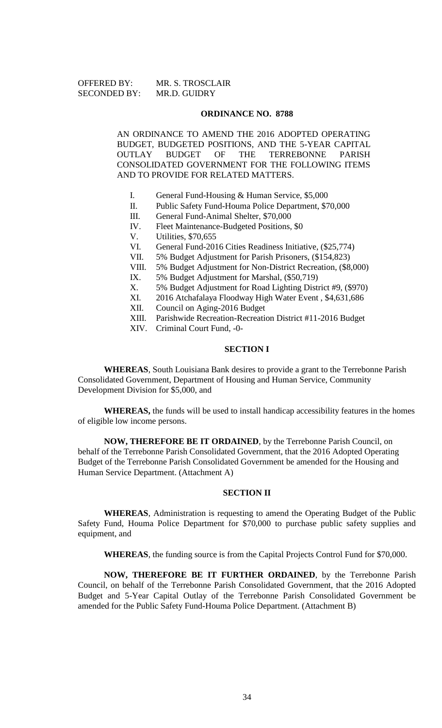OFFERED BY: MR. S. TROSCLAIR
SECONDED BY: MR.D. GUIDRY

**ORDINANCE NO. 8788**

AN ORDINANCE TO AMEND THE 2016 ADOPTED OPERATING BUDGET, BUDGETED POSITIONS, AND THE 5-YEAR CAPITAL OUTLAY BUDGET OF THE TERREBONNE PARISH CONSOLIDATED GOVERNMENT FOR THE FOLLOWING ITEMS AND TO PROVIDE FOR RELATED MATTERS.

I. General Fund-Housing & Human Service, $5,000
II. Public Safety Fund-Houma Police Department, $70,000
III. General Fund-Animal Shelter, $70,000
IV. Fleet Maintenance-Budgeted Positions, $0
V. Utilities, $70,655
VI. General Fund-2016 Cities Readiness Initiative, ($25,774)
VII. 5% Budget Adjustment for Parish Prisoners, ($154,823)
VIII. 5% Budget Adjustment for Non-District Recreation, ($8,000)
IX. 5% Budget Adjustment for Marshal, ($50,719)
X. 5% Budget Adjustment for Road Lighting District #9, ($970)
XI. 2016 Atchafalaya Floodway High Water Event , $4,631,686
XII. Council on Aging-2016 Budget
XIII. Parishwide Recreation-Recreation District #11-2016 Budget
XIV. Criminal Court Fund, -0-

**SECTION I**

**WHEREAS**, South Louisiana Bank desires to provide a grant to the Terrebonne Parish Consolidated Government, Department of Housing and Human Service, Community Development Division for $5,000, and

**WHEREAS,** the funds will be used to install handicap accessibility features in the homes of eligible low income persons.

**NOW, THEREFORE BE IT ORDAINED**, by the Terrebonne Parish Council, on behalf of the Terrebonne Parish Consolidated Government, that the 2016 Adopted Operating Budget of the Terrebonne Parish Consolidated Government be amended for the Housing and Human Service Department. (Attachment A)

**SECTION II**

**WHEREAS**, Administration is requesting to amend the Operating Budget of the Public Safety Fund, Houma Police Department for $70,000 to purchase public safety supplies and equipment, and

**WHEREAS**, the funding source is from the Capital Projects Control Fund for $70,000.

**NOW, THEREFORE BE IT FURTHER ORDAINED**, by the Terrebonne Parish Council, on behalf of the Terrebonne Parish Consolidated Government, that the 2016 Adopted Budget and 5-Year Capital Outlay of the Terrebonne Parish Consolidated Government be amended for the Public Safety Fund-Houma Police Department. (Attachment B)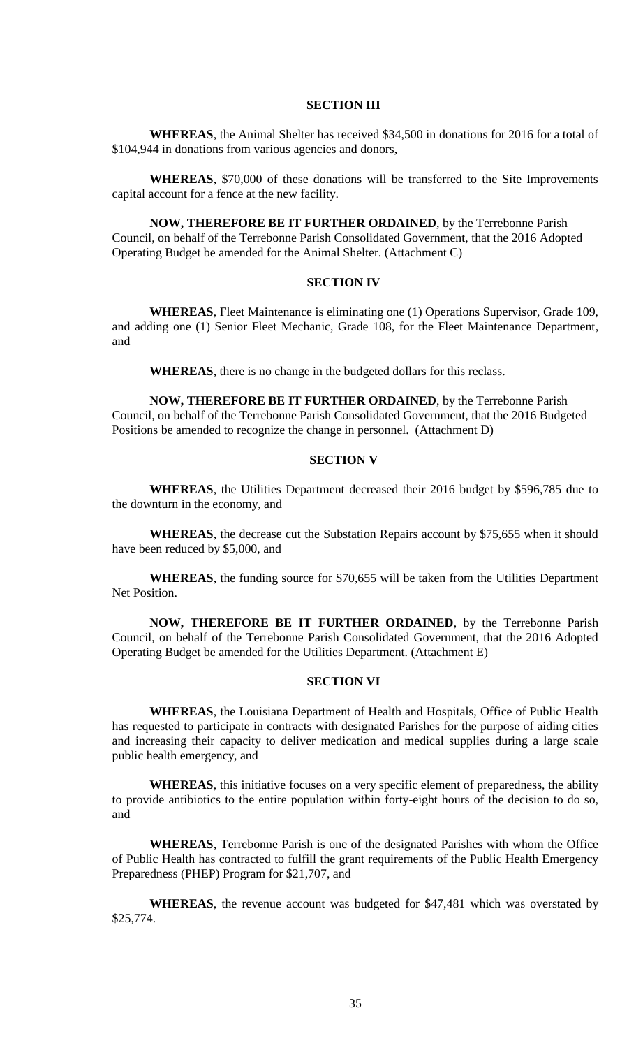## SECTION III

**WHEREAS**, the Animal Shelter has received $34,500 in donations for 2016 for a total of $104,944 in donations from various agencies and donors,

**WHEREAS**, $70,000 of these donations will be transferred to the Site Improvements capital account for a fence at the new facility.

**NOW, THEREFORE BE IT FURTHER ORDAINED**, by the Terrebonne Parish Council, on behalf of the Terrebonne Parish Consolidated Government, that the 2016 Adopted Operating Budget be amended for the Animal Shelter. (Attachment C)

## SECTION IV

**WHEREAS**, Fleet Maintenance is eliminating one (1) Operations Supervisor, Grade 109, and adding one (1) Senior Fleet Mechanic, Grade 108, for the Fleet Maintenance Department, and

**WHEREAS**, there is no change in the budgeted dollars for this reclass.

**NOW, THEREFORE BE IT FURTHER ORDAINED**, by the Terrebonne Parish Council, on behalf of the Terrebonne Parish Consolidated Government, that the 2016 Budgeted Positions be amended to recognize the change in personnel. (Attachment D)

## SECTION V

**WHEREAS**, the Utilities Department decreased their 2016 budget by $596,785 due to the downturn in the economy, and

**WHEREAS**, the decrease cut the Substation Repairs account by $75,655 when it should have been reduced by $5,000, and

**WHEREAS**, the funding source for $70,655 will be taken from the Utilities Department Net Position.

**NOW, THEREFORE BE IT FURTHER ORDAINED**, by the Terrebonne Parish Council, on behalf of the Terrebonne Parish Consolidated Government, that the 2016 Adopted Operating Budget be amended for the Utilities Department. (Attachment E)

## SECTION VI

**WHEREAS**, the Louisiana Department of Health and Hospitals, Office of Public Health has requested to participate in contracts with designated Parishes for the purpose of aiding cities and increasing their capacity to deliver medication and medical supplies during a large scale public health emergency, and

**WHEREAS**, this initiative focuses on a very specific element of preparedness, the ability to provide antibiotics to the entire population within forty-eight hours of the decision to do so, and

**WHEREAS**, Terrebonne Parish is one of the designated Parishes with whom the Office of Public Health has contracted to fulfill the grant requirements of the Public Health Emergency Preparedness (PHEP) Program for $21,707, and

**WHEREAS**, the revenue account was budgeted for $47,481 which was overstated by $25,774.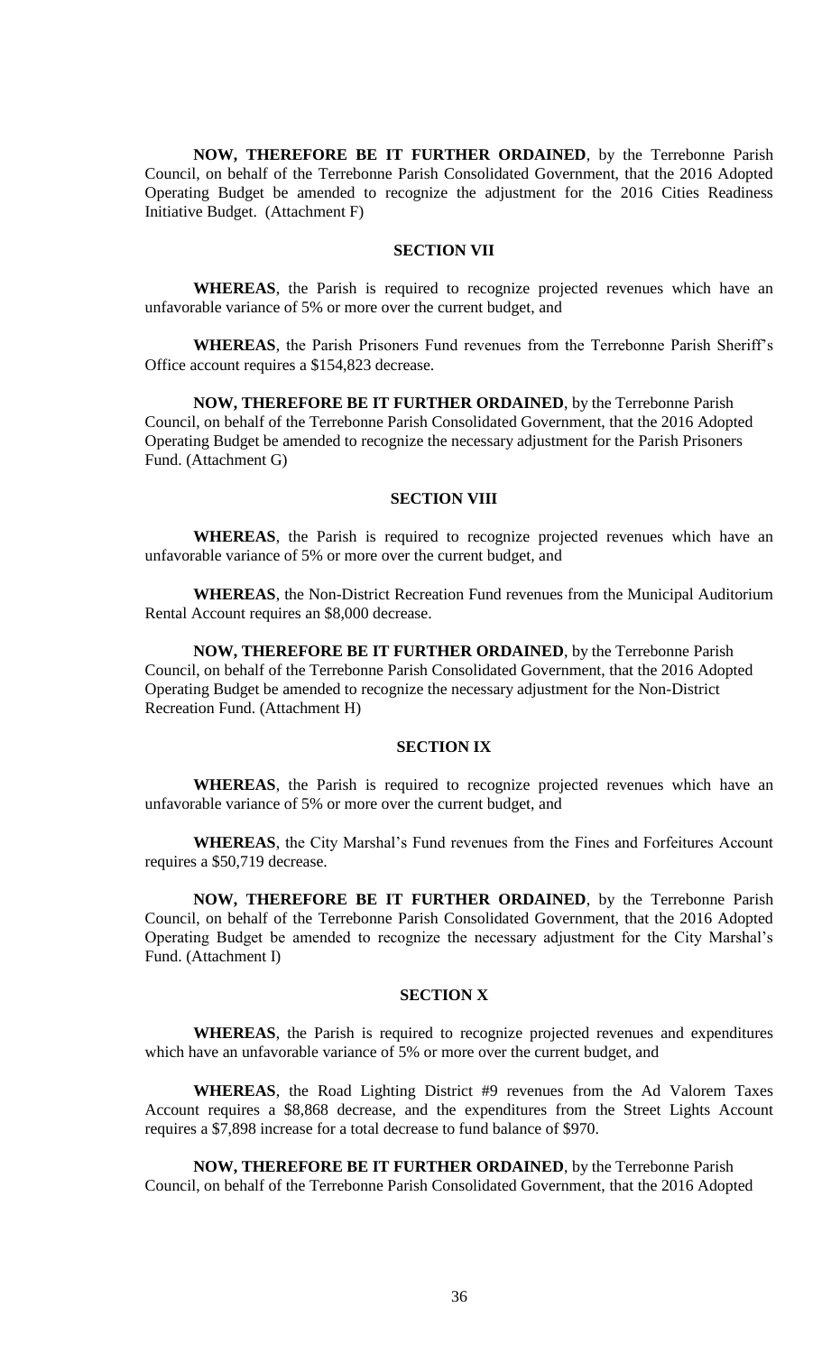**NOW, THEREFORE BE IT FURTHER ORDAINED**, by the Terrebonne Parish Council, on behalf of the Terrebonne Parish Consolidated Government, that the 2016 Adopted Operating Budget be amended to recognize the adjustment for the 2016 Cities Readiness Initiative Budget. (Attachment F)

**SECTION VII**

**WHEREAS**, the Parish is required to recognize projected revenues which have an unfavorable variance of 5% or more over the current budget, and

**WHEREAS**, the Parish Prisoners Fund revenues from the Terrebonne Parish Sheriff's Office account requires a $154,823 decrease.

**NOW, THEREFORE BE IT FURTHER ORDAINED**, by the Terrebonne Parish Council, on behalf of the Terrebonne Parish Consolidated Government, that the 2016 Adopted Operating Budget be amended to recognize the necessary adjustment for the Parish Prisoners Fund. (Attachment G)

**SECTION VIII**

**WHEREAS**, the Parish is required to recognize projected revenues which have an unfavorable variance of 5% or more over the current budget, and

**WHEREAS**, the Non-District Recreation Fund revenues from the Municipal Auditorium Rental Account requires an $8,000 decrease.

**NOW, THEREFORE BE IT FURTHER ORDAINED**, by the Terrebonne Parish Council, on behalf of the Terrebonne Parish Consolidated Government, that the 2016 Adopted Operating Budget be amended to recognize the necessary adjustment for the Non-District Recreation Fund. (Attachment H)

**SECTION IX**

**WHEREAS**, the Parish is required to recognize projected revenues which have an unfavorable variance of 5% or more over the current budget, and

**WHEREAS**, the City Marshal's Fund revenues from the Fines and Forfeitures Account requires a $50,719 decrease.

**NOW, THEREFORE BE IT FURTHER ORDAINED**, by the Terrebonne Parish Council, on behalf of the Terrebonne Parish Consolidated Government, that the 2016 Adopted Operating Budget be amended to recognize the necessary adjustment for the City Marshal's Fund. (Attachment I)

**SECTION X**

**WHEREAS**, the Parish is required to recognize projected revenues and expenditures which have an unfavorable variance of 5% or more over the current budget, and

**WHEREAS**, the Road Lighting District #9 revenues from the Ad Valorem Taxes Account requires a $8,868 decrease, and the expenditures from the Street Lights Account requires a $7,898 increase for a total decrease to fund balance of $970.

**NOW, THEREFORE BE IT FURTHER ORDAINED**, by the Terrebonne Parish Council, on behalf of the Terrebonne Parish Consolidated Government, that the 2016 Adopted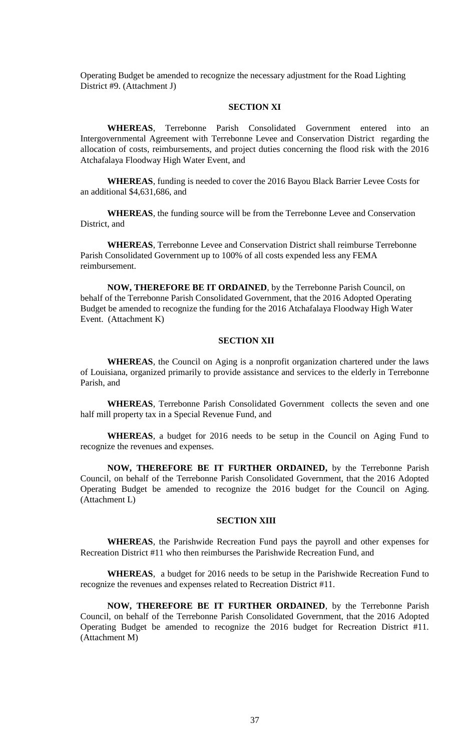Operating Budget be amended to recognize the necessary adjustment for the Road Lighting District #9. (Attachment J)

## SECTION XI

**WHEREAS**, Terrebonne Parish Consolidated Government entered into an Intergovernmental Agreement with Terrebonne Levee and Conservation District regarding the allocation of costs, reimbursements, and project duties concerning the flood risk with the 2016 Atchafalaya Floodway High Water Event, and

**WHEREAS**, funding is needed to cover the 2016 Bayou Black Barrier Levee Costs for an additional $4,631,686, and

**WHEREAS**, the funding source will be from the Terrebonne Levee and Conservation District, and

**WHEREAS**, Terrebonne Levee and Conservation District shall reimburse Terrebonne Parish Consolidated Government up to 100% of all costs expended less any FEMA reimbursement.

**NOW, THEREFORE BE IT ORDAINED**, by the Terrebonne Parish Council, on behalf of the Terrebonne Parish Consolidated Government, that the 2016 Adopted Operating Budget be amended to recognize the funding for the 2016 Atchafalaya Floodway High Water Event. (Attachment K)

## SECTION XII

**WHEREAS**, the Council on Aging is a nonprofit organization chartered under the laws of Louisiana, organized primarily to provide assistance and services to the elderly in Terrebonne Parish, and

**WHEREAS**, Terrebonne Parish Consolidated Government collects the seven and one half mill property tax in a Special Revenue Fund, and

**WHEREAS**, a budget for 2016 needs to be setup in the Council on Aging Fund to recognize the revenues and expenses.

**NOW, THEREFORE BE IT FURTHER ORDAINED,** by the Terrebonne Parish Council, on behalf of the Terrebonne Parish Consolidated Government, that the 2016 Adopted Operating Budget be amended to recognize the 2016 budget for the Council on Aging. (Attachment L)

## SECTION XIII

**WHEREAS**, the Parishwide Recreation Fund pays the payroll and other expenses for Recreation District #11 who then reimburses the Parishwide Recreation Fund, and

**WHEREAS**, a budget for 2016 needs to be setup in the Parishwide Recreation Fund to recognize the revenues and expenses related to Recreation District #11.

**NOW, THEREFORE BE IT FURTHER ORDAINED**, by the Terrebonne Parish Council, on behalf of the Terrebonne Parish Consolidated Government, that the 2016 Adopted Operating Budget be amended to recognize the 2016 budget for Recreation District #11. (Attachment M)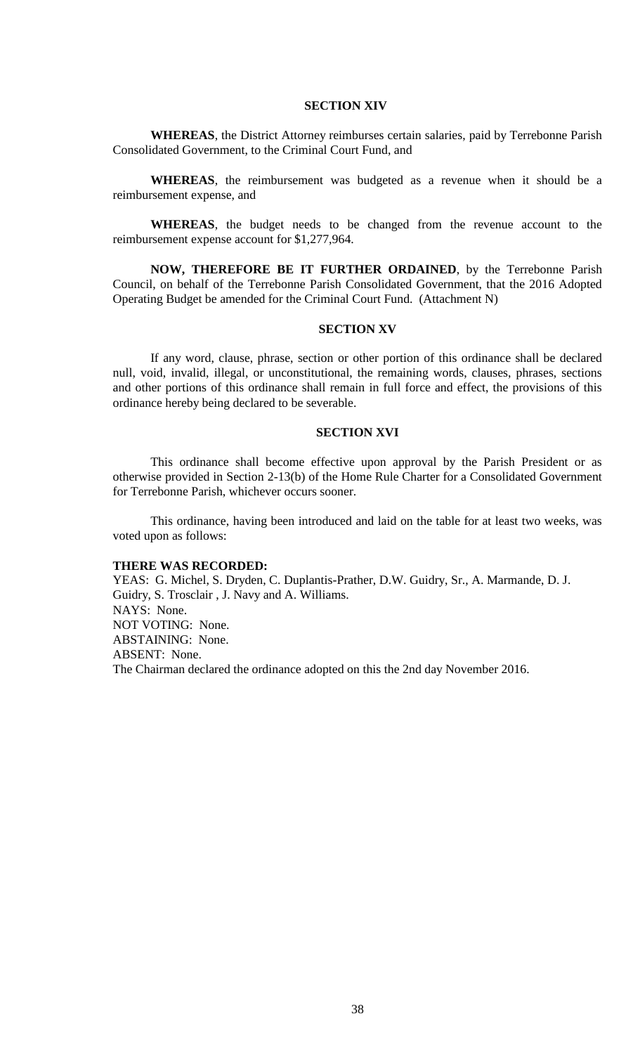### SECTION XIV

**WHEREAS**, the District Attorney reimburses certain salaries, paid by Terrebonne Parish Consolidated Government, to the Criminal Court Fund, and

**WHEREAS**, the reimbursement was budgeted as a revenue when it should be a reimbursement expense, and

**WHEREAS**, the budget needs to be changed from the revenue account to the reimbursement expense account for $1,277,964.

**NOW, THEREFORE BE IT FURTHER ORDAINED**, by the Terrebonne Parish Council, on behalf of the Terrebonne Parish Consolidated Government, that the 2016 Adopted Operating Budget be amended for the Criminal Court Fund. (Attachment N)

### SECTION XV

If any word, clause, phrase, section or other portion of this ordinance shall be declared null, void, invalid, illegal, or unconstitutional, the remaining words, clauses, phrases, sections and other portions of this ordinance shall remain in full force and effect, the provisions of this ordinance hereby being declared to be severable.

### SECTION XVI

This ordinance shall become effective upon approval by the Parish President or as otherwise provided in Section 2-13(b) of the Home Rule Charter for a Consolidated Government for Terrebonne Parish, whichever occurs sooner.

This ordinance, having been introduced and laid on the table for at least two weeks, was voted upon as follows:

**THERE WAS RECORDED:**
YEAS: G. Michel, S. Dryden, C. Duplantis-Prather, D.W. Guidry, Sr., A. Marmande, D. J. Guidry, S. Trosclair , J. Navy and A. Williams.
NAYS: None.
NOT VOTING: None.
ABSTAINING: None.
ABSENT: None.
The Chairman declared the ordinance adopted on this the 2nd day November 2016.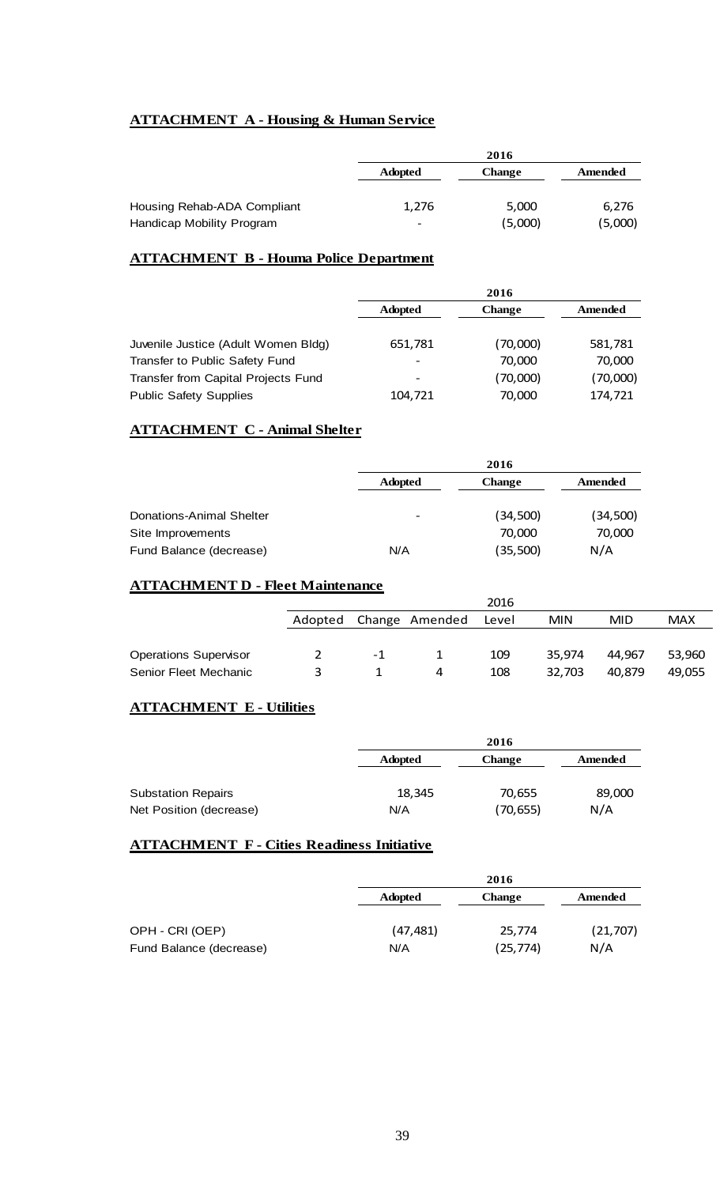**ATTACHMENT A - Housing & Human Service**

| | 2016 | | |
|---|---|---|---|
| | Adopted | Change | Amended |
| Housing Rehab-ADA Compliant | 1,276 | 5,000 | 6,276 |
| Handicap Mobility Program | - | (5,000) | (5,000) |

**ATTACHMENT B - Houma Police Department**

| | 2016 | | |
|---|---|---|---|
| | Adopted | Change | Amended |
| Juvenile Justice (Adult Women Bldg) | 651,781 | (70,000) | 581,781 |
| Transfer to Public Safety Fund | - | 70,000 | 70,000 |
| Transfer from Capital Projects Fund | - | (70,000) | (70,000) |
| Public Safety Supplies | 104,721 | 70,000 | 174,721 |

**ATTACHMENT C - Animal Shelter**

| | 2016 | | |
|---|---|---|---|
| | Adopted | Change | Amended |
| Donations-Animal Shelter | - | (34,500) | (34,500) |
| Site Improvements | | 70,000 | 70,000 |
| Fund Balance (decrease) | N/A | (35,500) | N/A |

**ATTACHMENT D - Fleet Maintenance**

| | 2016 | | | | | | |
|---|---|---|---|---|---|---|---|
| | Adopted | Change | Amended | Level | MIN | MID | MAX |
| Operations Supervisor | 2 | -1 | 1 | 109 | 35,974 | 44,967 | 53,960 |
| Senior Fleet Mechanic | 3 | 1 | 4 | 108 | 32,703 | 40,879 | 49,055 |

**ATTACHMENT E - Utilities**

| | 2016 | | |
|---|---|---|---|
| | Adopted | Change | Amended |
| Substation Repairs | 18,345 | 70,655 | 89,000 |
| Net Position (decrease) | N/A | (70,655) | N/A |

**ATTACHMENT F - Cities Readiness Initiative**

| | 2016 | | |
|---|---|---|---|
| | Adopted | Change | Amended |
| OPH - CRI (OEP) | (47,481) | 25,774 | (21,707) |
| Fund Balance (decrease) | N/A | (25,774) | N/A |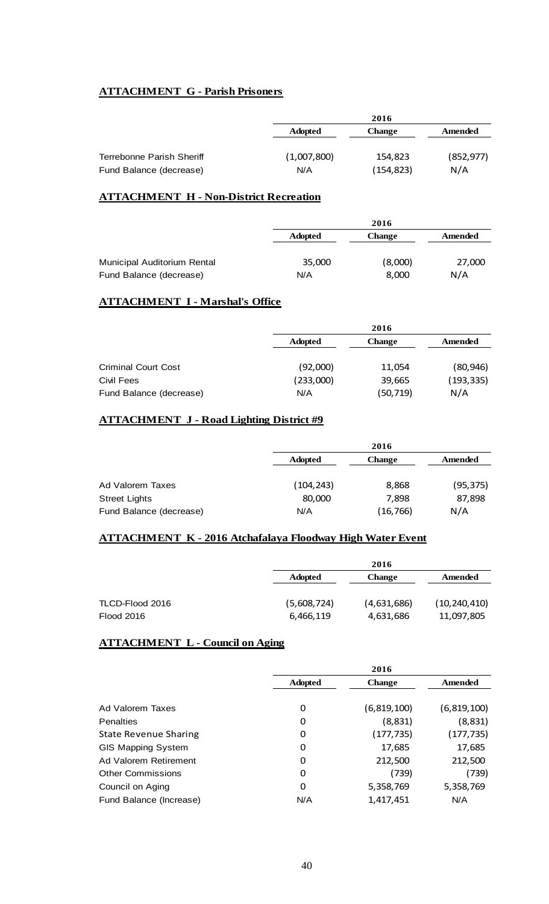**ATTACHMENT G - Parish Prisoners**

| | 2016 | | |
|---|---|---|---|
| | Adopted | Change | Amended |
| Terrebonne Parish Sheriff | (1,007,800) | 154,823 | (852,977) |
| Fund Balance (decrease) | N/A | (154,823) | N/A |

**ATTACHMENT H - Non-District Recreation**

| | 2016 | | |
|---|---|---|---|
| | Adopted | Change | Amended |
| Municipal Auditorium Rental | 35,000 | (8,000) | 27,000 |
| Fund Balance (decrease) | N/A | 8,000 | N/A |

**ATTACHMENT I - Marshal's Office**

| | 2016 | | |
|---|---|---|---|
| | Adopted | Change | Amended |
| Criminal Court Cost | (92,000) | 11,054 | (80,946) |
| Civil Fees | (233,000) | 39,665 | (193,335) |
| Fund Balance (decrease) | N/A | (50,719) | N/A |

**ATTACHMENT J - Road Lighting District #9**

| | 2016 | | |
|---|---|---|---|
| | Adopted | Change | Amended |
| Ad Valorem Taxes | (104,243) | 8,868 | (95,375) |
| Street Lights | 80,000 | 7,898 | 87,898 |
| Fund Balance (decrease) | N/A | (16,766) | N/A |

**ATTACHMENT K - 2016 Atchafalaya Floodway High Water Event**

| | 2016 | | |
|---|---|---|---|
| | Adopted | Change | Amended |
| TLCD-Flood 2016 | (5,608,724) | (4,631,686) | (10,240,410) |
| Flood 2016 | 6,466,119 | 4,631,686 | 11,097,805 |

**ATTACHMENT L - Council on Aging**

| | 2016 | | |
|---|---|---|---|
| | Adopted | Change | Amended |
| Ad Valorem Taxes | 0 | (6,819,100) | (6,819,100) |
| Penalties | 0 | (8,831) | (8,831) |
| State Revenue Sharing | 0 | (177,735) | (177,735) |
| GIS Mapping System | 0 | 17,685 | 17,685 |
| Ad Valorem Retirement | 0 | 212,500 | 212,500 |
| Other Commissions | 0 | (739) | (739) |
| Council on Aging | 0 | 5,358,769 | 5,358,769 |
| Fund Balance (Increase) | N/A | 1,417,451 | N/A |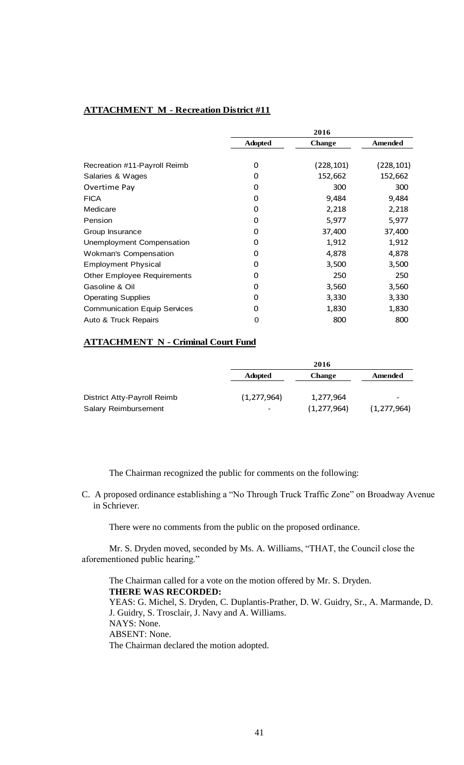**ATTACHMENT M - Recreation District #11**

| | 2016 | | |
|---|---|---|---|
| | Adopted | Change | Amended |
| Recreation #11-Payroll Reimb | 0 | (228,101) | (228,101) |
| Salaries & Wages | 0 | 152,662 | 152,662 |
| Overtime Pay | 0 | 300 | 300 |
| FICA | 0 | 9,484 | 9,484 |
| Medicare | 0 | 2,218 | 2,218 |
| Pension | 0 | 5,977 | 5,977 |
| Group Insurance | 0 | 37,400 | 37,400 |
| Unemployment Compensation | 0 | 1,912 | 1,912 |
| Wokman's Compensation | 0 | 4,878 | 4,878 |
| Employment Physical | 0 | 3,500 | 3,500 |
| Other Employee Requirements | 0 | 250 | 250 |
| Gasoline & Oil | 0 | 3,560 | 3,560 |
| Operating Supplies | 0 | 3,330 | 3,330 |
| Communication Equip Services | 0 | 1,830 | 1,830 |
| Auto & Truck Repairs | 0 | 800 | 800 |

**ATTACHMENT N - Criminal Court Fund**

| | 2016 | | |
|---|---|---|---|
| | Adopted | Change | Amended |
| District Atty-Payroll Reimb | (1,277,964) | 1,277,964 | - |
| Salary Reimbursement | - | (1,277,964) | (1,277,964) |

The Chairman recognized the public for comments on the following:

C. A proposed ordinance establishing a "No Through Truck Traffic Zone" on Broadway Avenue in Schriever.

There were no comments from the public on the proposed ordinance.

Mr. S. Dryden moved, seconded by Ms. A. Williams, "THAT, the Council close the aforementioned public hearing."

The Chairman called for a vote on the motion offered by Mr. S. Dryden.
**THERE WAS RECORDED:**
YEAS: G. Michel, S. Dryden, C. Duplantis-Prather, D. W. Guidry, Sr., A. Marmande, D. J. Guidry, S. Trosclair, J. Navy and A. Williams.
NAYS: None.
ABSENT: None.
The Chairman declared the motion adopted.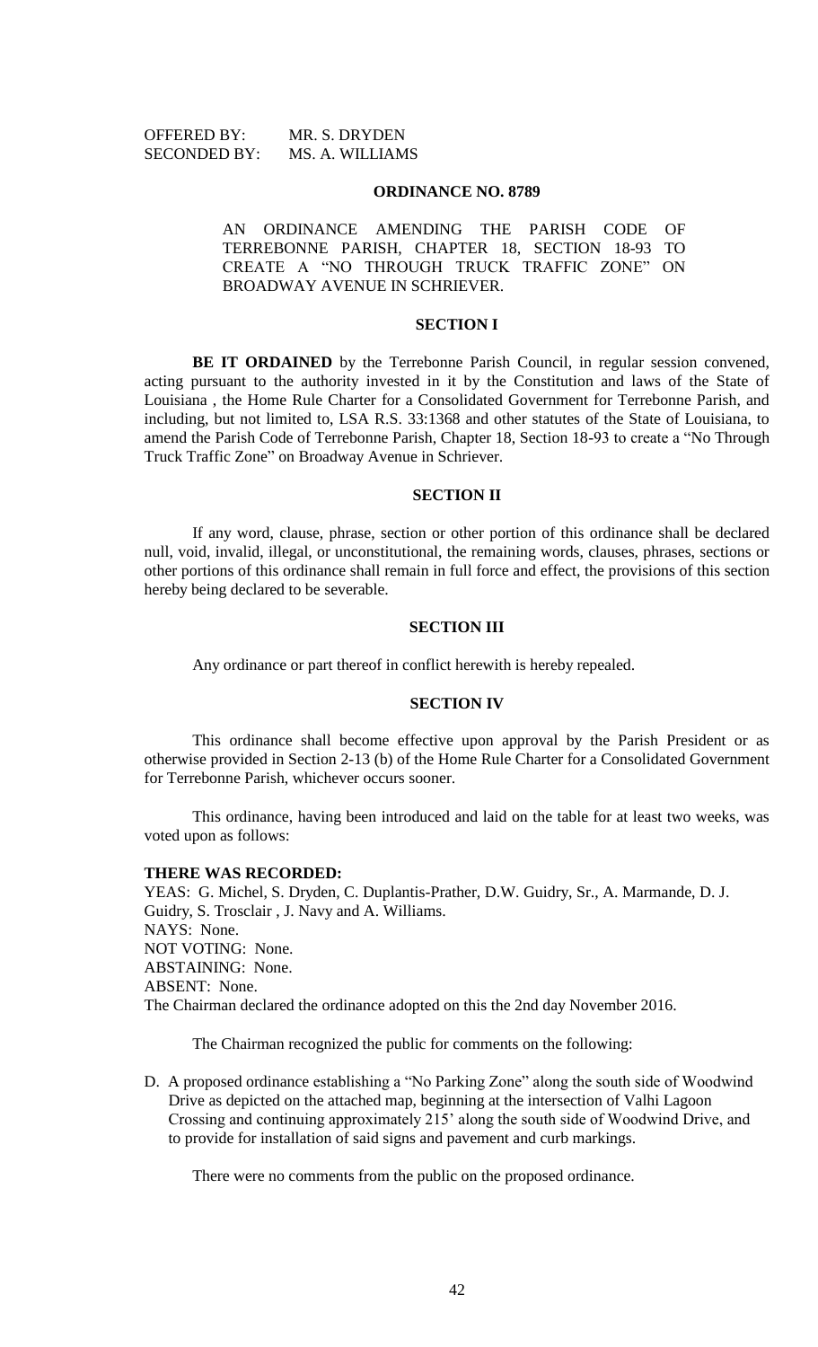OFFERED BY: MR. S. DRYDEN
SECONDED BY: MS. A. WILLIAMS

**ORDINANCE NO. 8789**

AN ORDINANCE AMENDING THE PARISH CODE OF TERREBONNE PARISH, CHAPTER 18, SECTION 18-93 TO CREATE A "NO THROUGH TRUCK TRAFFIC ZONE" ON BROADWAY AVENUE IN SCHRIEVER.

**SECTION I**

**BE IT ORDAINED** by the Terrebonne Parish Council, in regular session convened, acting pursuant to the authority invested in it by the Constitution and laws of the State of Louisiana , the Home Rule Charter for a Consolidated Government for Terrebonne Parish, and including, but not limited to, LSA R.S. 33:1368 and other statutes of the State of Louisiana, to amend the Parish Code of Terrebonne Parish, Chapter 18, Section 18-93 to create a "No Through Truck Traffic Zone" on Broadway Avenue in Schriever.

**SECTION II**

If any word, clause, phrase, section or other portion of this ordinance shall be declared null, void, invalid, illegal, or unconstitutional, the remaining words, clauses, phrases, sections or other portions of this ordinance shall remain in full force and effect, the provisions of this section hereby being declared to be severable.

**SECTION III**

Any ordinance or part thereof in conflict herewith is hereby repealed.

**SECTION IV**

This ordinance shall become effective upon approval by the Parish President or as otherwise provided in Section 2-13 (b) of the Home Rule Charter for a Consolidated Government for Terrebonne Parish, whichever occurs sooner.

This ordinance, having been introduced and laid on the table for at least two weeks, was voted upon as follows:

**THERE WAS RECORDED:**
YEAS: G. Michel, S. Dryden, C. Duplantis-Prather, D.W. Guidry, Sr., A. Marmande, D. J. Guidry, S. Trosclair , J. Navy and A. Williams.
NAYS: None.
NOT VOTING: None.
ABSTAINING: None.
ABSENT: None.
The Chairman declared the ordinance adopted on this the 2nd day November 2016.

The Chairman recognized the public for comments on the following:

D. A proposed ordinance establishing a "No Parking Zone" along the south side of Woodwind Drive as depicted on the attached map, beginning at the intersection of Valhi Lagoon Crossing and continuing approximately 215' along the south side of Woodwind Drive, and to provide for installation of said signs and pavement and curb markings.

There were no comments from the public on the proposed ordinance.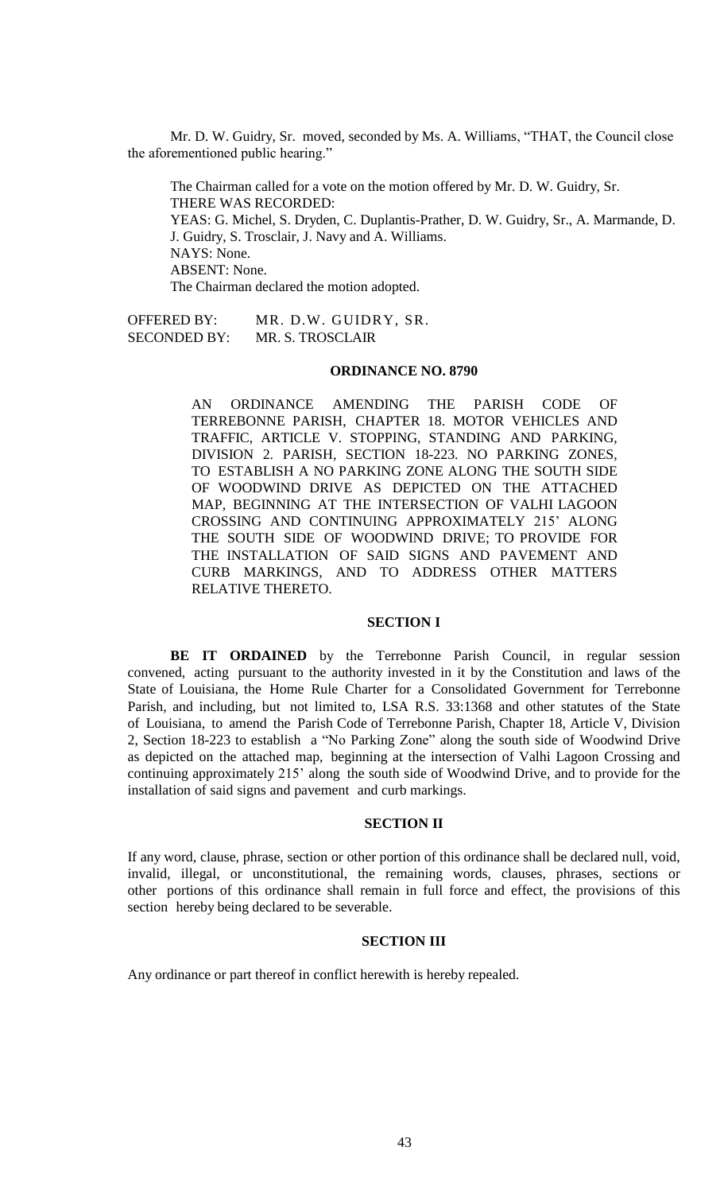Mr. D. W. Guidry, Sr. moved, seconded by Ms. A. Williams, "THAT, the Council close the aforementioned public hearing."

The Chairman called for a vote on the motion offered by Mr. D. W. Guidry, Sr.
THERE WAS RECORDED:
YEAS: G. Michel, S. Dryden, C. Duplantis-Prather, D. W. Guidry, Sr., A. Marmande, D. J. Guidry, S. Trosclair, J. Navy and A. Williams.
NAYS: None.
ABSENT: None.
The Chairman declared the motion adopted.

OFFERED BY: MR. D.W. GUIDRY, SR.
SECONDED BY: MR. S. TROSCLAIR

**ORDINANCE NO. 8790**

AN ORDINANCE AMENDING THE PARISH CODE OF TERREBONNE PARISH, CHAPTER 18. MOTOR VEHICLES AND TRAFFIC, ARTICLE V. STOPPING, STANDING AND PARKING, DIVISION 2. PARISH, SECTION 18-223. NO PARKING ZONES, TO ESTABLISH A NO PARKING ZONE ALONG THE SOUTH SIDE OF WOODWIND DRIVE AS DEPICTED ON THE ATTACHED MAP, BEGINNING AT THE INTERSECTION OF VALHI LAGOON CROSSING AND CONTINUING APPROXIMATELY 215' ALONG THE SOUTH SIDE OF WOODWIND DRIVE; TO PROVIDE FOR THE INSTALLATION OF SAID SIGNS AND PAVEMENT AND CURB MARKINGS, AND TO ADDRESS OTHER MATTERS RELATIVE THERETO.

**SECTION I**

**BE IT ORDAINED** by the Terrebonne Parish Council, in regular session convened, acting pursuant to the authority invested in it by the Constitution and laws of the State of Louisiana, the Home Rule Charter for a Consolidated Government for Terrebonne Parish, and including, but not limited to, LSA R.S. 33:1368 and other statutes of the State of Louisiana, to amend the Parish Code of Terrebonne Parish, Chapter 18, Article V, Division 2, Section 18-223 to establish a "No Parking Zone" along the south side of Woodwind Drive as depicted on the attached map, beginning at the intersection of Valhi Lagoon Crossing and continuing approximately 215' along the south side of Woodwind Drive, and to provide for the installation of said signs and pavement and curb markings.

**SECTION II**

If any word, clause, phrase, section or other portion of this ordinance shall be declared null, void, invalid, illegal, or unconstitutional, the remaining words, clauses, phrases, sections or other portions of this ordinance shall remain in full force and effect, the provisions of this section hereby being declared to be severable.

**SECTION III**

Any ordinance or part thereof in conflict herewith is hereby repealed.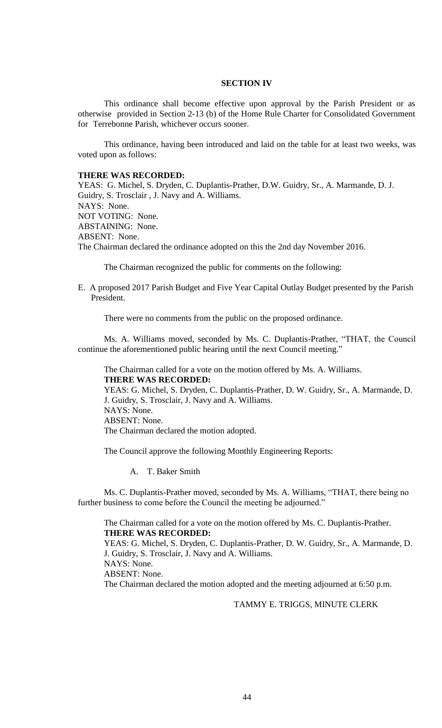### SECTION IV

This ordinance shall become effective upon approval by the Parish President or as otherwise provided in Section 2-13 (b) of the Home Rule Charter for Consolidated Government for Terrebonne Parish, whichever occurs sooner.

This ordinance, having been introduced and laid on the table for at least two weeks, was voted upon as follows:

**THERE WAS RECORDED:**
YEAS: G. Michel, S. Dryden, C. Duplantis-Prather, D.W. Guidry, Sr., A. Marmande, D. J. Guidry, S. Trosclair , J. Navy and A. Williams.
NAYS: None.
NOT VOTING: None.
ABSTAINING: None.
ABSENT: None.
The Chairman declared the ordinance adopted on this the 2nd day November 2016.

The Chairman recognized the public for comments on the following:

E. A proposed 2017 Parish Budget and Five Year Capital Outlay Budget presented by the Parish President.

There were no comments from the public on the proposed ordinance.

Ms. A. Williams moved, seconded by Ms. C. Duplantis-Prather, "THAT, the Council continue the aforementioned public hearing until the next Council meeting."

The Chairman called for a vote on the motion offered by Ms. A. Williams.
**THERE WAS RECORDED:**
YEAS: G. Michel, S. Dryden, C. Duplantis-Prather, D. W. Guidry, Sr., A. Marmande, D. J. Guidry, S. Trosclair, J. Navy and A. Williams.
NAYS: None.
ABSENT: None.
The Chairman declared the motion adopted.

The Council approve the following Monthly Engineering Reports:

A. T. Baker Smith

Ms. C. Duplantis-Prather moved, seconded by Ms. A. Williams, "THAT, there being no further business to come before the Council the meeting be adjourned."

The Chairman called for a vote on the motion offered by Ms. C. Duplantis-Prather.
**THERE WAS RECORDED:**
YEAS: G. Michel, S. Dryden, C. Duplantis-Prather, D. W. Guidry, Sr., A. Marmande, D. J. Guidry, S. Trosclair, J. Navy and A. Williams.
NAYS: None.
ABSENT: None.
The Chairman declared the motion adopted and the meeting adjourned at 6:50 p.m.

TAMMY E. TRIGGS, MINUTE CLERK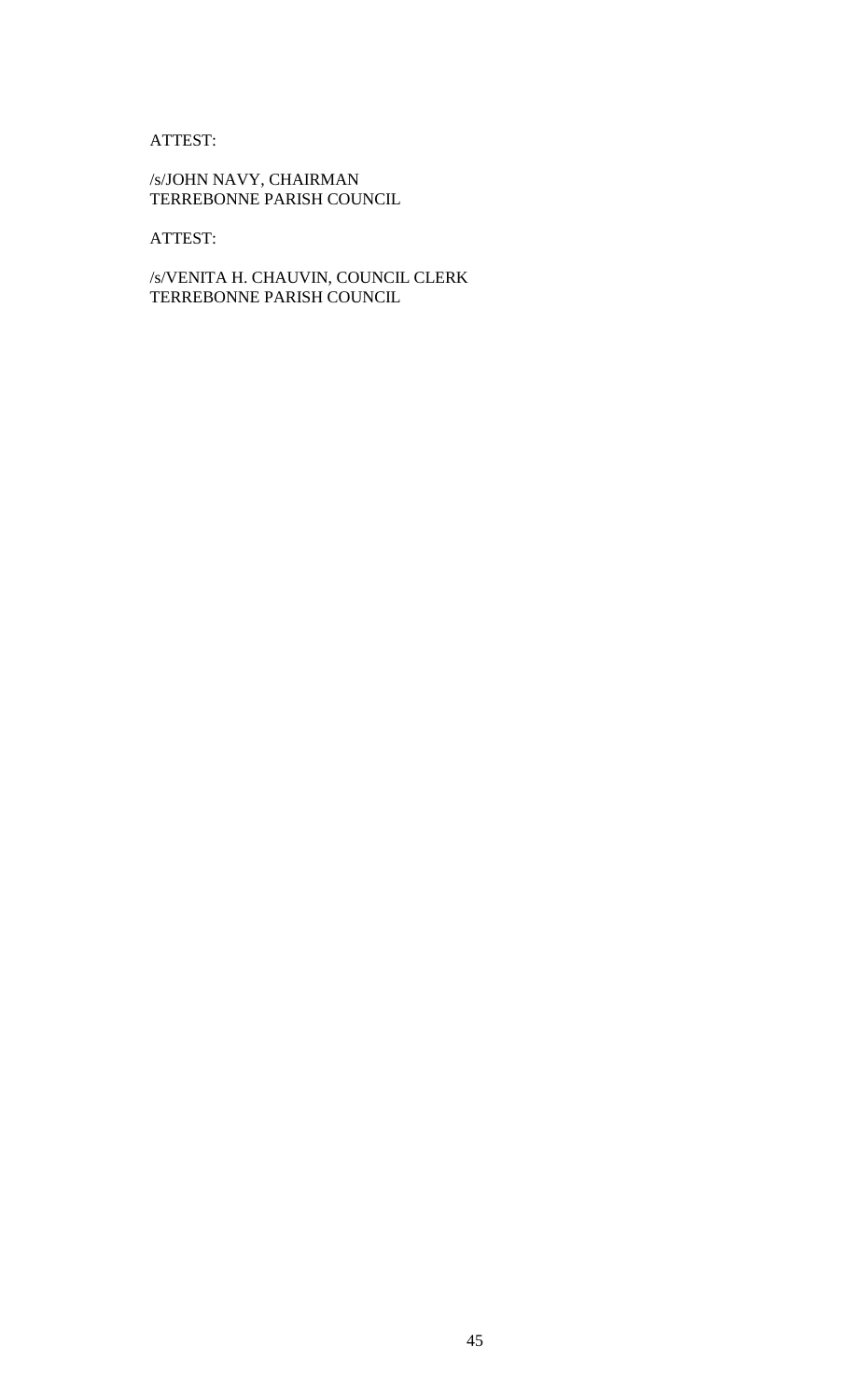ATTEST:

/s/JOHN NAVY, CHAIRMAN
TERREBONNE PARISH COUNCIL

ATTEST:

/s/VENITA H. CHAUVIN, COUNCIL CLERK
TERREBONNE PARISH COUNCIL